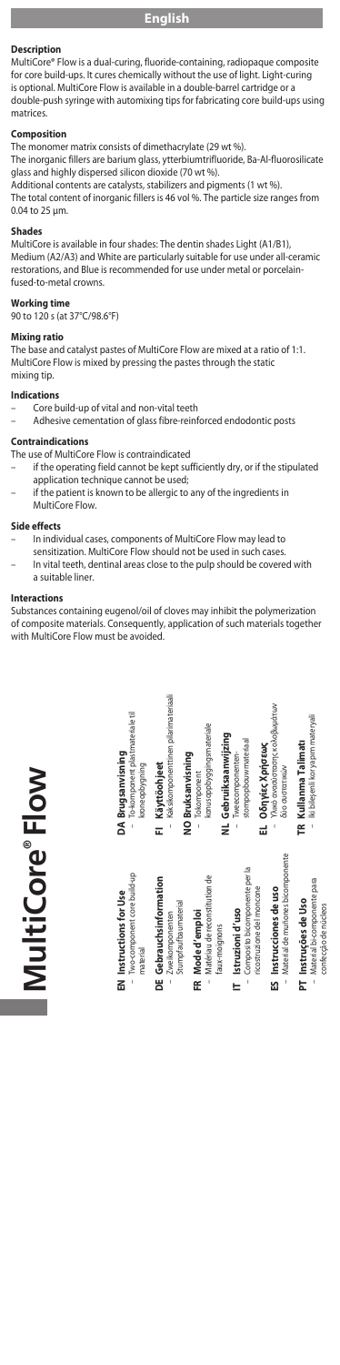# English

### Description

MultiCore® Flow is a dual-curing, fluoride-containing, radiopaque composite for core build-ups. It cures chemically without the use of light. Light-curing is optional. MultiCore Flow is available in a double-barrel cartridge or a double-push syringe with automixing tips for fabricating core build-ups using matrices.

### Composition

The monomer matrix consists of dimethacrylate (29 wt %).
The inorganic fillers are barium glass, ytterbiumtrifluoride, Ba-Al-fluorosilicate glass and highly dispersed silicon dioxide (70 wt %).
Additional contents are catalysts, stabilizers and pigments (1 wt %).
The total content of inorganic fillers is 46 vol %. The particle size ranges from 0.04 to 25 µm.

### Shades

MultiCore is available in four shades: The dentin shades Light (A1/B1), Medium (A2/A3) and White are particularly suitable for use under all-ceramic restorations, and Blue is recommended for use under metal or porcelain-fused-to-metal crowns.

### Working time

90 to 120 s (at 37°C/98.6°F)

### Mixing ratio

The base and catalyst pastes of MultiCore Flow are mixed at a ratio of 1:1. MultiCore Flow is mixed by pressing the pastes through the static mixing tip.

### Indications

- Core build-up of vital and non-vital teeth
- Adhesive cementation of glass fibre-reinforced endodontic posts

### Contraindications

The use of MultiCore Flow is contraindicated
- if the operating field cannot be kept sufficiently dry, or if the stipulated application technique cannot be used;
- if the patient is known to be allergic to any of the ingredients in MultiCore Flow.

### Side effects

- In individual cases, components of MultiCore Flow may lead to sensitization. MultiCore Flow should not be used in such cases.
- In vital teeth, dentinal areas close to the pulp should be covered with a suitable liner.

### Interactions

Substances containing eugenol/oil of cloves may inhibit the polymerization of composite materials. Consequently, application of such materials together with MultiCore Flow must be avoided.

# MultiCore® Flow

**EN Instructions for Use**
- Two-component core build-up material

**DE Gebrauchsinformation**
- Zweikomponenten Stumpfaufbaumaterial

**FR Mode d'emploi**
- Matériau de reconstitution de faux-moignons

**IT Istruzioni d'uso**
- Composito bicomponente per la ricostruzione del moncone

**ES Instrucciones de uso**
- Material de muñones bicomponente

**PT Instruções de Uso**
- Material bi-componente para confecção de núcleos

**DA Brugsanvisning**
- To-komponent plastmateriale til kerneopbygning

**FI Käyttöohjeet**
- Kaksikomponenttinen pilarimateriaali

**NO Bruksanvisning**
- Tokomponent kjerneoppbyggingsmateriale

**NL Gebruiksaanwijzing**
- Tweecomponenten-stompopbouwmateriaal

**EL Οδηγίες Χρήσεως**
- Υλικό ανασύστασης κολοβωμάτων δύο συστατικών

**TR Kullanma Talimatı**
- İki bileşenli kor yapım materyali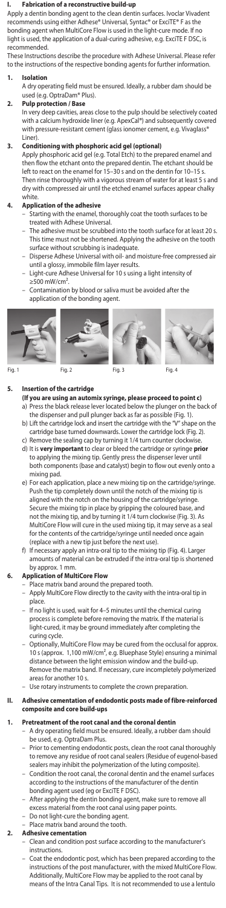## I. Fabrication of a reconstructive build-up

Apply a dentin bonding agent to the clean dentin surfaces. Ivoclar Vivadent recommends using either Adhese® Universal, Syntac® or ExciTE® F as the bonding agent when MultiCore Flow is used in the light-cure mode. If no light is used, the application of a dual-curing adhesive, e.g. ExciTE F DSC, is recommended.

These Instructions describe the procedure with Adhese Universal. Please refer to the instructions of the respective bonding agents for further information.

### 1. Isolation

A dry operating field must be ensured. Ideally, a rubber dam should be used (e.g. OptraDam® Plus).

### 2. Pulp protection / Base

In very deep cavities, areas close to the pulp should be selectively coated with a calcium hydroxide liner (e.g. ApexCal®) and subsequently covered with pressure-resistant cement (glass ionomer cement, e.g. Vivaglass® Liner).

### 3. Conditioning with phosphoric acid gel (optional)

Apply phosphoric acid gel (e.g. Total Etch) to the prepared enamel and then flow the etchant onto the prepared dentin. The etchant should be left to react on the enamel for 15–30 s and on the dentin for 10–15 s. Then rinse thoroughly with a vigorous stream of water for at least 5 s and dry with compressed air until the etched enamel surfaces appear chalky white.

### 4. Application of the adhesive

- Starting with the enamel, thoroughly coat the tooth surfaces to be treated with Adhese Universal.
- The adhesive must be scrubbed into the tooth surface for at least 20 s. This time must not be shortened. Applying the adhesive on the tooth surface without scrubbing is inadequate.
- Disperse Adhese Universal with oil- and moisture-free compressed air until a glossy, immobile film layer results.
- Light-cure Adhese Universal for 10 s using a light intensity of ≥500 mW/cm².
- Contamination by blood or saliva must be avoided after the application of the bonding agent.

Fig. 1 Fig. 2 Fig. 3 Fig. 4

### 5. Insertion of the cartridge

**(If you are using an automix syringe, please proceed to point c)**

a) Press the black release lever located below the plunger on the back of the dispenser and pull plunger back as far as possible (Fig. 1).

b) Lift the cartridge lock and insert the cartridge with the "V" shape on the cartridge base turned downwards. Lower the cartridge lock (Fig. 2).

c) Remove the sealing cap by turning it 1/4 turn counter clockwise.

d) It is **very important** to clear or bleed the cartridge or syringe **prior** to applying the mixing tip. Gently press the dispenser lever until both components (base and catalyst) begin to flow out evenly onto a mixing pad.

e) For each application, place a new mixing tip on the cartridge/syringe. Push the tip completely down until the notch of the mixing tip is aligned with the notch on the housing of the cartridge/syringe. Secure the mixing tip in place by gripping the coloured base, and not the mixing tip, and by turning it 1/4 turn clockwise (Fig. 3). As MultiCore Flow will cure in the used mixing tip, it may serve as a seal for the contents of the cartridge/syringe until needed once again (replace with a new tip just before the next use).

f) If necessary apply an intra-oral tip to the mixing tip (Fig. 4). Larger amounts of material can be extruded if the intra-oral tip is shortened by approx. 1 mm.

### 6. Application of MultiCore Flow

- Place matrix band around the prepared tooth.
- Apply MultiCore Flow directly to the cavity with the intra-oral tip in place.
- If no light is used, wait for 4–5 minutes until the chemical curing process is complete before removing the matrix. If the material is light-cured, it may be ground immediately after completing the curing cycle.
- Optionally, MultiCore Flow may be cured from the occlusal for approx. 10 s (approx. 1,100 mW/cm², e.g. Bluephase Style) ensuring a minimal distance between the light emission window and the build-up. Remove the matrix band. If necessary, cure incompletely polymerized areas for another 10 s.
- Use rotary instruments to complete the crown preparation.

## II. Adhesive cementation of endodontic posts made of fibre-reinforced composite and core build-ups

### 1. Pretreatment of the root canal and the coronal dentin

- A dry operating field must be ensured. Ideally, a rubber dam should be used, e.g. OptraDam Plus.
- Prior to cementing endodontic posts, clean the root canal thoroughly to remove any residue of root canal sealers (Residue of eugenol-based sealers may inhibit the polymerization of the luting composite).
- Condition the root canal, the coronal dentin and the enamel surfaces according to the instructions of the manufacturer of the dentin bonding agent used (eg or ExciTE F DSC).
- After applying the dentin bonding agent, make sure to remove all excess material from the root canal using paper points.
- Do not light-cure the bonding agent.
- Place matrix band around the tooth.

### 2. Adhesive cementation

- Clean and condition post surface according to the manufacturer's instructions.
- Coat the endodontic post, which has been prepared according to the instructions of the post manufacturer, with the mixed MultiCore Flow. Additionally, MultiCore Flow may be applied to the root canal by means of the Intra Canal Tips. It is not recommended to use a lentulo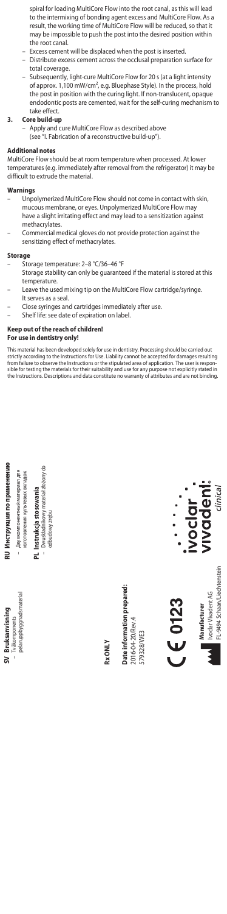spiral for loading MultiCore Flow into the root canal, as this will lead to the intermixing of bonding agent excess and MultiCore Flow. As a result, the working time of MultiCore Flow will be reduced, so that it may be impossible to push the post into the desired position within the root canal.

- Excess cement will be displaced when the post is inserted.
- Distribute excess cement across the occlusal preparation surface for total coverage.
- Subsequently, light-cure MultiCore Flow for 20 s (at a light intensity of approx. 1,100 mW/cm², e.g. Bluephase Style). In the process, hold the post in position with the curing light. If non-translucent, opaque endodontic posts are cemented, wait for the self-curing mechanism to take effect.

**3. Core build-up**

- Apply and cure MultiCore Flow as described above (see "I. Fabrication of a reconstructive build-up").

**Additional notes**

MultiCore Flow should be at room temperature when processed. At lower temperatures (e.g. immediately after removal from the refrigerator) it may be difficult to extrude the material.

**Warnings**

- Unpolymerized MultiCore Flow should not come in contact with skin, mucous membrane, or eyes. Unpolymerized MultiCore Flow may have a slight irritating effect and may lead to a sensitization against methacrylates.
- Commercial medical gloves do not provide protection against the sensitizing effect of methacrylates.

**Storage**

- Storage temperature: 2–8 °C/36–46 °F
  Storage stability can only be guaranteed if the material is stored at this temperature.
- Leave the used mixing tip on the MultiCore Flow cartridge/syringe. It serves as a seal.
- Close syringes and cartridges immediately after use.
- Shelf life: see date of expiration on label.

**Keep out of the reach of children!**
**For use in dentistry only!**

This material has been developed solely for use in dentistry. Processing should be carried out strictly according to the Instructions for Use. Liability cannot be accepted for damages resulting from failure to observe the Instructions or the stipulated area of application. The user is responsible for testing the materials for their suitability and use for any purpose not explicitly stated in the Instructions. Descriptions and data constitute no warranty of attributes and are not binding.

**SV Bruksanvisning**
- Tvåkomponents pelaruppbyggnadsmaterial

**RU Инструкция по применению**
- Двухкомпонентный материал для изготовления культевых вкладок

**PL Instrukcja stosowania**
- Dwuskładnikowy materiał złożony do odbudowy zębu

**Rx ONLY**

**Date information prepared:**
2016-04-20/Rev. 4
579328/WE3

CE 0123

**Manufacturer**
Ivoclar Vivadent AG
FL-9494 Schaan/Liechtenstein

ivoclar vivadent® clinical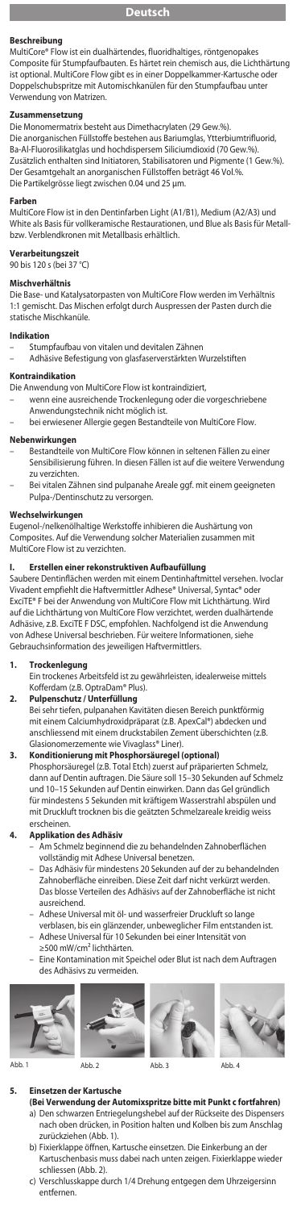## Deutsch

### Beschreibung

MultiCore® Flow ist ein dualhärtendes, fluoridhaltiges, röntgenopakes Composite für Stumpfaufbauten. Es härtet rein chemisch aus, die Lichthärtung ist optional. MultiCore Flow gibt es in einer Doppelkammer-Kartusche oder Doppelschubspritze mit Automischkanülen für den Stumpfaufbau unter Verwendung von Matrizen.

### Zusammensetzung

Die Monomermatrix besteht aus Dimethacrylaten (29 Gew.%). Die anorganischen Füllstoffe bestehen aus Bariumglas, Ytterbiumtrifluorid, Ba-Al-Fluorosilikatglas und hochdispersem Siliciumdioxid (70 Gew.%). Zusätzlich enthalten sind Initiatoren, Stabilisatoren und Pigmente (1 Gew.%). Der Gesamtgehalt an anorganischen Füllstoffen beträgt 46 Vol.%. Die Partikelgrösse liegt zwischen 0.04 und 25 µm.

### Farben

MultiCore Flow ist in den Dentinfarben Light (A1/B1), Medium (A2/A3) und White als Basis für vollkeramische Restaurationen, und Blue als Basis für Metall- bzw. Verblendkronen mit Metallbasis erhältlich.

### Verarbeitungszeit

90 bis 120 s (bei 37 °C)

### Mischverhältnis

Die Base- und Katalysatorpasten von MultiCore Flow werden im Verhältnis 1:1 gemischt. Das Mischen erfolgt durch Auspressen der Pasten durch die statische Mischkanüle.

### Indikation

- Stumpfaufbau von vitalen und devitalen Zähnen
- Adhäsive Befestigung von glasfaserverstärkten Wurzelstiften

### Kontraindikation

Die Anwendung von MultiCore Flow ist kontraindiziert,
- wenn eine ausreichende Trockenlegung oder die vorgeschriebene Anwendungstechnik nicht möglich ist.
- bei erwiesener Allergie gegen Bestandteile von MultiCore Flow.

### Nebenwirkungen

- Bestandteile von MultiCore Flow können in seltenen Fällen zu einer Sensibilisierung führen. In diesen Fällen ist auf die weitere Verwendung zu verzichten.
- Bei vitalen Zähnen sind pulpanahe Areale ggf. mit einem geeigneten Pulpa-/Dentinschutz zu versorgen.

### Wechselwirkungen

Eugenol-/nelkenölhaltige Werkstoffe inhibieren die Aushärtung von Composites. Auf die Verwendung solcher Materialien zusammen mit MultiCore Flow ist zu verzichten.

### I. Erstellen einer rekonstruktiven Aufbaufüllung

Saubere Dentinflächen werden mit einem Dentinhaftmittel versehen. Ivoclar Vivadent empfiehlt die Haftvermittler Adhese® Universal, Syntac® oder ExciTE® F bei der Anwendung von MultiCore Flow mit Lichthärtung. Wird auf die Lichthärtung von MultiCore Flow verzichtet, werden dualhärtende Adhäsive, z.B. ExciTE F DSC, empfohlen. Nachfolgend ist die Anwendung von Adhese Universal beschrieben. Für weitere Informationen, siehe Gebrauchsinformation des jeweiligen Haftvermittlers.

1. **Trockenlegung**
   Ein trockenes Arbeitsfeld ist zu gewährleisten, idealerweise mittels Kofferdam (z.B. OptraDam® Plus).
2. **Pulpenschutz / Unterfüllung**
   Bei sehr tiefen, pulpanahen Kavitäten diesen Bereich punktförmig mit einem Calciumhydroxidpräparat (z.B. ApexCal®) abdecken und anschliessend mit einem druckstabilen Zement überschichten (z.B. Glasionomerzemente wie Vivaglass® Liner).
3. **Konditionierung mit Phosphorsäuregel (optional)**
   Phosphorsäuregel (z.B. Total Etch) zuerst auf präparierten Schmelz, dann auf Dentin auftragen. Die Säure soll 15–30 Sekunden auf Schmelz und 10–15 Sekunden auf Dentin einwirken. Dann das Gel gründlich für mindestens 5 Sekunden mit kräftigem Wasserstrahl abspülen und mit Druckluft trocknen bis die geätzten Schmelzareale kreidig weiss erscheinen.
4. **Applikation des Adhäsiv**
   - Am Schmelz beginnend die zu behandelnden Zahnoberflächen vollständig mit Adhese Universal benetzen.
   - Das Adhäsiv für mindestens 20 Sekunden auf der zu behandelnden Zahnoberfläche einreiben. Diese Zeit darf nicht verkürzt werden. Das blosse Verteilen des Adhäsivs auf der Zahnoberfläche ist nicht ausreichend.
   - Adhese Universal mit öl- und wasserfreier Druckluft so lange verblasen, bis ein glänzender, unbeweglicher Film entstanden ist.
   - Adhese Universal für 10 Sekunden bei einer Intensität von ≥500 mW/cm² lichthärten.
   - Eine Kontamination mit Speichel oder Blut ist nach dem Auftragen des Adhäsivs zu vermeiden.

Abb. 1 Abb. 2 Abb. 3 Abb. 4

5. **Einsetzen der Kartusche**
   **(Bei Verwendung der Automixspritze bitte mit Punkt c fortfahren)**
   a) Den schwarzen Entriegelungshebel auf der Rückseite des Dispensers nach oben drücken, in Position halten und Kolben bis zum Anschlag zurückziehen (Abb. 1).
   b) Fixierklappe öffnen, Kartusche einsetzen. Die Einkerbung an der Kartuschenbasis muss dabei nach unten zeigen. Fixierklappe wieder schliessen (Abb. 2).
   c) Verschlusskappe durch 1/4 Drehung entgegen dem Uhrzeigersinn entfernen.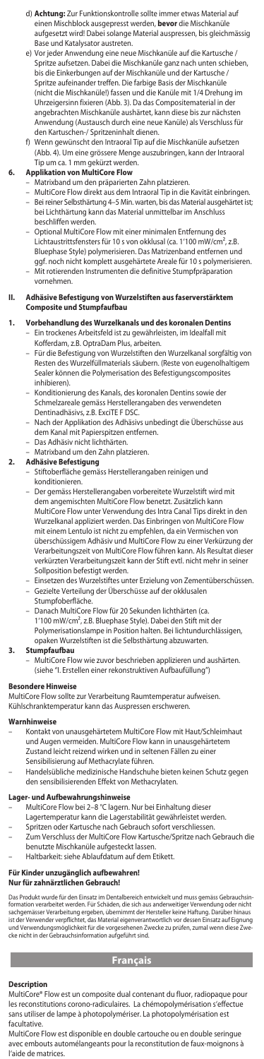d) **Achtung:** Zur Funktionskontrolle sollte immer etwas Material auf einen Mischblock ausgepresst werden, **bevor** die Mischkanüle aufgesetzt wird! Dabei solange Material auspressen, bis gleichmässig Base und Katalysator austreten.

e) Vor jeder Anwendung eine neue Mischkanüle auf die Kartusche / Spritze aufsetzen. Dabei die Mischkanüle ganz nach unten schieben, bis die Einkerbungen auf der Mischkanüle und der Kartusche / Spritze aufeinander treffen. Die farbige Basis der Mischkanüle (nicht die Mischkanüle!) fassen und die Kanüle mit 1/4 Drehung im Uhrzeigersinn fixieren (Abb. 3). Da das Compositematerial in der angebrachten Mischkanüle aushärtet, kann diese bis zur nächsten Anwendung (Austausch durch eine neue Kanüle) als Verschluss für den Kartuschen-/ Spritzeninhalt dienen.

f) Wenn gewünscht den Intraoral Tip auf die Mischkanüle aufsetzen (Abb. 4). Um eine grössere Menge auszubringen, kann der Intraoral Tip um ca. 1 mm gekürzt werden.

**6. Applikation von MultiCore Flow**

- Matrixband um den präparierten Zahn platzieren.
- MultiCore Flow direkt aus dem Intraoral Tip in die Kavität einbringen.
- Bei reiner Selbsthärtung 4–5 Min. warten, bis das Material ausgehärtet ist; bei Lichthärtung kann das Material unmittelbar im Anschluss beschliffen werden.
- Optional MultiCore Flow mit einer minimalen Entfernung des Lichtaustrittsfensters für 10 s von okklusal (ca. 1'100 mW/cm², z.B. Bluephase Style) polymerisieren. Das Matrizenband entfernen und ggf. noch nicht komplett ausgehärtete Areale für 10 s polymerisieren.
- Mit rotierenden Instrumenten die definitive Stumpfpräparation vornehmen.

## II. Adhäsive Befestigung von Wurzelstiften aus faserverstärktem Composite und Stumpfaufbau

**1. Vorbehandlung des Wurzelkanals und des koronalen Dentins**

- Ein trockenes Arbeitsfeld ist zu gewährleisten, im Idealfall mit Kofferdam, z.B. OptraDam Plus, arbeiten.
- Für die Befestigung von Wurzelstiften den Wurzelkanal sorgfältig von Resten des Wurzelfüllmaterials säubern. (Reste von eugenolhaltigem Sealer können die Polymerisation des Befestigungscomposites inhibieren).
- Konditionierung des Kanals, des koronalen Dentins sowie der Schmelzareale gemäss Herstellerangaben des verwendeten Dentinadhäsivs, z.B. ExciTE F DSC.
- Nach der Applikation des Adhäsivs unbedingt die Überschüsse aus dem Kanal mit Papierspitzen entfernen.
- Das Adhäsiv nicht lichthärten.
- Matrixband um den Zahn platzieren.

**2. Adhäsive Befestigung**

- Stiftoberfläche gemäss Herstellerangaben reinigen und konditionieren.
- Der gemäss Herstellerangaben vorbereitete Wurzelstift wird mit dem angemischten MultiCore Flow benetzt. Zusätzlich kann MultiCore Flow unter Verwendung des Intra Canal Tips direkt in den Wurzelkanal appliziert werden. Das Einbringen von MultiCore Flow mit einem Lentulo ist nicht zu empfehlen, da ein Vermischen von überschüssigem Adhäsiv und MultiCore Flow zu einer Verkürzung der Verarbeitungszeit von MultiCore Flow führen kann. Als Resultat dieser verkürzten Verarbeitungszeit kann der Stift evtl. nicht mehr in seiner Sollposition befestigt werden.
- Einsetzen des Wurzelstiftes unter Erzielung von Zementüberschüssen.
- Gezielte Verteilung der Überschüsse auf der okklusalen Stumpfoberfläche.
- Danach MultiCore Flow für 20 Sekunden lichthärten (ca. 1'100 mW/cm², z.B. Bluephase Style). Dabei den Stift mit der Polymerisationslampe in Position halten. Bei lichtundurchlässigen, opaken Wurzelstiften ist die Selbsthärtung abzuwarten.

**3. Stumpfaufbau**

- MultiCore Flow wie zuvor beschrieben applizieren und aushärten. (siehe "I. Erstellen einer rekonstruktiven Aufbaufüllung")

**Besondere Hinweise**

MultiCore Flow sollte zur Verarbeitung Raumtemperatur aufweisen. Kühlschranktemperatur kann das Auspressen erschweren.

**Warnhinweise**

- Kontakt von unausgehärtetem MultiCore Flow mit Haut/Schleimhaut und Augen vermeiden. MultiCore Flow kann in unausgehärtetem Zustand leicht reizend wirken und in seltenen Fällen zu einer Sensibilisierung auf Methacrylate führen.
- Handelsübliche medizinische Handschuhe bieten keinen Schutz gegen den sensibilisierenden Effekt von Methacrylaten.

**Lager- und Aufbewahrungshinweise**

- MultiCore Flow bei 2–8 °C lagern. Nur bei Einhaltung dieser Lagertemperatur kann die Lagerstabilität gewährleistet werden.
- Spritzen oder Kartusche nach Gebrauch sofort verschliessen.
- Zum Verschluss der MultiCore Flow Kartusche/Spritze nach Gebrauch die benutzte Mischkanüle aufgesteckt lassen.
- Haltbarkeit: siehe Ablaufdatum auf dem Etikett.

**Für Kinder unzugänglich aufbewahren!**
**Nur für zahnärztlichen Gebrauch!**

Das Produkt wurde für den Einsatz im Dentalbereich entwickelt und muss gemäss Gebrauchsinformation verarbeitet werden. Für Schäden, die sich aus anderweitiger Verwendung oder nicht sachgemässer Verarbeitung ergeben, übernimmt der Hersteller keine Haftung. Darüber hinaus ist der Verwender verpflichtet, das Material eigenverantwortlich vor dessen Einsatz auf Eignung und Verwendungsmöglichkeit für die vorgesehenen Zwecke zu prüfen, zumal wenn diese Zwecke nicht in der Gebrauchsinformation aufgeführt sind.

# Français

**Description**

MultiCore® Flow est un composite dual contenant du fluor, radiopaque pour les reconstitutions corono-radiculaires. La chémopolymérisation s'effectue sans utiliser de lampe à photopolymériser. La photopolymérisation est facultative.

MultiCore Flow est disponible en double cartouche ou en double seringue avec embouts automélangeants pour la reconstitution de faux-moignons à l'aide de matrices.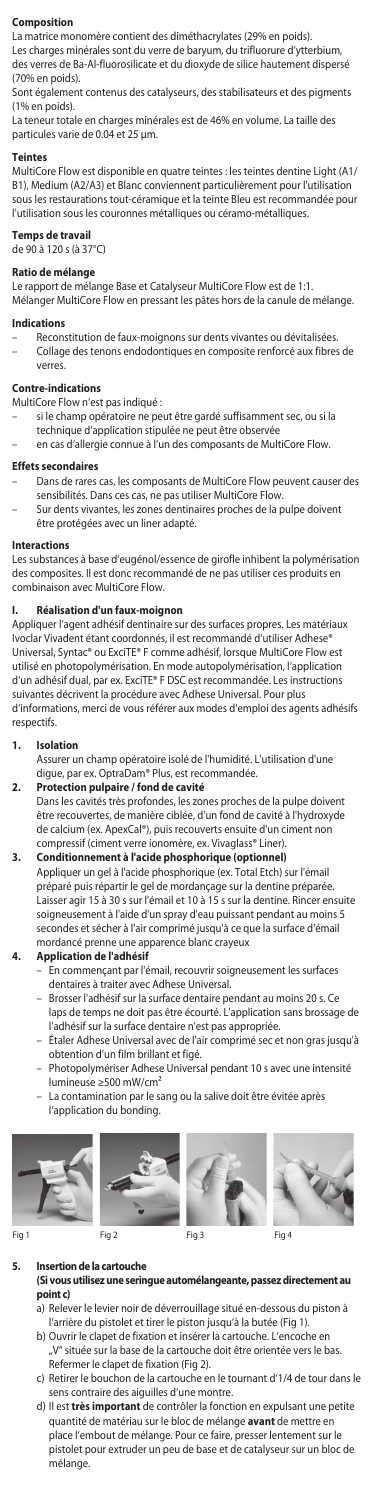#### Composition

La matrice monomère contient des diméthacrylates (29% en poids). Les charges minérales sont du verre de baryum, du trifluorure d'ytterbium, des verres de Ba-Al-fluorosilicate et du dioxyde de silice hautement dispersé (70% en poids).
Sont également contenus des catalyseurs, des stabilisateurs et des pigments (1% en poids).
La teneur totale en charges minérales est de 46% en volume. La taille des particules varie de 0.04 et 25 µm.

#### Teintes

MultiCore Flow est disponible en quatre teintes : les teintes dentine Light (A1/B1), Medium (A2/A3) et Blanc conviennent particulièrement pour l'utilisation sous les restaurations tout-céramique et la teinte Bleu est recommandée pour l'utilisation sous les couronnes métalliques ou céramo-métalliques.

#### Temps de travail

de 90 à 120 s (à 37°C)

#### Ratio de mélange

Le rapport de mélange Base et Catalyseur MultiCore Flow est de 1:1.
Mélanger MultiCore Flow en pressant les pâtes hors de la canule de mélange.

#### Indications

- Reconstitution de faux-moignons sur dents vivantes ou dévitalisées.
- Collage des tenons endodontiques en composite renforcé aux fibres de verres.

#### Contre-indications

MultiCore Flow n'est pas indiqué :
- si le champ opératoire ne peut être gardé suffisamment sec, ou si la technique d'application stipulée ne peut être observée
- en cas d'allergie connue à l'un des composants de MultiCore Flow.

#### Effets secondaires

- Dans de rares cas, les composants de MultiCore Flow peuvent causer des sensibilités. Dans ces cas, ne pas utiliser MultiCore Flow.
- Sur dents vivantes, les zones dentinaires proches de la pulpe doivent être protégées avec un liner adapté.

#### Interactions

Les substances à base d'eugénol/essence de girofle inhibent la polymérisation des composites. Il est donc recommandé de ne pas utiliser ces produits en combinaison avec MultiCore Flow.

#### I. Réalisation d'un faux-moignon

Appliquer l'agent adhésif dentinaire sur des surfaces propres. Les matériaux Ivoclar Vivadent étant coordonnés, il est recommandé d'utiliser Adhese® Universal, Syntac® ou ExciTE® F comme adhésif, lorsque MultiCore Flow est utilisé en photopolymérisation. En mode autopolymérisation, l'application d'un adhésif dual, par ex. ExciTE® F DSC est recommandée. Les instructions suivantes décrivent la procédure avec Adhese Universal. Pour plus d'informations, merci de vous référer aux modes d'emploi des agents adhésifs respectifs.

1. **Isolation**
   Assurer un champ opératoire isolé de l'humidité. L'utilisation d'une digue, par ex. OptraDam® Plus, est recommandée.
2. **Protection pulpaire / fond de cavité**
   Dans les cavités très profondes, les zones proches de la pulpe doivent être recouvertes, de manière ciblée, d'un fond de cavité à l'hydroxyde de calcium (ex. ApexCal®), puis recouverts ensuite d'un ciment non compressif (ciment verre ionomère, ex. Vivaglass® Liner).
3. **Conditionnement à l'acide phosphorique (optionnel)**
   Appliquer un gel à l'acide phosphorique (ex. Total Etch) sur l'émail préparé puis répartir le gel de mordançage sur la dentine préparée. Laisser agir 15 à 30 s sur l'émail et 10 à 15 s sur la dentine. Rincer ensuite soigneusement à l'aide d'un spray d'eau puissant pendant au moins 5 secondes et sécher à l'air comprimé jusqu'à ce que la surface d'émail mordancé prenne une apparence blanc crayeux
4. **Application de l'adhésif**
   - En commençant par l'émail, recouvrir soigneusement les surfaces dentaires à traiter avec Adhese Universal.
   - Brosser l'adhésif sur la surface dentaire pendant au moins 20 s. Ce laps de temps ne doit pas être écourté. L'application sans brossage de l'adhésif sur la surface dentaire n'est pas appropriée.
   - Étaler Adhese Universal avec de l'air comprimé sec et non gras jusqu'à obtention d'un film brillant et figé.
   - Photopolymériser Adhese Universal pendant 10 s avec une intensité lumineuse ≥500 mW/cm²
   - La contamination par le sang ou la salive doit être évitée après l'application du bonding.

Fig 1 Fig 2 Fig 3 Fig 4

5. **Insertion de la cartouche**
   **(Si vous utilisez une seringue automélangeante, passez directement au point c)**
   a) Relever le levier noir de déverrouillage situé en-dessous du piston à l'arrière du pistolet et tirer le piston jusqu'à la butée (Fig 1).
   b) Ouvrir le clapet de fixation et insérer la cartouche. L'encoche en „V" située sur la base de la cartouche doit être orientée vers le bas. Refermer le clapet de fixation (Fig 2).
   c) Retirer le bouchon de la cartouche en le tournant d'1/4 de tour dans le sens contraire des aiguilles d'une montre.
   d) Il est **très important** de contrôler la fonction en expulsant une petite quantité de matériau sur le bloc de mélange **avant** de mettre en place l'embout de mélange. Pour ce faire, presser lentement sur le pistolet pour extruder un peu de base et de catalyseur sur un bloc de mélange.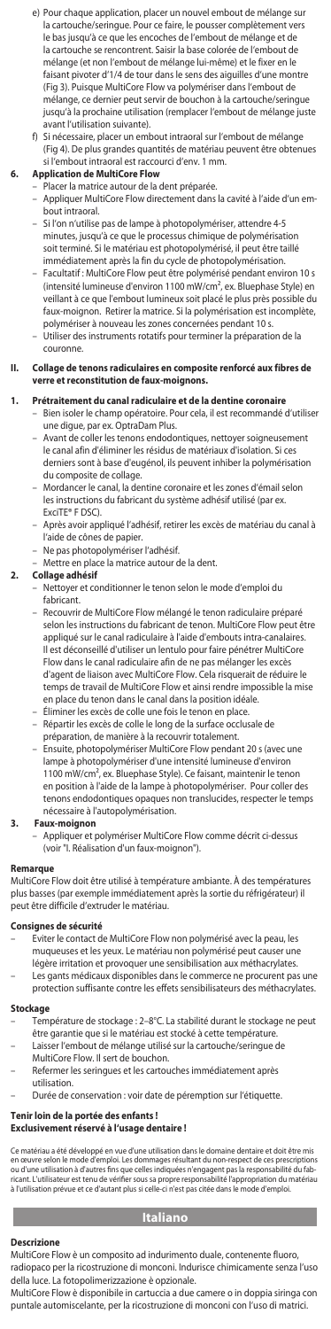e) Pour chaque application, placer un nouvel embout de mélange sur la cartouche/seringue. Pour ce faire, le pousser complètement vers le bas jusqu'à ce que les encoches de l'embout de mélange et de la cartouche se rencontrent. Saisir la base colorée de l'embout de mélange (et non l'embout de mélange lui-même) et le fixer en le faisant pivoter d'1/4 de tour dans le sens des aiguilles d'une montre (Fig 3). Puisque MultiCore Flow va polymériser dans l'embout de mélange, ce dernier peut servir de bouchon à la cartouche/seringue jusqu'à la prochaine utilisation (remplacer l'embout de mélange juste avant l'utilisation suivante).

f) Si nécessaire, placer un embout intraoral sur l'embout de mélange (Fig 4). De plus grandes quantités de matériau peuvent être obtenues si l'embout intraoral est raccourci d'env. 1 mm.

**6. Application de MultiCore Flow**

- Placer la matrice autour de la dent préparée.
- Appliquer MultiCore Flow directement dans la cavité à l'aide d'un embout intraoral.
- Si l'on n'utilise pas de lampe à photopolymériser, attendre 4-5 minutes, jusqu'à ce que le processus chimique de polymérisation soit terminé. Si le matériau est photopolymérisé, il peut être taillé immédiatement après la fin du cycle de photopolymérisation.
- Facultatif : MultiCore Flow peut être polymérisé pendant environ 10 s (intensité lumineuse d'environ 1100 mW/cm², ex. Bluephase Style) en veillant à ce que l'embout lumineux soit placé le plus près possible du faux-moignon. Retirer la matrice. Si la polymérisation est incomplète, polymériser à nouveau les zones concernées pendant 10 s.
- Utiliser des instruments rotatifs pour terminer la préparation de la couronne.

**II. Collage de tenons radiculaires en composite renforcé aux fibres de verre et reconstitution de faux-moignons.**

**1. Prétraitement du canal radiculaire et de la dentine coronaire**

- Bien isoler le champ opératoire. Pour cela, il est recommandé d'utiliser une digue, par ex. OptraDam Plus.
- Avant de coller les tenons endodontiques, nettoyer soigneusement le canal afin d'éliminer les résidus de matériaux d'isolation. Si ces derniers sont à base d'eugénol, ils peuvent inhiber la polymérisation du composite de collage.
- Mordancer le canal, la dentine coronaire et les zones d'émail selon les instructions du fabricant du système adhésif utilisé (par ex. ExciTE® F DSC).
- Après avoir appliqué l'adhésif, retirer les excès de matériau du canal à l'aide de cônes de papier.
- Ne pas photopolymériser l'adhésif.
- Mettre en place la matrice autour de la dent.

**2. Collage adhésif**

- Nettoyer et conditionner le tenon selon le mode d'emploi du fabricant.
- Recouvrir de MultiCore Flow mélangé le tenon radiculaire préparé selon les instructions du fabricant de tenon. MultiCore Flow peut être appliqué sur le canal radiculaire à l'aide d'embouts intra-canalaires. Il est déconseillé d'utiliser un lentulo pour faire pénétrer MultiCore Flow dans le canal radiculaire afin de ne pas mélanger les excès d'agent de liaison avec MultiCore Flow. Cela risquerait de réduire le temps de travail de MultiCore Flow et ainsi rendre impossible la mise en place du tenon dans le canal dans la position idéale.
- Éliminer les excès de colle une fois le tenon en place.
- Répartir les excès de colle le long de la surface occlusale de préparation, de manière à la recouvrir totalement.
- Ensuite, photopolymériser MultiCore Flow pendant 20 s (avec une lampe à photopolymériser d'une intensité lumineuse d'environ 1100 mW/cm², ex. Bluephase Style). Ce faisant, maintenir le tenon en position à l'aide de la lampe à photopolymériser. Pour coller des tenons endodontiques opaques non translucides, respecter le temps nécessaire à l'autopolymérisation.

**3. Faux-moignon**

- Appliquer et polymériser MultiCore Flow comme décrit ci-dessus (voir "I. Réalisation d'un faux-moignon").

**Remarque**

MultiCore Flow doit être utilisé à température ambiante. À des températures plus basses (par exemple immédiatement après la sortie du réfrigérateur) il peut être difficile d'extruder le matériau.

**Consignes de sécurité**

- Eviter le contact de MultiCore Flow non polymérisé avec la peau, les muqueuses et les yeux. Le matériau non polymérisé peut causer une légère irritation et provoquer une sensibilisation aux méthacrylates.
- Les gants médicaux disponibles dans le commerce ne procurent pas une protection suffisante contre les effets sensibilisateurs des méthacrylates.

**Stockage**

- Température de stockage : 2–8°C. La stabilité durant le stockage ne peut être garantie que si le matériau est stocké à cette température.
- Laisser l'embout de mélange utilisé sur la cartouche/seringue de MultiCore Flow. Il sert de bouchon.
- Refermer les seringues et les cartouches immédiatement après utilisation.
- Durée de conservation : voir date de péremption sur l'étiquette.

**Tenir loin de la portée des enfants !**
**Exclusivement réservé à l'usage dentaire !**

Ce matériau a été développé en vue d'une utilisation dans le domaine dentaire et doit être mis en œuvre selon le mode d'emploi. Les dommages résultant du non-respect de ces prescriptions ou d'une utilisation à d'autres fins que celles indiquées n'engagent pas la responsabilité du fabricant. L'utilisateur est tenu de vérifier sous sa propre responsabilité l'appropriation du matériau à l'utilisation prévue et ce d'autant plus si celle-ci n'est pas citée dans le mode d'emploi.

## Italiano

**Descrizione**

MultiCore Flow è un composito ad indurimento duale, contenente fluoro, radiopaco per la ricostruzione di monconi. Indurisce chimicamente senza l'uso della luce. La fotopolimerizzazione è opzionale.

MultiCore Flow è disponibile in cartuccia a due camere o in doppia siringa con puntale automiscelante, per la ricostruzione di monconi con l'uso di matrici.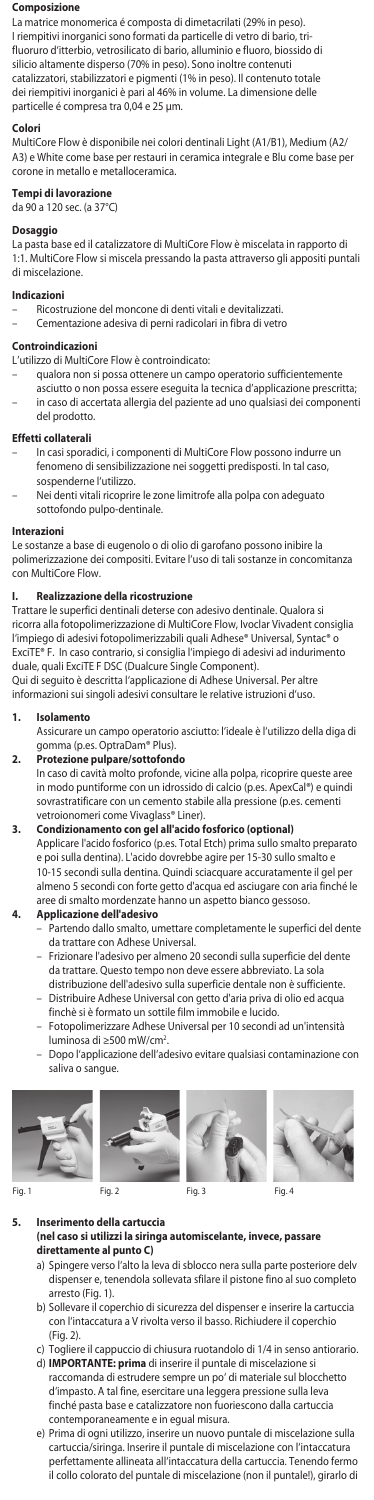**Composizione**

La matrice monomerica é composta di dimetacrilati (29% in peso). I riempitivi inorganici sono formati da particelle di vetro di bario, trifluoruro d'itterbio, vetrosilicato di bario, alluminio e fluoro, biossido di silicio altamente disperso (70% in peso). Sono inoltre contenuti catalizzatori, stabilizzatori e pigmenti (1% in peso). Il contenuto totale dei riempitivi inorganici è pari al 46% in volume. La dimensione delle particelle è compresa tra 0,04 e 25 µm.

**Colori**

MultiCore Flow è disponibile nei colori dentinali Light (A1/B1), Medium (A2/A3) e White come base per restauri in ceramica integrale e Blu come base per corone in metallo e metalloceramica.

**Tempi di lavorazione**

da 90 a 120 sec. (a 37°C)

**Dosaggio**

La pasta base ed il catalizzatore di MultiCore Flow è miscelata in rapporto di 1:1. MultiCore Flow si miscela pressando la pasta attraverso gli appositi puntali di miscelazione.

**Indicazioni**

- Ricostruzione del moncone di denti vitali e devitalizzati.
- Cementazione adesiva di perni radicolari in fibra di vetro

**Controindicazioni**

L'utilizzo di MultiCore Flow è controindicato:

- qualora non si possa ottenere un campo operatorio sufficientemente asciutto o non possa essere eseguita la tecnica d'applicazione prescritta;
- in caso di accertata allergia del paziente ad uno qualsiasi dei componenti del prodotto.

**Effetti collaterali**

- In casi sporadici, i componenti di MultiCore Flow possono indurre un fenomeno di sensibilizzazione nei soggetti predisposti. In tal caso, sospenderne l'utilizzo.
- Nei denti vitali ricoprire le zone limitrofe alla polpa con adeguato sottofondo pulpo-dentinale.

**Interazioni**

Le sostanze a base di eugenolo o di olio di garofano possono inibire la polimerizzazione dei compositi. Evitare l'uso di tali sostanze in concomitanza con MultiCore Flow.

**I. Realizzazione della ricostruzione**

Trattare le superfici dentinali deterse con adesivo dentinale. Qualora si ricorra alla fotopolimerizzazione di MultiCore Flow, Ivoclar Vivadent consiglia l'impiego di adesivi fotopolimerizzabili quali Adhese® Universal, Syntac® o ExciTE® F. In caso contrario, si consiglia l'impiego di adesivi ad indurimento duale, quali ExciTE F DSC (Dualcure Single Component).
Qui di seguito è descritta l'applicazione di Adhese Universal. Per altre informazioni sui singoli adesivi consultare le relative istruzioni d'uso.

1. **Isolamento**
   Assicurare un campo operatorio asciutto: l'ideale è l'utilizzo della diga di gomma (p.es. OptraDam® Plus).
2. **Protezione pulpare/sottofondo**
   In caso di cavità molto profonde, vicine alla polpa, ricoprire queste aree in modo puntiforme con un idrossido di calcio (p.es. ApexCal®) e quindi sovrastratificare con un cemento stabile alla pressione (p.es. cementi vetroionomeri come Vivaglass® Liner).
3. **Condizionamento con gel all'acido fosforico (optional)**
   Applicare l'acido fosforico (p.es. Total Etch) prima sullo smalto preparato e poi sulla dentina). L'acido dovrebbe agire per 15-30 sullo smalto e 10-15 secondi sulla dentina. Quindi sciacquare accuratamente il gel per almeno 5 secondi con forte getto d'acqua ed asciugare con aria finché le aree di smalto mordenzate hanno un aspetto bianco gessoso.
4. **Applicazione dell'adesivo**
   - Partendo dallo smalto, umettare completamente le superfici del dente da trattare con Adhese Universal.
   - Frizionare l'adesivo per almeno 20 secondi sulla superficie del dente da trattare. Questo tempo non deve essere abbreviato. La sola distribuzione dell'adesivo sulla superficie dentale non è sufficiente.
   - Distribuire Adhese Universal con getto d'aria priva di olio ed acqua finchè si è formato un sottile film immobile e lucido.
   - Fotopolimerizzare Adhese Universal per 10 secondi ad un'intensità luminosa di ≥500 mW/cm².
   - Dopo l'applicazione dell'adesivo evitare qualsiasi contaminazione con saliva o sangue.

Fig. 1 Fig. 2 Fig. 3 Fig. 4

5. **Inserimento della cartuccia**
   **(nel caso si utilizzi la siringa automiscelante, invece, passare direttamente al punto C)**
   a) Spingere verso l'alto la leva di sblocco nera sulla parte posteriore delv dispenser e, tenendola sollevata sfilare il pistone fino al suo completo arresto (Fig. 1).
   b) Sollevare il coperchio di sicurezza del dispenser e inserire la cartuccia con l'intaccatura a V rivolta verso il basso. Richiudere il coperchio (Fig. 2).
   c) Togliere il cappuccio di chiusura ruotandolo di 1/4 in senso antiorario.
   d) **IMPORTANTE: prima** di inserire il puntale di miscelazione si raccomanda di estrudere sempre un po' di materiale sul blocchetto d'impasto. A tal fine, esercitare una leggera pressione sulla leva finché pasta base e catalizzatore non fuoriescono dalla cartuccia contemporaneamente e in egual misura.
   e) Prima di ogni utilizzo, inserire un nuovo puntale di miscelazione sulla cartuccia/siringa. Inserire il puntale di miscelazione con l'intaccatura perfettamente allineata all'intaccatura della cartuccia. Tenendo fermo il collo colorato del puntale di miscelazione (non il puntale!), girarlo di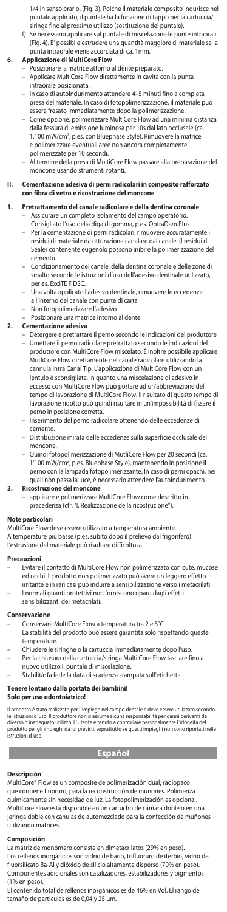1/4 in senso orario. (Fig. 3). Poiché il materiale composito indurisce nel puntale applicato, il puntale ha la funzione di tappo per la cartuccia/siringa fino al prossimo utilizzo (sostituzione del puntale).

f) Se necessario applicare sul puntale di miscelazione le punte intraorali (Fig. 4). E' possibile estrudere una quantità maggiore di materiale se la punta intraorale viene accorciata di ca. 1mm.

**6. Applicazione di MultiCore Flow**

- Posizionare la matrice attorno al dente preparato.
- Applicare MultiCore Flow direttamente in cavità con la punta intraorale posizionata.
- In caso di autoindurimento attendere 4–5 minuti fino a completa presa del materiale. In caso di fotopolimerizzazione, il materiale può essere fresato immediatamente dopo la polimerizzazione.
- Come opzione, polimerizzare MultiCore Flow ad una minima distanza dalla fessura di emissione luminosa per 10s dal lato occlusale (ca. 1.100 mW/cm², p.es. con Bluephase Style). Rimuovere la matrice e polimerizzare eventuali aree non ancora completamente polimerizzate per 10 secondi.
- Al termine della presa di MultiCore Flow passare alla preparazione del moncone usando strumenti rotanti.

**II. Cementazione adesiva di perni radicolari in composito rafforzato con fibra di vetro e ricostruzione del moncone**

**1. Pretrattamento del canale radicolare e della dentina coronale**

- Assicurare un completo isolamento del campo operatorio. Consigliato l'uso della diga di gomma, p.es. OptraDam Plus.
- Per la cementazione di perni radicolari, rimuovere accuratamente i residui di materiale da otturazione canalare dal canale. (I residui di Sealer contenente eugenolo possono inibire la polimerizzazione del cemento.
- Condizionamento del canale, della dentina coronale e delle zone di smalto secondo le istruzioni d'uso dell'adesivo dentinale utilizzato, per es. ExciTE F DSC.
- Una volta applicato l'adesivo dentinale, rimuovere le eccedenze all'interno del canale con punte di carta
- Non fotopolimerizzare l'adesivo
- Posizionare una matrice intorno al dente

**2. Cementazione adesiva**

- Detergere e pretrattare il perno secondo le indicazioni del produttore
- Umettare il perno radicolare pretrattato secondo le indicazioni del produttore con MultiCore Flow miscelato. È inoltre possibile applicare MultiCore Flow direttamente nel canale radicolare utilizzando la cannula Intra Canal Tip. L'applicazione di MultiCore Flow con un lentulo è sconsigliata, in quanto una miscelazione di adesivo in eccesso con MultiCore Flow può portare ad un'abbreviazione del tempo di lavorazione di MultiCore Flow. Il risultato di questo tempo di lavorazione ridotto può quindi risultare in un'impossibilità di fissare il perno in posizione corretta.
- Inserimento del perno radicolare ottenendo delle eccedenze di cemento.
- Distribuzione mirata delle eccedenze sulla superficie occlusale del moncone.
- Quindi fotopolimerizzazione di MutliCore Flow per 20 secondi (ca. 1'100 mW/cm², p.es. Bluephase Style), mantenendo in posizione il perno con la lampada fotopolimerizzante. In caso di perni opachi, nei quali non passa la luce, è necessario attendere l'autoindurimento.

**3. Ricostruzione del moncone**

- applicare e polimerizzare MultiCore Flow come descritto in precedenza (cfr. "I. Realizzazione della ricostruzione").

**Note particolari**

MultiCore Flow deve essere utilizzato a temperatura ambiente. A temperature più basse (p.es. subito dopo il prelievo dal frigorifero) l'estrusione del materiale può risultare difficoltosa.

**Precauzioni**

- Evitare il contatto di MultiCore Flow non polimerizzato con cute, mucose ed occhi. Il prodotto non polimerizzato può avere un leggero effetto irritante e in rari casi può indurre a sensibilizzazione verso i metacrilati.
- I normali guanti protettivi non forniscono riparo dagli effetti sensibilizzanti dei metacrilati.

**Conservazione**

- Conservare MultiCore Flow a temperatura tra 2 e 8°C. La stabilità del prodotto può essere garantita solo rispettando queste temperature.
- Chiudere le siringhe o la cartuccia immediatamente dopo l'uso.
- Per la chiusura della cartuccia/siringa Multi Core Flow lasciare fino a nuovo utilizzo il puntale di miscelazione.
- Stabilità: fa fede la data di scadenza stampata sull'etichetta.

**Tenere lontano dalla portata dei bambini!**
**Solo per uso odontoiatrico!**

Il prodotto è stato realizzato per l'impiego nel campo dentale e deve essere utilizzato secondo le istruzioni d'uso. Il produttore non si assume alcuna responsabilità per danni derivanti da diverso o inadeguato utilizzo. L'utente è tenuto a controllare personalmente l'idoneità del prodotto per gli impieghi da lui previsti, soprattutto se questi impieghi non sono riportati nelle istruzioni d'uso.

## Español

**Descripción**

MultiCore® Flow es un composite de polimerización dual, radiopaco que contiene fluoruro, para la reconstrucción de muñones. Polimeriza químicamente sin necesidad de luz. La fotopolimerización es opcional. MultiCore Flow está disponible en un cartucho de cámara doble o en una jeringa doble con cánulas de automezclado para la confección de muñones utilizando matrices.

**Composición**

La matriz de monómero consiste en dimetacrilatos (29% en peso). Los rellenos inorgánicos son vidrio de bario, trifluoruro de iterbio, vidrio de fluorsilicato Ba-Al y dióxido de silicio altamente disperso (70% en peso). Componentes adicionales son catalizadores, estabilizadores y pigmentos (1% en peso).

El contenido total de rellenos inorgánicos es de 46% en Vol. El rango de tamaño de partículas es de 0,04 y 25 µm.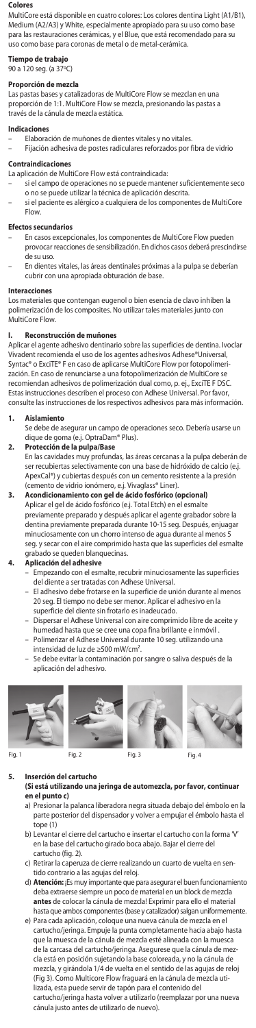**Colores**

MultiCore está disponible en cuatro colores: Los colores dentina Light (A1/B1), Medium (A2/A3) y White, especialmente apropiado para su uso como base para las restauraciones cerámicas, y el Blue, que está recomendado para su uso como base para coronas de metal o de metal-cerámica.

**Tiempo de trabajo**

90 a 120 seg. (a 37ºC)

**Proporción de mezcla**

Las pastas bases y catalizadoras de MultiCore Flow se mezclan en una proporción de 1:1. MultiCore Flow se mezcla, presionando las pastas a través de la cánula de mezcla estática.

**Indicaciones**

- Elaboración de muñones de dientes vitales y no vitales.
- Fijación adhesiva de postes radiculares reforzados por fibra de vidrio

**Contraindicaciones**

La aplicación de MultiCore Flow está contraindicada:

- si el campo de operaciones no se puede mantener suficientemente seco o no se puede utilizar la técnica de aplicación descrita.
- si el paciente es alérgico a cualquiera de los componentes de MultiCore Flow.

**Efectos secundarios**

- En casos excepcionales, los componentes de MultiCore Flow pueden provocar reacciones de sensibilización. En dichos casos deberá prescindirse de su uso.
- En dientes vitales, las áreas dentinales próximas a la pulpa se deberían cubrir con una apropiada obturación de base.

**Interacciones**

Los materiales que contengan eugenol o bien esencia de clavo inhiben la polimerización de los composites. No utilizar tales materiales junto con MultiCore Flow.

**I. Reconstrucción de muñones**

Aplicar el agente adhesivo dentinario sobre las superficies de dentina. Ivoclar Vivadent recomienda el uso de los agentes adhesivos Adhese®Universal, Syntac® o ExciTE® F en caso de aplicarse MultiCore Flow por fotopolimerización. En caso de renunciarse a una fotopolimerización de MultiCore se recomiendan adhesivos de polimerización dual como, p. ej., ExciTE F DSC. Estas instrucciones describen el proceso con Adhese Universal. Por favor, consulte las instrucciones de los respectivos adhesivos para más información.

1. **Aislamiento**
   Se debe de asegurar un campo de operaciones seco. Debería usarse un dique de goma (e.j. OptraDam® Plus).
2. **Protección de la pulpa/Base**
   En las cavidades muy profundas, las áreas cercanas a la pulpa deberán de ser recubiertas selectivamente con una base de hidróxido de calcio (e.j. ApexCal®) y cubiertas después con un cemento resistente a la presión (cemento de vidrio ionómero, e.j. Vivaglass® Liner).
3. **Acondicionamiento con gel de ácido fosfórico (opcional)**
   Aplicar el gel de ácido fosfórico (e.j. Total Etch) en el esmalte previamente preparado y después aplicar el agente grabador sobre la dentina previamente preparada durante 10-15 seg. Después, enjuagar minuciosamente con un chorro intenso de agua durante al menos 5 seg. y secar con el aire comprimido hasta que las superficies del esmalte grabado se queden blanquecinas.
4. **Aplicación del adhesive**
   - Empezando con el esmalte, recubrir minuciosamente las superficies del diente a ser tratadas con Adhese Universal.
   - El adhesivo debe frotarse en la superficie de unión durante al menos 20 seg. El tiempo no debe ser menor. Aplicar el adhesivo en la superficie del diente sin frotarlo es inadecuado.
   - Dispersar el Adhese Universal con aire comprimido libre de aceite y humedad hasta que se cree una copa fina brillante e inmóvil .
   - Polimerizar el Adhese Universal durante 10 seg. utilizando una intensidad de luz de ≥500 mW/cm².
   - Se debe evitar la contaminación por sangre o saliva después de la aplicación del adhesivo.

Fig. 1 Fig. 2 Fig. 3 Fig. 4

5. **Inserción del cartucho**
   **(Si está utilizando una jeringa de automezcla, por favor, continuar en el punto c)**
   a) Presionar la palanca liberadora negra situada debajo del émbolo en la parte posterior del dispensador y volver a empujar el émbolo hasta el tope (1)
   b) Levantar el cierre del cartucho e insertar el cartucho con la forma 'V' en la base del cartucho girado boca abajo. Bajar el cierre del cartucho (fig. 2).
   c) Retirar la caperuza de cierre realizando un cuarto de vuelta en sentido contrario a las agujas del reloj.
   d) **Atención:** ¡Es muy importante que para asegurar el buen funcionamiento deba extraerse siempre un poco de material en un block de mezcla **antes** de colocar la cánula de mezcla! Exprimir para ello el material hasta que ambos componentes (base y catalizador) salgan uniformemente.
   e) Para cada aplicación, coloque una nueva cánula de mezcla en el cartucho/jeringa. Empuje la punta completamente hacia abajo hasta que la muesca de la cánula de mezcla esté alineada con la muesca de la carcasa del cartucho/jeringa. Asegurese que la cánula de mezcla está en posición sujetando la base coloreada, y no la cánula de mezcla, y girándola 1/4 de vuelta en el sentido de las agujas de reloj (Fig 3). Como Multicore Flow fraguará en la cánula de mezcla utilizada, esta puede servir de tapón para el contenido del cartucho/jeringa hasta volver a utilizarlo (reemplazar por una nueva cánula justo antes de utilizarlo de nuevo).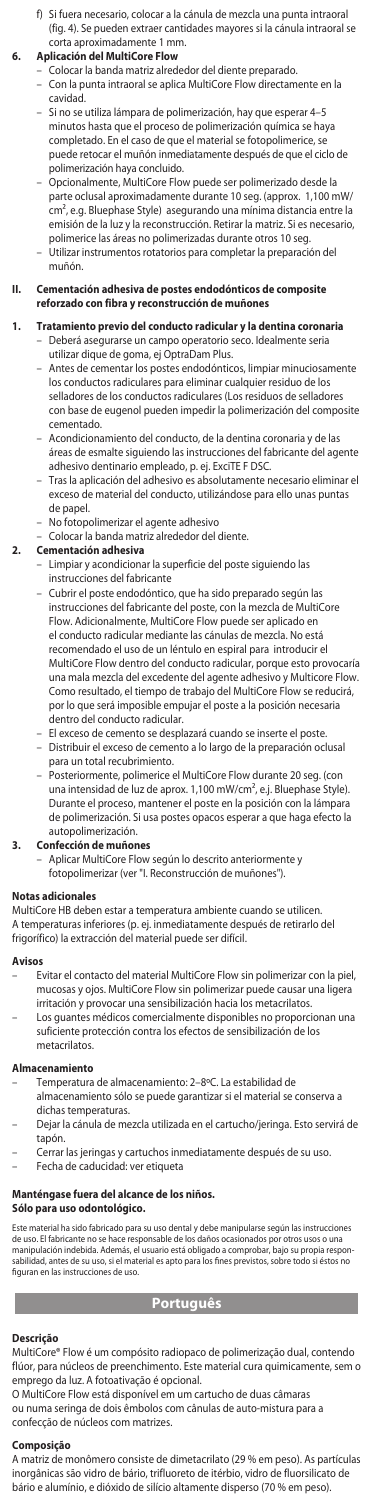f) Si fuera necesario, colocar a la cánula de mezcla una punta intraoral (fig. 4). Se pueden extraer cantidades mayores si la cánula intraoral se corta aproximadamente 1 mm.

**6. Aplicación del MultiCore Flow**

- Colocar la banda matriz alrededor del diente preparado.
- Con la punta intraoral se aplica MultiCore Flow directamente en la cavidad.
- Si no se utiliza lámpara de polimerización, hay que esperar 4–5 minutos hasta que el proceso de polimerización química se haya completado. En el caso de que el material se fotopolimerice, se puede retocar el muñón inmediatamente después de que el ciclo de polimerización haya concluido.
- Opcionalmente, MultiCore Flow puede ser polimerizado desde la parte oclusal aproximadamente durante 10 seg. (approx. 1,100 mW/cm², e.g. Bluephase Style) asegurando una mínima distancia entre la emisión de la luz y la reconstrucción. Retirar la matriz. Si es necesario, polimerice las áreas no polimerizadas durante otros 10 seg.
- Utilizar instrumentos rotatorios para completar la preparación del muñón.

**II. Cementación adhesiva de postes endodónticos de composite reforzado con fibra y reconstrucción de muñones**

**1. Tratamiento previo del conducto radicular y la dentina coronaria**

- Deberá asegurarse un campo operatorio seco. Idealmente sería utilizar dique de goma, ej. OptraDam Plus.
- Antes de cementar los postes endodónticos, limpiar minuciosamente los conductos radiculares para eliminar cualquier residuo de los selladores de los conductos radiculares (Los residuos de selladores con base de eugenol pueden impedir la polimerización del composite cementado.
- Acondicionamiento del conducto, de la dentina coronaria y de las áreas de esmalte siguiendo las instrucciones del fabricante del agente adhesivo dentinario empleado, p. ej. ExciTE F DSC.
- Tras la aplicación del adhesivo es absolutamente necesario eliminar el exceso de material del conducto, utilizándose para ello unas puntas de papel.
- No fotopolimerizar el agente adhesivo
- Colocar la banda matriz alrededor del diente.

**2. Cementación adhesiva**

- Limpiar y acondicionar la superficie del poste siguiendo las instrucciones del fabricante
- Cubrir el poste endodóntico, que ha sido preparado según las instrucciones del fabricante del poste, con la mezcla de MultiCore Flow. Adicionalmente, MultiCore Flow puede ser aplicado en el conducto radicular mediante las cánulas de mezcla. No está recomendado el uso de un léntulo en espiral para introducir el MultiCore Flow dentro del conducto radicular, porque esto provocaría una mala mezcla del excedente del agente adhesivo y Multicore Flow. Como resultado, el tiempo de trabajo del MultiCore Flow se reducirá, por lo que será imposible empujar el poste a la posición necesaria dentro del conducto radicular.
- El exceso de cemento se desplazará cuando se inserte el poste.
- Distribuir el exceso de cemento a lo largo de la preparación oclusal para un total recubrimiento.
- Posteriormente, polimerice el MultiCore Flow durante 20 seg. (con una intensidad de luz de aprox. 1,100 mW/cm², e.j. Bluephase Style). Durante el proceso, mantener el poste en la posición con la lámpara de polimerización. Si usa postes opacos esperar a que haga efecto la autopolimerización.

**3. Confección de muñones**

- Aplicar MultiCore Flow según lo descrito anteriormente y fotopolimerizar (ver "I. Reconstrucción de muñones").

**Notas adicionales**

MultiCore HB deben estar a temperatura ambiente cuando se utilicen. A temperaturas inferiores (p. ej. inmediatamente después de retirarlo del frigorífico) la extracción del material puede ser difícil.

**Avisos**

- Evitar el contacto del material MultiCore Flow sin polimerizar con la piel, mucosas y ojos. MultiCore Flow sin polimerizar puede causar una ligera irritación y provocar una sensibilización hacia los metacrilatos.
- Los guantes médicos comercialmente disponibles no proporcionan una suficiente protección contra los efectos de sensibilización de los metacrilatos.

**Almacenamiento**

- Temperatura de almacenamiento: 2–8ºC. La estabilidad de almacenamiento sólo se puede garantizar si el material se conserva a dichas temperaturas.
- Dejar la cánula de mezcla utilizada en el cartucho/jeringa. Esto servirá de tapón.
- Cerrar las jeringas y cartuchos inmediatamente después de su uso.
- Fecha de caducidad: ver etiqueta

**Manténgase fuera del alcance de los niños.**
**Sólo para uso odontológico.**

Este material ha sido fabricado para su uso dental y debe manipularse según las instrucciones de uso. El fabricante no se hace responsable de los daños ocasionados por otros usos o una manipulación indebida. Además, el usuario está obligado a comprobar, bajo su propia responsabilidad, antes de su uso, si el material es apto para los fines previstos, sobre todo si éstos no figuran en las instrucciones de uso.

## Português

**Descrição**

MultiCore® Flow é um compósito radiopaco de polimerização dual, contendo flúor, para núcleos de preenchimento. Este material cura quimicamente, sem o emprego da luz. A fotoativação é opcional.
O MultiCore Flow está disponível em um cartucho de duas câmaras ou numa seringa de dois êmbolos com cânulas de auto-mistura para a confecção de núcleos com matrizes.

**Composição**

A matriz de monômero consiste de dimetacrilato (29 % em peso). As partículas inorgânicas são vidro de bário, trifluoreto de itérbio, vidro de fluorsilicato de bário e alumínio, e dióxido de silício altamente disperso (70 % em peso).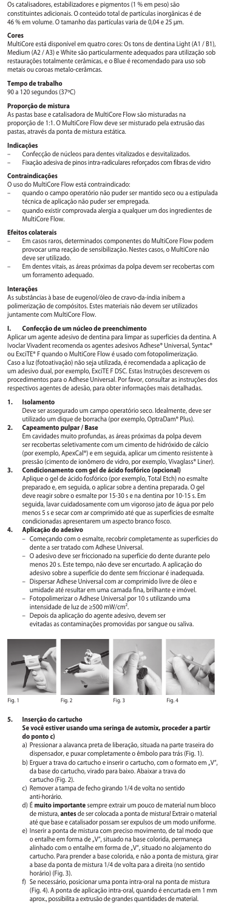Os catalisadores, estabilizadores e pigmentos (1 % em peso) são constituintes adicionais. O conteúdo total de partículas inorgânicas é de 46 % em volume. O tamanho das partículas varia de 0,04 e 25 µm.

**Cores**
MultiCore está disponível em quatro cores: Os tons de dentina Light (A1 / B1), Medium (A2 / A3) e White são particularmente adequados para utilização sob restaurações totalmente cerâmicas, e o Blue é recomendado para uso sob metais ou coroas metalo-cerâmicas.

**Tempo de trabalho**
90 a 120 segundos (37ºC)

**Proporção de mistura**
As pastas base e catalisadora de MultiCore Flow são misturadas na proporção de 1:1. O MultiCore Flow deve ser misturado pela extrusão das pastas, através da ponta de mistura estática.

**Indicações**
- Confecção de núcleos para dentes vitalizados e desvitalizados.
- Fixação adesiva de pinos intra-radiculares reforçados com fibras de vidro

**Contraindicações**
O uso do MultiCore Flow está contraindicado:
- quando o campo operatório não puder ser mantido seco ou a estipulada técnica de aplicação não puder ser empregada.
- quando existir comprovada alergia a qualquer um dos ingredientes de MultiCore Flow.

**Efeitos colaterais**
- Em casos raros, determinados componentes do MultiCore Flow podem provocar uma reação de sensibilização. Nestes casos, o MultiCore não deve ser utilizado.
- Em dentes vitais, as áreas próximas da polpa devem ser recobertas com um forramento adequado.

**Interações**
As substâncias à base de eugenol/óleo de cravo-da-índia inibem a polimerização de compósitos. Estes materiais não devem ser utilizados juntamente com MultiCore Flow.

**I. Confecção de um núcleo de preenchimento**
Aplicar um agente adesivo de dentina para limpar as superfícies da dentina. A Ivoclar Vivadent recomenda os agentes adesivos Adhese® Universal, Syntac® ou ExciTE® F quando o MultiCore Flow é usado com fotopolimerização. Caso a luz (fotoativação) não seja utilizada, é recomendada a aplicação de um adesivo dual, por exemplo, ExciTE F DSC. Estas Instruções descrevem os procedimentos para o Adhese Universal. Por favor, consultar as instruções dos respectivos agentes de adesão, para obter informações mais detalhadas.

1. **Isolamento**
   Deve ser assegurado um campo operatório seco. Idealmente, deve ser utilizado um dique de borracha (por exemplo, OptraDam® Plus).
2. **Capeamento pulpar / Base**
   Em cavidades muito profundas, as áreas próximas da polpa devem ser recobertas seletivamente com um cimento de hidróxido de cálcio (por exemplo, ApexCal®) e em seguida, aplicar um cimento resistente à pressão (cimento de ionômero de vidro, por exemplo, Vivaglass® Liner).
3. **Condicionamento com gel de ácido fosfórico (opcional)**
   Aplique o gel de ácido fosfórico (por exemplo, Total Etch) no esmalte preparado e, em seguida, o aplicar sobre a dentina preparada. O gel deve reagir sobre o esmalte por 15-30 s e na dentina por 10-15 s. Em seguida, lavar cuidadosamente com um vigoroso jato de água por pelo menos 5 s e secar com ar comprimido até que as superfícies de esmalte condicionadas apresentarem um aspecto branco fosco.
4. **Aplicação do adesivo**
   - Começando com o esmalte, recobrir completamente as superfícies do dente a ser tratado com Adhese Universal.
   - O adesivo deve ser friccionado na superfície do dente durante pelo menos 20 s. Este tempo, não deve ser encurtado. A aplicação do adesivo sobre a superfície do dente sem friccionar é inadequada.
   - Dispersar Adhese Universal com ar comprimido livre de óleo e umidade até resultar em uma camada fina, brilhante e imóvel.
   - Fotopolimerizar o Adhese Universal por 10 s utilizando uma intensidade de luz de ≥500 mW/cm².
   - Depois da aplicação do agente adesivo, devem ser evitadas as contaminações promovidas por sangue ou saliva.

Fig. 1 Fig. 2 Fig. 3 Fig. 4

5. **Inserção do cartucho**
   **Se você estiver usando uma seringa de automix, proceder a partir do ponto c)**
   a) Pressionar a alavanca preta de liberação, situada na parte traseira do dispensador, e puxar completamente o êmbolo para trás (Fig. 1).
   b) Erguer a trava do cartucho e inserir o cartucho, com o formato em „V", da base do cartucho, virado para baixo. Abaixar a trava do cartucho (Fig. 2).
   c) Remover a tampa de fecho girando 1/4 de volta no sentido anti-horário.
   d) É **muito importante** sempre extrair um pouco de material num bloco de mistura, **antes** de ser colocada a ponta de mistura! Extrair o material até que base e catalisador possam ser expulsos de um modo uniforme.
   e) Inserir a ponta de mistura com preciso movimento, de tal modo que o entalhe em forma de „V", situado na base colorida, permaneça alinhado com o entalhe em forma de „V", situado no alojamento do cartucho. Para prender a base colorida, e não a ponta de mistura, girar a base da ponta de mistura 1/4 de volta para a direita (no sentido horário) (Fig. 3).
   f) Se necessário, posicionar uma ponta intra-oral na ponta de mistura (Fig. 4). A ponta de aplicação intra-oral, quando é encurtada em 1 mm aprox., possibilita a extrusão de grandes quantidades de material.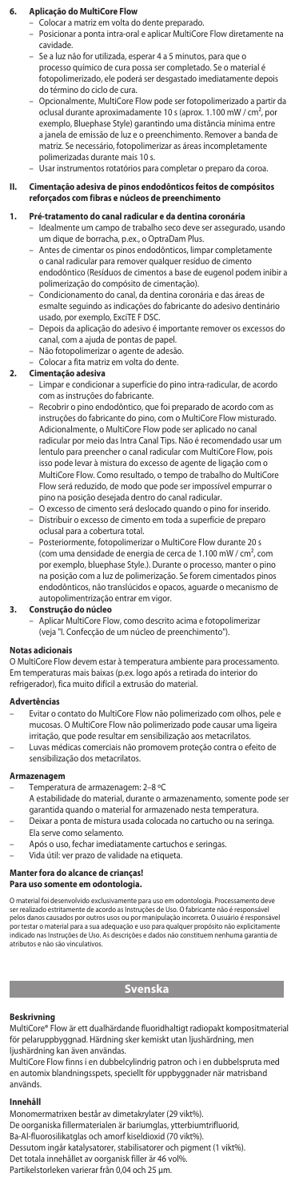## 6. Aplicação do MultiCore Flow

- Colocar a matriz em volta do dente preparado.
- Posicionar a ponta intra-oral e aplicar MultiCore Flow diretamente na cavidade.
- Se a luz não for utilizada, esperar 4 a 5 minutos, para que o processo químico de cura possa ser completado. Se o material é fotopolimerizado, ele poderá ser desgastado imediatamente depois do término do ciclo de cura.
- Opcionalmente, MultiCore Flow pode ser fotopolimerizado a partir da oclusal durante aproximadamente 10 s (aprox. 1.100 mW / cm², por exemplo, Bluephase Style) garantindo uma distância mínima entre a janela de emissão de luz e o preenchimento. Remover a banda de matriz. Se necessário, fotopolimerizar as áreas incompletamente polimerizadas durante mais 10 s.
- Usar instrumentos rotatórios para completar o preparo da coroa.

## II. Cimentação adesiva de pinos endodônticos feitos de compósitos reforçados com fibras e núcleos de preenchimento

### 1. Pré-tratamento do canal radicular e da dentina coronária

- Idealmente um campo de trabalho seco deve ser assegurado, usando um dique de borracha, p.ex., o OptraDam Plus.
- Antes de cimentar os pinos endodônticos, limpar completamente o canal radicular para remover qualquer resíduo de cimento endodôntico (Resíduos de cimentos a base de eugenol podem inibir a polimerização do compósito de cimentação).
- Condicionamento do canal, da dentina coronária e das áreas de esmalte seguindo as indicações do fabricante do adesivo dentinário usado, por exemplo, ExciTE F DSC.
- Depois da aplicação do adesivo é importante remover os excessos do canal, com a ajuda de pontas de papel.
- Não fotopolimerizar o agente de adesão.
- Colocar a fita matriz em volta do dente.

### 2. Cimentação adesiva

- Limpar e condicionar a superfície do pino intra-radicular, de acordo com as instruções do fabricante.
- Recobrir o pino endodôntico, que foi preparado de acordo com as instruções do fabricante do pino, com o MultiCore Flow misturado. Adicionalmente, o MultiCore Flow pode ser aplicado no canal radicular por meio das Intra Canal Tips. Não é recomendado usar um lentulo para preencher o canal radicular com MultiCore Flow, pois isso pode levar à mistura do excesso de agente de ligação com o MultiCore Flow. Como resultado, o tempo de trabalho do MultiCore Flow será reduzido, de modo que pode ser impossível empurrar o pino na posição desejada dentro do canal radicular.
- O excesso de cimento será deslocado quando o pino for inserido.
- Distribuir o excesso de cimento em toda a superfície de preparo oclusal para a cobertura total.
- Posteriormente, fotopolimerizar o MultiCore Flow durante 20 s (com uma densidade de energia de cerca de 1.100 mW / cm², com por exemplo, bluephase Style.). Durante o processo, manter o pino na posição com a luz de polimerização. Se forem cimentados pinos endodônticos, não translúcidos e opacos, aguarde o mecanismo de autopolimentrização entrar em vigor.

### 3. Construção do núcleo

- Aplicar MultiCore Flow, como descrito acima e fotopolimerizar (veja "I. Confecção de um núcleo de preenchimento").

### Notas adicionais

O MultiCore Flow devem estar à temperatura ambiente para processamento. Em temperaturas mais baixas (p.ex. logo após a retirada do interior do refrigerador), fica muito difícil a extrusão do material.

### Advertências

- Evitar o contato do MultiCore Flow não polimerizado com olhos, pele e mucosas. O MultiCore Flow não polimerizado pode causar uma ligeira irritação, que pode resultar em sensibilização aos metacrilatos.
- Luvas médicas comerciais não promovem proteção contra o efeito de sensibilização dos metacrilatos.

### Armazenagem

- Temperatura de armazenagem: 2–8 ºC
  A estabilidade do material, durante o armazenamento, somente pode ser garantida quando o material for armazenado nesta temperatura.
- Deixar a ponta de mistura usada colocada no cartucho ou na seringa. Ela serve como selamento.
- Após o uso, fechar imediatamente cartuchos e seringas.
- Vida útil: ver prazo de validade na etiqueta.

**Manter fora do alcance de crianças!**
**Para uso somente em odontologia.**

O material foi desenvolvido exclusivamente para uso em odontologia. Processamento deve ser realizado estritamente de acordo as Instruções de Uso. O fabricante não é responsável pelos danos causados por outros usos ou por manipulação incorreta. O usuário é responsável por testar o material para a sua adequação e uso para qualquer propósito não explicitamente indicado nas Instruções de Uso. As descrições e dados não constituem nenhuma garantia de atributos e não são vinculativos.

# Svenska

### Beskrivning

MultiCore® Flow är ett dualhärdande fluoridhaltigt radiopakt kompositmaterial för pelaruppbyggnad. Härdning sker kemiskt utan ljushärdning, men ljushärdning kan även användas.
MultiCore Flow finns i en dubbelcylindrig patron och i en dubbelspruta med en automix blandningsspets, speciellt för uppbyggnader när matrisband används.

### Innehåll

Monomermatrixen består av dimetakrylater (29 vikt%).
De oorganiska fillermaterialen är bariumglas, ytterbiumtrifluorid, Ba-Al-fluorosilikatglas och amorf kiseldioxid (70 vikt%).
Dessutom ingår katalysatorer, stabilisatorer och pigment (1 vikt%).
Det totala innehållet av organisk filler är 46 vol%.
Partikelstorleken varierar från 0,04 och 25 µm.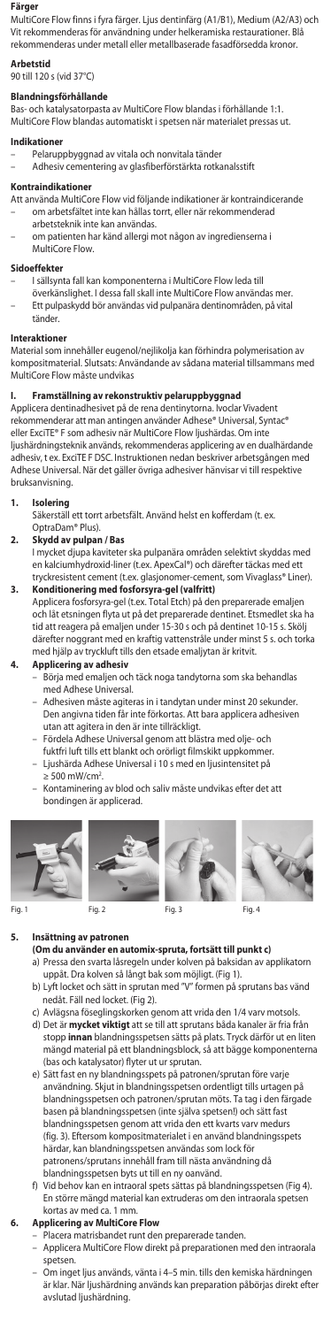**Färger**

MultiCore Flow finns i fyra färger. Ljus dentinfärg (A1/B1), Medium (A2/A3) och Vit rekommenderas för användning under helkeramiska restaurationer. Blå rekommenderas under metall eller metallbaserade fasadförsedda kronor.

**Arbetstid**

90 till 120 s (vid 37°C)

**Blandningsförhållande**

Bas- och katalysatorpasta av MultiCore Flow blandas i förhållande 1:1. MultiCore Flow blandas automatiskt i spetsen när materialet pressas ut.

**Indikationer**

- Pelaruppbyggnad av vitala och nonvitala tänder
- Adhesiv cementering av glasfiberförstärkta rotkanalsstift

**Kontraindikationer**

Att använda MultiCore Flow vid följande indikationer är kontraindicerande

- om arbetsfältet inte kan hållas torrt, eller när rekommenderad arbetsteknik inte kan användas.
- om patienten har känd allergi mot någon av ingredienserna i MultiCore Flow.

**Sidoeffekter**

- I sällsynta fall kan komponenterna i MultiCore Flow leda till överkänslighet. I dessa fall skall inte MultiCore Flow användas mer.
- Ett pulpaskydd bör användas vid pulpanära dentinområden, på vital tänder.

**Interaktioner**

Material som innehåller eugenol/nejlikolja kan förhindra polymerisation av kompositmaterial. Slutsats: Användande av sådana material tillsammans med MultiCore Flow måste undvikas

**I. Framställning av rekonstruktiv pelaruppbyggnad**

Applicera dentinadhesivet på de rena dentinytorna. Ivoclar Vivadent rekommenderar att man antingen använder Adhese® Universal, Syntac® eller ExciTE® F som adhesiv när MultiCore Flow ljushärdas. Om inte ljushärdningsteknik används, rekommenderas applicering av en dualhärdande adhesiv, t ex. ExciTE F DSC. Instruktionen nedan beskriver arbetsgången med Adhese Universal. När det gäller övriga adhesiver hänvisar vi till respektive bruksanvisning.

1. **Isolering**
   Säkerställ ett torrt arbetsfält. Använd helst en kofferdam (t. ex. OptraDam® Plus).
2. **Skydd av pulpan / Bas**
   I mycket djupa kaviteter ska pulpanära områden selektivt skyddas med en kalciumhydroxid-liner (t.ex. ApexCal®) och därefter täckas med ett tryckresistent cement (t.ex. glasjonomer-cement, som Vivaglass® Liner).
3. **Konditionering med fosforsyra-gel (valfritt)**
   Applicera fosforsyra-gel (t.ex. Total Etch) på den preparerade emaljen och låt etsningen flyta ut på det preparerade dentinet. Etsmedlet ska ha tid att reagera på emaljen under 15-30 s och på dentinet 10-15 s. Skölj därefter noggrant med en kraftig vattenstråle under minst 5 s. och torka med hjälp av tryckluft tills den etsade emaljytan är kritvit.
4. **Applicering av adhesiv**
   - Börja med emaljen och täck noga tandytorna som ska behandlas med Adhese Universal.
   - Adhesiven måste agiteras in i tandytan under minst 20 sekunder. Den angivna tiden får inte förkortas. Att bara applicera adhesiven utan att agitera in den är inte tillräckligt.
   - Fördela Adhese Universal genom att blästra med olje- och fuktfri luft tills ett blankt och orörligt filmskikt uppkommer.
   - Ljushärda Adhese Universal i 10 s med en ljusintensitet på ≥ 500 mW/cm².
   - Kontaminering av blod och saliv måste undvikas efter det att bondingen är applicerad.

Fig. 1 Fig. 2 Fig. 3 Fig. 4

5. **Insättning av patronen**
   **(Om du använder en automix-spruta, fortsätt till punkt c)**
   a) Pressa den svarta låsregeln under kolven på baksidan av applikatorn uppåt. Dra kolven så långt bak som möjligt. (Fig. 1)
   b) Lyft locket och sätt in sprutan med "V" formen på sprutans bas vänd nedåt. Fäll ned locket. (Fig. 2)
   c) Avlägsna förseglingskorken genom att vrida den 1/4 varv motsols.
   d) Det är **mycket viktigt** att se till att sprutans båda kanaler är fria från stopp **innan** blandningsspetsen sätts på plats. Tryck därför ut en liten mängd material på ett blandningsblock, så att bägge komponenterna (bas och katalysator) flyter ut ur sprutan.
   e) Sätt fast en ny blandningsspets på patronen/sprutan före varje användning. Skjut in blandningsspetsen ordentligt tills urtagen på blandningsspetsen och patronen/sprutan möts. Ta tag i den färgade basen på blandningsspetsen (inte själva spetsen!) och sätt fast blandningsspetsen genom att vrida den ett kvarts varv medurs (fig. 3). Eftersom kompositmaterialet i en använd blandningsspets härdar, kan blandningsspetsen användas som lock för patronens/sprutans innehåll fram till nästa användning då blandningsspetsen byts ut till en ny oanvänd.
   f) Vid behov kan en intraoral spets sättas på blandningsspetsen (Fig. 4). En större mängd material kan extruderas om den intraorala spetsen kortas av med ca. 1 mm.
6. **Applicering av MultiCore Flow**
   - Placera matrisbandet runt den preparerade tanden.
   - Applicera MultiCore Flow direkt på preparationen med den intraorala spetsen.
   - Om inget ljus används, vänta i 4–5 min. tills den kemiska härdningen är klar. När ljushärdning används kan preparation påbörjas direkt efter avslutad ljushärdning.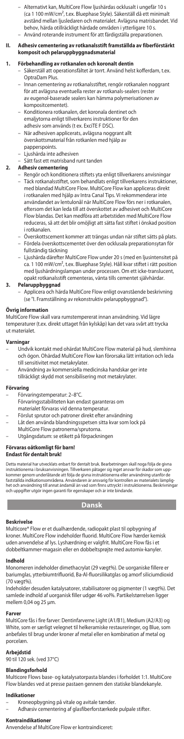- Alternativt kan, MultiCore Flow ljushärdas ocklusalt i ungefär 10 s (ca 1 100 mW/cm², t.ex. Bluephase Style). Säkerställ då ett minimalt avstånd mellan ljusledaren och materialet. Avlägsna matrisbandet. Vid behov, härda otillräckligt härdade områden i ytterligare 10 s.
- Använd roterande instrument för att färdigställa preparationen.

**II. Adhesiv cementering av rotkanalsstift framställda av fiberförstärkt komposit och pelaruppbyggnadsmaterial**

**1. Förbehandling av rotkanalen och koronalt dentin**

- Säkerställ att operationsfältet är torrt. Använd helst kofferdam, t.ex. OptraDam Plus.
- Innan cementering av rotkanalsstiftet, rengör rotkanalen noggrant för att avlägsna eventuella rester av rotkanals-sealers (rester av eugenol-baserade sealers kan hämma polymerisationen av kompositcementet).
- Konditionera rotkanalen, det koronala dentinet och emaljytorna enligt tillverkarens instruktioner för den adhesiv som används (t ex. ExciTE F DSC).
- När adhesiven applicerats, avlägsna noggrant allt överskottsmaterial från rotkanalen med hjälp av papperspoints.
- Ljushärda inte adhesiven
- Sätt fast ett matrisband runt tanden

**2. Adhesiv cementering**

- Rengör och konditionera stiftets yta enligt tillverkarens anvisningar
- Täck rotkanalsstiftet, som behandlats enligt tillverkarens instruktioner, med blandad MultiCore Flow. MultiCore Flow kan appliceras direkt i rotkanalen med hjälp av Intra Canal Tips. Vi rekommenderar inte användandet av lentulonål när MultiCore Flow förs ner i rotkanalen, eftersom det kan leda till att överskottet av adhesivet och MultiCore Flow blandas. Det kan medföra att arbetstiden med MultiCore Flow reduceras, så att det blir omöjligt att sätta fast stiftet i önskad position i rotkanalen.
- Överskottscement kommer att trängas undan när stiftet sätts på plats.
- Fördela överskottscementet över den ocklusala preparationsytan för fullständig täckning
- Ljushärda därefter MultiCore Flow under 20 s (med en ljusintensitet på ca. 1 100 mW/cm², t.ex. Bluephase Style). Håll kvar stiftet i rätt position med ljushärdningslampan under processen. Om ett icke-translucent, opakt rotkanalsstift cementeras, vänta tills cementet självhärdar.

**3. Pelaruppbyggnad**

- Applicera och härda MultiCore Flow enligt ovanstående beskrivning (se "I. Framställning av rekonstruktiv pelaruppbyggnad").

**Övrig information**

MultiCore Flow skall vara rumstempererat innan användning. Vid lägre temperaturer (t.ex. direkt uttaget från kylskåp) kan det vara svårt att trycka ut materialet.

**Varningar**

- Undvik kontakt med ohärdat MultiCore Flow material på hud, slemhinna och ögon. Ohärdat MultiCore Flow kan förorsaka lätt irritation och leda till sensitivitet mot metakrylater.
- Användning av kommersiella medicinska handskar ger inte tillräckligt skydd mot sensibilisering mot metakrylater.

**Förvaring**

- Förvaringstemperatur: 2–8°C.
  Förvaringsstabiliteten kan endast garanteras om materialet förvaras vid denna temperatur.
- Förslut sprutor och patroner direkt efter användning
- Låt den använda blandningsspetsen sitta kvar som lock på MultiCore Flow patronerna/sprutorna.
- Utgångsdatum: se etikett på förpackningen

**Förvaras oåtkomligt för barn!**
**Endast för dentalt bruk!**

Detta material har utvecklats enbart för dentalt bruk. Bearbetningen skall noga följa de givna instruktionerna i bruksanvisningen. Tillverkaren påtager sig inget ansvar för skador som uppkommer genom underlåtande att följa de givna instruktionerna eller användning utanför de fastställda indikationsområdena. Användaren är ansvarig för kontrollen av materialets lämplighet och användning till annat ändamål än vad som finns uttryckt i instruktionerna. Beskrivningar och uppgifter utgör ingen garanti för egenskaper och är inte bindande.

# Dansk

**Beskrivelse**

Multicore® Flow er et dualhærdende, radiopakt plast til opbygning af kroner. MultiCore Flow indeholder fluorid. MultiCore Flow hærder kemisk uden anvendelse af lys. Lyshærdning er valgfrit. MultiCore Flow fås i et dobbeltkammer-magasin eller en dobbeltsprøjte med automix-kanyler.

**Indhold**

Monomeren indeholder dimethacrylat (29 vægt%). De uorganiske fillere er bariumglas, ytterbiumtrifluorid, Ba-Al-fluorsilikatglas og amorf siliciumdioxid (70 vægt%).
Indeholder desuden katalysatorer, stabilisatorer og pigmenter (1 vægt%). Det samlede indhold af uorganisk filler udgør 46 vol%. Partikelstørrelsen ligger mellem 0,04 og 25 µm.

**Farver**

MultiCore fås i fire farver: Dentinfarverne Light (A1/B1), Medium (A2/A3) og White, som er særligt velegnet til helkeramiske restaureringer, og Blue, som anbefales til brug under kroner af metal eller en kombination af metal og porcelæn.

**Arbejdstid**

90 til 120 sek. (ved 37°C)

**Blandingsforhold**

Multicore Flows base- og katalysatorpasta blandes i forholdet 1:1. MultiCore Flow blandes ved at presse pastaen gennem den statiske blandekanyle.

**Indikationer**

- Kroneopbygning på vitale og avitale tænder.
- Adhæsiv cementering af glasfiberforstærkede pulpale stifter.

**Kontraindikationer**

Anvendelse af MultiCore Flow er kontraindiceret: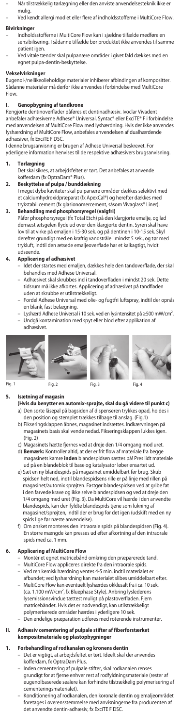- Når tilstrækkelig tørlægning eller den anviste anvendelsesteknik ikke er mulig.
- Ved kendt allergi mod et eller flere af indholdsstofferne i MultiCore Flow.

**Bivirkninger**

- Indholdsstofferne i MultiCore Flow kan i sjældne tilfælde medføre en sensibilisering. I sådanne tilfælde bør produktet ikke anvendes til samme patient igen.
- Ved vitale tænder skal pulpanære områder i givet fald dækkes med en egnet pulpa-dentin-beskyttelse.

**Vekselvirkninger**

Eugenol-/nellikeolieholdige materialer inhiberer afbindingen af kompositter. Sådanne materialer må derfor ikke anvendes i forbindelse med MultiCore Flow.

**I. Genopbygning af tandkrone**

Rengjorte dentinoverflader påføres et dentinadhæsiv. Ivoclar Vivadent anbefaler adhæsiverne Adhese® Universal, Syntac® eller ExciTE® F i forbindelse med anvendelsen af MultiCore Flow med lyshærdning. Hvis der ikke anvendes lyshærdning af MultiCore Flow, anbefales anvendelsen af dualhærdende adhæsiver, fx ExciTE F DSC.

I denne brugsanvisning er brugen af Adhese Universal beskrevet. For yderligere information henvises til de respektive adhæsivers brugsanvisning.

1. **Tørlægning**
   Det skal sikres, at arbejdsfeltet er tørt. Det anbefales at anvende kofferdam (fx OptraDam® Plus).
2. **Beskyttelse af pulpa / bunddækning**
   I meget dybe kaviteter skal pulpanære områder dækkes selektivt med et calciumhydroxidpræparat (fx ApexCal®) og herefter dækkes med trykstabil cement (fx glasionomercement, såsom Vivaglass® Liner).
3. **Behandling med phosphorsyregel (valgfri)**
   Påfør phosphorsyregel (fx Total Etch) på den klargjorte emalje, og lad dernæst ætsgelen flyde ud over den klargjorte dentin. Syren skal have lov til at virke på emaljen i 15-30 sek. og på dentinen i 10-15 sek. Skyl derefter grundigt med en kraftig vandstråle i mindst 5 sek., og tør med trykluft, indtil den ætsede emaljeoverflade har et kalkagtigt, hvidt udseende.
4. **Applicering af adhæsivet**
   - Idet der startes med emaljen, dækkes hele den tandoverflade, der skal behandles med Adhese Universal.
   - Adhæsivet skal skrubbes ind i tandoverfladen i mindst 20 sek. Dette tidsrum må ikke afkortes. Applicering af adhæsivet på tandfladen uden at skrubbe er utilstrækkeligt.
   - Fordel Adhese Universal med olie- og fugtfri luftspray, indtil der opnås en blank, fast belægning.
   - Lyshærd Adhese Universal i 10 sek. ved en lysintensitet på ≥500 mW/cm².
   - Undgå kontamination med spyt eller blod efter applikation af adhæsivet.

Fig. 1 Fig. 2 Fig. 3 Fig. 4

5. **Isætning af magasin**
   **(Hvis du benytter en automix-sprøjte, skal du gå videre til punkt c)**
   a) Den sorte låsepal på bagsiden af dispenseren trykkes opad, holdes i den position og stemplet trækkes tilbage til anslag. (Fig.1)
   b) Fikseringsklappen åbnes, magasinet indsættes. Indkærvningen på magasinets basis skal vende nedad. Fikseringsklappen lukkes igen. (Fig. 2)
   c) Magasinets hætte fjernes ved at dreje den 1/4 omgang mod uret.
   d) **Bemærk:** Kontroller altid, at der er frit flow af materiale fra begge magasinets kamre **inden** blandespidsen sættes på! Pres lidt materiale ud på en blandeblok til base og katalysator løber ensartet ud.
   e) Sæt en ny blandespids på magasinet umiddelbart før brug. Skub spidsen helt ned, indtil blandespidsens rille er på linje med rillen på magasinet/automix sprøjten. Fastgør blandespidsen ved at gribe fat i den farvede krave og ikke selve blandespidsen og ved at dreje den 1/4 omgang med uret (Fig. 3). Da MultiCore vil hærde i den anvendte blandespids, kan den fyldte blandespids tjene som lukning af magasinet/sprøjten, indtil der er brug for det igen (udskift med en ny spids lige før næste anvendelse).
   f) Om ønsket monteres den intraorale spids på blandespidsen (Fig. 4). En større mængde kan presses ud efter afkortning af den intraorale spids med ca. 1 mm.
6. **Applicering af MultiCore Flow**
   - Montér et egnet matricebånd omkring den præparerede tand.
   - MultiCore Flow appliceres direkte fra den intraorale spids.
   - Ved ren kemisk hærdning ventes 4-5 min. indtil materialet er afbundet; ved lyshærdning kan materialet slibes umiddelbart efter.
   - MultiCore Flow kan eventuelt lyshærdes okklusalt fra i ca. 10 sek. (ca. 1,100 mW/cm², fx Bluephase Style). Anbring lyslederens lysemissionsvindue tættest muligt på plastoverfladen. Fjern matricebåndet. Hvis det er nødvendigt, kan utilstrækkeligt polymeriserede områder hærdes i yderligere 10 sek.
   - Den endelige præparation udføres med roterende instrumenter.

**II. Adhæsiv cementering af pulpale stifter af fiberforstærket kompositmateriale og plastopbygninger**

1. **Forbehandling af rodkanalen og kronens dentin**
   - Det er vigtigt, at arbejdsfeltet er tørt. Ideelt skal der anvendes kofferdam, fx OptraDam Plus.
   - Inden cementering af pulpale stifter, skal rodkanalen renses grundigt for at fjerne enhver rest af rodfyldningsmateriale (rester af eugenolbaserede sealere kan forhindre tilstrækkelig polymerisering af cementeringsmaterialet).
   - Konditionering af rodkanalen, den koronale dentin og emaljeområdet foretages i overensstemmelse med anvisningerne fra producenten af det anvendte dentin-adhæsiv, fx ExciTE F DSC.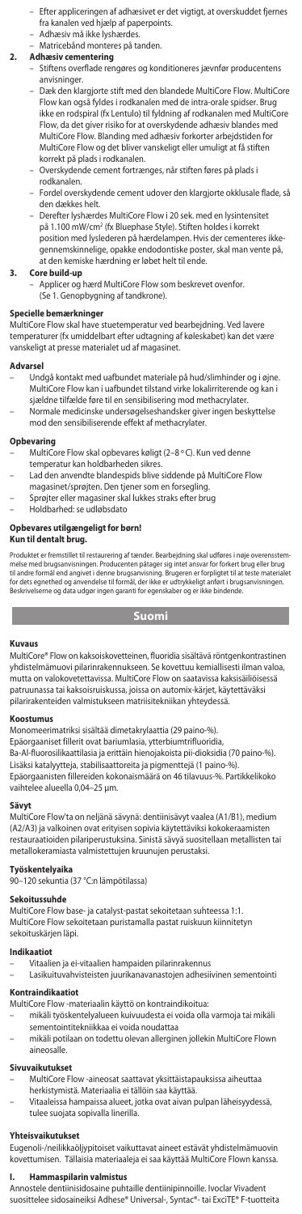– Efter appliceringen af adhæsivet er det vigtigt, at overskuddet fjernes fra kanalen ved hjælp af paperpoints.
– Adhæsiv må ikke lyshærdes.
– Matricebånd monteres på tanden.

**2. Adhæsiv cementering**

– Stiftens overflade rengøres og konditioneres jævnfør producentens anvisninger.
– Dæk den klargjorte stift med den blandede MultiCore Flow. MultiCore Flow kan også fyldes i rodkanalen med de intra-orale spidser. Brug ikke en rodspiral (fx Lentulo) til fyldning af rodkanalen med MultiCore Flow, da det giver risiko for at overskydende adhæsiv blandes med MultiCore Flow. Blanding med adhæsiv forkorter arbejdstiden for MultiCore Flow og det bliver vanskeligt eller umuligt at få stiften korrekt på plads i rodkanalen.
– Overskydende cement fortrænges, når stiften føres på plads i rodkanalen.
– Fordel overskydende cement udover den klargjorte okklusale flade, så den dækkes helt.
– Derefter lyshærdes MultiCore Flow i 20 sek. med en lysintensitet på 1.100 mW/cm² (fx Bluephase Style). Stiften holdes i korrekt position med lyslederen på hærdelampen. Hvis der cementeres ikke-gennemskinnelige, opakke endodontiske poster, skal man vente på, at den kemiske hærdning er løbet helt til ende.

**3. Core build-up**

– Applicer og hærd MultiCore Flow som beskrevet ovenfor. (Se 1. Genopbygning af tandkrone).

**Specielle bemærkninger**

MultiCore Flow skal have stuetemperatur ved bearbejdning. Ved lavere temperaturer (fx umiddelbart efter udtagning af køleskabet) kan det være vanskeligt at presse materialet ud af magasinet.

**Advarsel**

– Undgå kontakt med uafbundet materiale på hud/slimhinder og i øjne. MultiCore Flow kan i uafbundet tilstand virke lokalirriterende og kan i sjældne tilfælde føre til en sensibilisering mod methacrylater.
– Normale medicinske undersøgelseshandsker giver ingen beskyttelse mod den sensibiliserende effekt af methacrylater.

**Opbevaring**

– MultiCore Flow skal opbevares køligt (2–8 °C). Kun ved denne temperatur kan holdbarheden sikres.
– Lad den anvendte blandespids blive siddende på MultiCore Flow magasinet/sprøjten. Den tjener som en forsegling.
– Sprøjter eller magasiner skal lukkes straks efter brug
– Holdbarhed: se udløbsdato

**Opbevares utilgængeligt for børn!**
**Kun til dentalt brug.**

Produktet er fremstillet til restaurering af tænder. Bearbejdning skal udføres i nøje overensstemmelse med brugsanvisningen. Producenten påtager sig intet ansvar for forkert brug eller brug til andre formål end angivet i denne brugsanvisning. Brugeren er forpligtet til at teste materialet for dets egnethed og anvendelse til formål, der ikke er udtrykkeligt anført i brugsanvisningen. Beskrivelserne og data udgør ingen garanti for egenskaber og er ikke bindende.

# Suomi

**Kuvaus**

MultiCore® Flow on kaksoiskovetteinen, fluoridia sisältävä röntgenkontrastinen yhdistelmämuovi pilarirakennukseen. Se kovettuu kemiallisesti ilman valoa, mutta on valokovetettavissa. MultiCore Flow on saatavissa kaksisäiliöisessä patruunassa tai kaksoisruiskussa, joissa on automix-kärjet, käytettäväksi pilarirakenteiden valmistukseen matriisitekniikan yhteydessä.

**Koostumus**

Monomeerimatriksi sisältää dimetakrylaattia (29 paino-%).
Epäorgaaniset fillerit ovat bariumlasia, ytterbiumtrifluoridia, Ba-Al-fluorosilikaattilasia ja erittäin hienojakoista pii-dioksidia (70 paino-%). Lisäksi katalyyttejä, stabilisaattoreita ja pigmenttejä (1 paino-%). Epäorgaanisten fillereiden kokonaismäärä on 46 tilavuus-%. Partikkelikoko vaihtelee alueella 0,04–25 µm.

**Sävyt**

MultiCore Flow'ta on neljänä sävynä: dentiinisävyt vaalea (A1/B1), medium (A2/A3) ja valkoinen ovat erityisen sopivia käytettäviksi kokokeraamisten restauraatioiden pilariperustuksina. Sinistä sävyä suositellaan metallisten tai metallokeramiasta valmistettujen kruunujen perustaksi.

**Työskentelyaika**

90–120 sekuntia (37 °C:n lämpötilassa)

**Sekoitussuhde**

MultiCore Flow base- ja catalyst-pastat sekoitetaan suhteessa 1:1. MultiCore Flow sekoitetaan puristamalla pastat ruiskuun kiinnitetyn sekoituskärjen läpi.

**Indikaatiot**

– Vitaalien ja ei-vitaalien hampaiden pilarinrakennus
– Lasikuituvahvisteisten juurikanavanastojen adhesiivinen sementointi

**Kontraindikaatiot**

MultiCore Flow -materiaalin käyttö on kontraindikoitua:
– mikäli työskentelyalueen kuivuudesta ei voida olla varmoja tai mikäli sementointitekniikkaa ei voida noudattaa
– mikäli potilaan on todettu olevan allerginen jollekin MultiCore Flown aineosalle.

**Sivuvaikutukset**

– MultiCore Flow -aineosat saattavat yksittäistapauksissa aiheuttaa herkistymistä. Materiaalia ei tällöin saa käyttää.
– Vitaaleissa hampaissa alueet, jotka ovat aivan pulpan läheisyydessä, tulee suojata sopivalla linerilla.

**Yhteisvaikutukset**

Eugenoli-/neilikkaöljypitoiset vaikuttavat aineet estävät yhdistelmämuovin kovettumisen. Tällaisia materiaaleja ei saa käyttää MultiCore Flown kanssa.

**I. Hammaspilarin valmistus**

Annostele dentiinisidosaine puhtaille dentiinipinnoille. Ivoclar Vivadent suosittelee sidosaineiksi Adhese® Universal-, Syntac®- tai ExciTE® F-tuotteita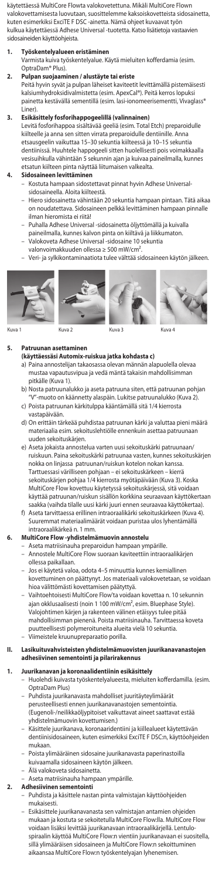käytettäessä MultiCore Flowta valokovetettuna. Mikäli MultiCore Flown valokovettamisesta luovutaan, suosittelemme kaksoiskovetteista sidosainetta, kuten esimerkiksi ExciTE F DSC -ainetta. Nämä ohjeet kuvaavat työn kulkua käytettäessä Adhese Universal -tuotetta. Katso lisätietoja vastaavien sidosaineiden käyttöohjeista.

1. **Työskentelyalueen eristäminen**
   Varmista kuiva työskentelyalue. Käytä mieluiten kofferdamia (esim. OptraDam® Plus).
2. **Pulpan suojaaminen / alustäyte tai eriste**
   Peitä hyvin syvät ja pulpan läheiset kaviteetit levittämällä pistemäisesti kalsiumhydroksidivalmistetta (esim. ApexCal®). Peitä kerros lopuksi painetta kestävällä sementillä (esim. lasi-ionomeerisementti, Vivaglass® Liner).
3. **Esikäsittely fosforihappogeelillä (valinnainen)**
   Levitä fosforihappoa sisältävää geeliä (esim. Total Etch) preparoidulle kiilteelle ja anna sen sitten virrata preparoidulle dentiinille. Anna etsausgeelin vaikuttaa 15–30 sekuntia kiilteessä ja 10–15 sekuntia dentiinissä. Huuhtele happogeeli sitten huolellisesti pois voimakkaalla vesisuihkulla vähintään 5 sekunnin ajan ja kuivaa paineilmalla, kunnes etsatun kiilteen pinta näyttää liitumaisen valkealta.
4. **Sidosaineen levittäminen**
   - Kostuta hampaan sidostettavat pinnat hyvin Adhese Universal-sidosaineella. Aloita kiilteestä.
   - Hiero sidosainetta vähintään 20 sekuntia hampaan pintaan. Tätä aikaa on noudatettava. Sidosaineen pelkkä levittäminen hampaan pinnalle ilman hieromista ei riitä!
   - Puhalla Adhese Universal -sidosainetta öljyttömällä ja kuivalla paineilmalla, kunnes kalvon pinta on kiiltävä ja liikkumaton.
   - Valokoveta Adhese Universal -sidosaine 10 sekuntia valonvoimakkuuden ollessa ≥ 500 mW/cm².
   - Veri- ja sylkikontaminaatiota tulee välttää sidosaineen käytön jälkeen.

Kuva 1 Kuva 2 Kuva 3 Kuva 4

5. **Patruunan asettaminen**
   **(käyttäessäsi Automix-ruiskua jatka kohdasta c)**
   a) Paina annostelijan takaosassa olevan männän alapuolella olevaa mustaa vapautusvipua ja vedä mäntä takaisin mahdollisimman pitkälle (Kuva 1).
   b) Nosta patruunalukko ja aseta patruuna siten, että patruunan pohjan "V"-muoto on käännetty alaspäin. Lukitse patruunalukko (Kuva 2).
   c) Poista patruunan kärkitulppa kääntämällä sitä 1/4 kierrosta vastapäivään.
   d) On erittäin tärkeää puhdistaa patruunan kärki ja valuttaa pieni määrä materiaalia esim. sekoituslehtiölle ennenkuin asettaa patruunaan uuden sekoituskärjen.
   e) Aseta jokaista annostelua varten uusi sekoituskärki patruunaan/ruiskuun. Paina sekoituskärki patruunaa vasten, kunnes sekoituskärjen nokka on linjassa patruunan/ruiskun kotelon nokan kanssa. Tarttuessasi värilliseen pohjaan – ei sekoituskärkeen – kierrä sekoituskärjen pohjaa 1/4 kierrosta myötäpäivään (Kuva 3). Koska MultiCore Flow kovettuu käytetyssä sekoituskärjessä, sitä voidaan käyttää patruunan/ruiskun sisällön korkkina seuraavaan käyttökertaan saakka (vaihda tilalle uusi kärki juuri ennen seuraavaa käyttökertaa).
   f) Aseta tarvittaessa erillinen intraoraalikärki sekoituskärkeen (Kuva 4). Suuremmat materiaalimäärät voidaan puristaa ulos lyhentämällä intraoraalikärkeä n. 1 mm.
6. **MultiCore Flow -yhdistelmämuovin annostelu**
   - Aseta matriisinauha preparoidun hampaan ympärille.
   - Annostele MultiCore Flow suoraan kaviteettiin intraoraalikärjen ollessa paikallaan.
   - Jos ei käytetä valoa, odota 4–5 minuuttia kunnes kemiallinen kovettuminen on päättynyt. Jos materiaali valokovetetaan, se voidaan hioa välittömästi kovettamisen päätyttyä.
   - Vaihtoehtoisesti MultiCore Flow'ta voidaan kovettaa n. 10 sekunnin ajan okklusaalisesti (noin 1 100 mW/cm², esim. Bluephase Style). Valojohtimen kärjen ja rakenteen välinen etäisyys tulee pitää mahdollisimman pienenä. Poista matriisinauha. Tarvittaessa koveta puutteellisesti polymeroituneita alueita vielä 10 sekuntia.
   - Viimeistele kruunupreparaatio porilla.

## II. Lasikuituvahvisteisten yhdistelmämuovisten juurikanavanastojen adhesiivinen sementointi ja pilarirakennus

1. **Juurikanavan ja koronaalidentiinin esikäsittely**
   - Huolehdi kuivasta työskentelyalueesta, mieluiten kofferdamilla. (esim. OptraDam Plus)
   - Puhdista juurikanavasta mahdolliset juurityäytteylimäärät perusteellisesti ennen juurikanavanastojen sementointia. (Eugenoli-/neilikkaöljypitoiset vaikuttavat aineet saattavat estää yhdistelmämuovin kovettumisen.)
   - Käsittele juurikanava, koronaaridentiini ja kiillealueet käytettävän dentiinisidosaineen, kuten esimerkiksi ExciTE F DSC:n, käyttöohjeiden mukaan.
   - Poista ylimääräinen sidosaine juurikanavasta paperinastoilla kuivaamalla sidosaineen käytön jälkeen.
   - Älä valokoveta sidosainetta.
   - Aseta matriisinauha hampaan ympärille.
2. **Adhesiivinen sementointi**
   - Puhdista ja käsittele nastan pinta valmistajan käyttöohjeiden mukaisesti.
   - Esikäsittele juurikanavasta sen valmistajan antamien ohjeiden mukaan ja kostuta se sekoitetulla MultiCore Flow:lla. MultiCore Flow voidaan lisäksi levittää juurikanavaan intraoraalikärjellä. Lentulospiraalin käyttöä MultiCore Flow:n vientiin juurikanavaan ei suositella, sillä ylimääräisen sidosaineen ja MultiCore Flow:n sekoittuminen aikaansaa MultiCore Flow:n työskentelyajan lyhenemisen.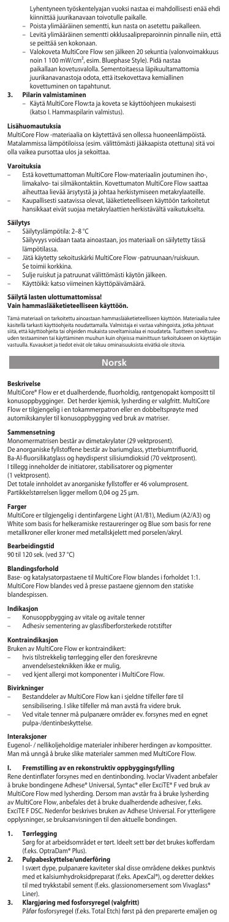Lyhentyneen työskentelyajan vuoksi nastaa ei mahdollisesti enää ehdi kiinnittää juurikanavaan toivotulle paikalle.

- Poista ylimääräinen sementti, kun nasta on asetettu paikalleen.
- Levitä ylimääräinen sementti okklusaalipreparoinnin pinnalle niin, että se peittää sen kokonaan.
- Valokoveta MultiCore Flow sen jälkeen 20 sekuntia (valonvoimakkuus noin 1 100 mW/cm², esim. Bluephase Style). Pidä nastaa paikallaan kovetusvalolla. Sementoitaessa läpikuultamattomia juurikanavanastoja odota, että itsekovettava kemiallinen kovettuminen on tapahtunut.

**3. Pilarin valmistaminen**
- Käytä MultiCore Flow:ta ja koveta se käyttöohjeen mukaisesti (katso I. Hammaspilarin valmistus).

**Lisähuomautuksia**
MultiCore Flow -materiaalia on käytettävä sen ollessa huoneenlämpöistä. Matalammissa lämpötiloissa (esim. välittömästi jääkaapista otettuna) sitä voi olla vaikea pursottaa ulos ja sekoittaa.

**Varoituksia**
- Estä kovettumattoman MultiCore Flow-materiaalin joutuminen iho-, limakalvo- tai silmäkontaktiin. Kovettumaton MultiCore Flow saattaa aiheuttaa lievää ärsytystä ja johtaa herkistymiseen metakrylaateille.
- Kaupallisesti saatavissa olevat, lääketieteelliseen käyttöön tarkoitetut hansikkaat eivät suojaa metakrylaattien herkistävältä vaikutukselta.

**Säilytys**
- Säilytyslämpötila: 2–8 °C
  Säilyvyys voidaan taata ainoastaan, jos materiaali on säilytetty tässä lämpötilassa.
- Jätä käytetty sekoituskärki MultiCore Flow -patruunaan/ruiskuun. Se toimii korkkina.
- Sulje ruiskut ja patruunat välittömästi käytön jälkeen.
- Käyttöikä: katso viimeinen käyttöpäivämäärä.

**Säilytä lasten ulottumattomissa!**
**Vain hammaslääketieteelliseen käyttöön.**

Tämä materiaali on tarkoitettu ainoastaan hammaslääketieteelliseen käyttöön. Materiaalia tulee käsitellä tarkasti käyttöohjeita noudattamalla. Valmistaja ei vastaa vahingoista, jotka johtuvat siitä, että käyttöohjeita tai ohjeiden mukaista soveltamisalaa ei noudateta. Tuotteen soveltuvuuden testaaminen tai käyttäminen muuhun kuin ohjeissa mainittuun tarkoitukseen on käyttäjän vastuulla. Kuvaukset ja tiedot eivät ole takuu ominaisuuksista eivätkä ole sitovia.

# Norsk

**Beskrivelse**
MultiCore® Flow er et dualherdende, fluorholdig, røntgenopakt kompositt til konusoppbygginger. Det herder kjemisk, lysherding er valgfritt. MultiCore Flow er tilgjengelig i en tokammerpatron eller en dobbeltsprøyte med automikskanyler til konusoppbygging ved bruk av matriser.

**Sammensetning**
Monomermatrisen består av dimetakrylater (29 vektprosent). De anorganiske fyllstoffene består av bariumglass, ytterbiumtrifluorid, Ba-Al-fluorsilikatglass og høydispert silisiumdioksid (70 vektprosent). I tillegg inneholder de initiatorer, stabilisatorer og pigmenter (1 vektprosent).
Det totale innholdet av anorganiske fyllstoffer er 46 volumprosent. Partikkelstørrelsen ligger mellom 0,04 og 25 µm.

**Farger**
MultiCore er tilgjengelig i dentinfargene Light (A1/B1), Medium (A2/A3) og White som basis for helkeramiske restaureringer og Blue som basis for rene metallkroner eller kroner med metallskjelett med porselen/akryl.

**Bearbeidingstid**
90 til 120 sek. (ved 37 °C)

**Blandingsforhold**
Base- og katalysatorpastaene til MultiCore Flow blandes i forholdet 1:1. MultiCore Flow blandes ved å presse pastaene gjennom den statiske blandespissen.

**Indikasjon**
- Konusoppbygging av vitale og avitale tenner
- Adhesiv sementering av glassfiberforsterkede rotstifter

**Kontraindikasjon**
Bruken av MultiCore Flow er kontraindikert:
- hvis tilstrekkelig tørrlegging eller den foreskrevne anvendelsesteknikken ikke er mulig,
- ved kjent allergi mot komponenter i MultiCore Flow.

**Bivirkninger**
- Bestanddeler av MultiCore Flow kan i sjeldne tilfeller føre til sensibilisering. I slike tilfeller må man avstå fra videre bruk.
- Ved vitale tenner må pulpanære områder ev. forsynes med et egnet pulpa-/dentinbeskyttelse.

**Interaksjoner**
Eugenol- / nellikoljeholdige materialer inhiberer herdingen av kompositter. Man må unngå å bruke slike materialer sammen med MultiCore Flow.

**I. Fremstilling av en rekonstruktiv oppbyggingsfylling**
Rene dentinflater forsynes med en dentinbonding. Ivoclar Vivadent anbefaler å bruke bondingene Adhese® Universal, Syntac® eller ExciTE® F ved bruk av MultiCore Flow med lysherding. Dersom man avstår fra å bruke lysherding av MultiCore Flow, anbefales det å bruke dualherdende adhesiver, f.eks. ExciTE F DSC. Nedenfor beskrives bruken av Adhese Universal. For ytterligere opplysninger, se bruksanvisningen til den aktuelle bondingen.

**1. Tørrlegging**
Sørg for at arbeidsområdet er tørt. Ideelt sett bør det brukes kofferdam (f.eks. OptraDam® Plus).

**2. Pulpabeskyttelse/underforing**
I svært dype, pulpanære kaviteter skal disse områdene dekkes punktvis med et kalsiumhydroksidpreparat (f.eks. ApexCal®), og deretter dekkes til med trykkstabil sement (f.eks. glassionomersement som Vivaglass® Liner).

**3. Klargjøring med fosforsyregel (valgfritt)**
Påfør fosforsyregel (f.eks. Total Etch) først på den preparerte emaljen og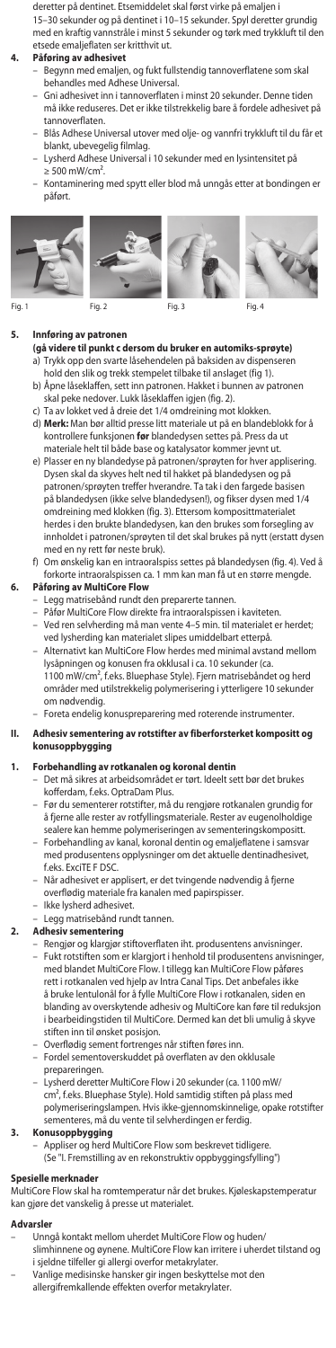deretter på dentinet. Etsemiddelet skal først virke på emaljen i 15–30 sekunder og på dentinet i 10–15 sekunder. Spyl deretter grundig med en kraftig vannstråle i minst 5 sekunder og tørk med trykkluft til den etsede emaljeflaten ser krittхvit ut.

**4. Påføring av adhesivet**

- Begynn med emaljen, og fukt fullstendig tannoverflatene som skal behandles med Adhese Universal.
- Gni adhesivet inn i tannoverflaten i minst 20 sekunder. Denne tiden må ikke reduseres. Det er ikke tilstrekkelig bare å fordele adhesivet på tannoverflaten.
- Blås Adhese Universal utover med olje- og vannfri trykkluft til du får et blankt, ubevegelig filmlag.
- Lysherd Adhese Universal i 10 sekunder med en lysintensitet på ≥ 500 mW/cm².
- Kontaminering med spytt eller blod må unngås etter at bondingen er påført.

Fig. 1 Fig. 2 Fig. 3 Fig. 4

**5. Innføring av patronen**
**(gå videre til punkt c dersom du bruker en automiks-sprøyte)**

a) Trykk opp den svarte låsehendelen på baksiden av dispenseren hold den slik og trekk stempelet tilbake til anslaget (fig 1).
b) Åpne låseklaffen, sett inn patronen. Hakket i bunnen av patronen skal peke nedover. Lukk låseklaffen igjen (fig. 2).
c) Ta av lokket ved å dreie det 1/4 omdreining mot klokken.
d) **Merk:** Man bør alltid presse litt materiale ut på en blandeblokk for å kontrollere funksjonen **før** blandedysen settes på. Press da ut materiale helt til både base og katalysator kommer jevnt ut.
e) Plasser en ny blandedyse på patronen/sprøyten for hver applisering. Dysen skal da skyves helt ned til hakket på blandedysen og på patronen/sprøyten treffer hverandre. Ta tak i den fargede basisen på blandedysen (ikke selve blandedysen!), og fikser dysen med 1/4 omdreining med klokken (fig. 3). Ettersom komposittmaterialet herdes i den brukte blandedysen, kan den brukes som forsegling av innholdet i patronen/sprøyten til det skal brukes på nytt (erstatt dysen med en ny rett før neste bruk).
f) Om ønskelig kan en intraoralspiss settes på blandedysen (fig. 4). Ved å forkorte intraoralspissen ca. 1 mm kan man få ut en større mengde.

**6. Påføring av MultiCore Flow**

- Legg matrisebånd rundt den preparerte tannen.
- Påfør MultiCore Flow direkte fra intraoralspissen i kaviteten.
- Ved ren selvherding må man vente 4–5 min. til materialet er herdet; ved lysherding kan materialet slipes umiddelbart etterpå.
- Alternativt kan MultiCore Flow herdes med minimal avstand mellom lysåpningen og konusen fra okklusal i ca. 10 sekunder (ca. 1100 mW/cm², f.eks. Bluephase Style). Fjern matrisebåndet og herd områder med utilstrekkelig polymerisering i ytterligere 10 sekunder om nødvendig.
- Foreta endelig konuspreparering med roterende instrumenter.

**II. Adhesiv sementering av rotstifter av fiberforsterket kompositt og konusoppbygging**

**1. Forbehandling av rotkanalen og koronal dentin**

- Det må sikres at arbeidsområdet er tørt. Ideelt sett bør det brukes kofferdam, f.eks. OptraDam Plus.
- Før du sementerer rotstifter, må du rengjøre rotkanalen grundig for å fjerne alle rester av rotfyllingsmateriale. Rester av eugenolholdige sealere kan hemme polymeriseringen av sementeringskompositt.
- Forbehandling av kanal, koronal dentin og emaljeflatene i samsvar med produsentens opplysninger om det aktuelle dentinadhesivet, f.eks. ExciTE F DSC.
- Når adhesivet er applisert, er det tvingende nødvendig å fjerne overflødig materiale fra kanalen med papirspisser.
- Ikke lysherd adhesivet.
- Legg matrisebånd rundt tannen.

**2. Adhesiv sementering**

- Rengjør og klargjør stiftoverflaten iht. produsentens anvisninger.
- Fukt rotstiften som er klargjort i henhold til produsentens anvisninger, med blandet MultiCore Flow. I tillegg kan MultiCore Flow påføres rett i rotkanalen ved hjelp av Intra Canal Tips. Det anbefales ikke å bruke lentulonål for å fylle MultiCore Flow i rotkanalen, siden en blanding av overskytende adhesiv og MultiCore kan føre til reduksjon i bearbeidingstiden til MultiCore. Dermed kan det bli umulig å skyve stiften inn til ønsket posisjon.
- Overflødig sement fortrenges når stiften føres inn.
- Fordel sementoverskuddet på overflaten av den okklusale prepareringen.
- Lysherd deretter MultiCore Flow i 20 sekunder (ca. 1100 mW/cm², f.eks. Bluephase Style). Hold samtidig stiften på plass med polymeriseringslampen. Hvis ikke-gjennomskinnelige, opake rotstifter sementeres, må du vente til selvherdingen er ferdig.

**3. Konusoppbygging**

- Appliser og herd MultiCore Flow som beskrevet tidligere. (Se "I. Fremstilling av en rekonstruktiv oppbyggingsfylling")

**Spesielle merknader**

MultiCore Flow skal ha romtemperatur når det brukes. Kjøleskapstemperatur kan gjøre det vanskelig å presse ut materialet.

**Advarsler**

- Unngå kontakt mellom uherdet MultiCore Flow og huden/slimhinnene og øynene. MultiCore Flow kan irritere i uherdet tilstand og i sjeldne tilfeller gi allergi overfor metakrylater.
- Vanlige medisinske hansker gir ingen beskyttelse mot den allergifremkallende effekten overfor metakrylater.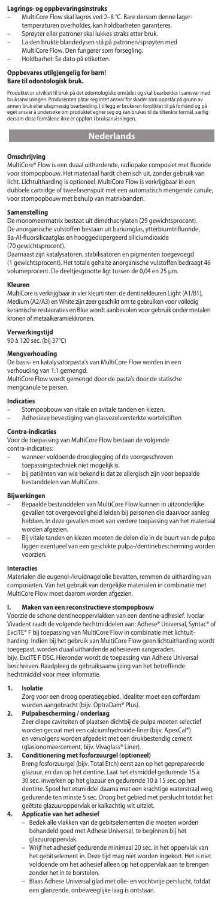**Lagrings- og oppbevaringsinstruks**

- MultiCore Flow skal lagres ved 2–8 °C. Bare dersom denne lagertemperaturen overholdes, kan holdbarheten garanteres.
- Sprøyter eller patroner skal lukkes straks etter bruk.
- La den brukte blandedysen stå på patronen/sprøyten med MultiCore Flow. Den fungerer som forsegling.
- Holdbarhet: Se dato på etiketten.

**Oppbevares utilgjengelig for barn!**
**Bare til odontologisk bruk.**

Produktet er utviklet til bruk på det odontologiske området og skal bearbeides i samsvar med bruksanvisningen. Produsenten påtar seg intet ansvar for skader som oppstår på grunn av annen bruk eller ufagmessig bearbeiding. I tillegg er brukeren forpliktet til på forhånd og på eget ansvar å undersøke om produktet egner seg og kan brukes til de tiltenkte formål, særlig dersom disse formålene ikke er oppført i bruksanvisningen.

# Nederlands

**Omschrijving**

MultiCore® Flow is een duaal uithardende, radiopake composiet met fluoride voor stompopbouw. Het materiaal hardt chemisch uit, zonder gebruik van licht. Lichtuitharding is optioneel. MultiCore Flow is verkrijgbaar in een dubbele cartridge of tweefasenspuit met een automatisch mengende canule, voor stompopbouw met behulp van matrixbanden.

**Samenstelling**

De monomeermatrix bestaat uit dimethacrylaten (29 gewichtsprocent). De anorganische vulstoffen bestaan uit bariumglas, ytterbiumtrifluoride, Ba-Al-fluorsilicaatglas en hooggedispergeerd siliciumdioxide (70 gewichtsprocent).
Daarnaast zijn katalysatoren, stabilisatoren en pigmenten toegevoegd (1 gewichtsprocent). Het totale gehalte anorganische vulstoffen bedraagt 46 volumeprocent. De deeltjesgrootte ligt tussen de 0,04 en 25 µm.

**Kleuren**

MultiCore is verkrijgbaar in vier kleurtinten: de dentinekleuren Light (A1/B1), Medium (A2/A3) en White zijn zeer geschikt om te gebruiken voor volledig keramische restauraties en Blue wordt aanbevolen voor gebruik onder metalen kronen of metaalkeramiekkronen.

**Verwerkingstijd**

90 à 120 sec. (bij 37°C)

**Mengverhouding**

De basis- en katalysatorpasta's van MultiCore Flow worden in een verhouding van 1:1 gemengd.
MultiCore Flow wordt gemengd door de pasta's door de statische mengcanule te persen.

**Indicaties**

- Stompopbouw van vitale en avitale tanden en kiezen.
- Adhesieve bevestiging van glasvezelversterkte wortelstiften

**Contra-indicaties**

Voor de toepassing van MultiCore Flow bestaan de volgende contra-indicaties:

- wanneer voldoende drooglegging of de voorgeschreven toepassingstechniek niet mogelijk is.
- bij patiënten van wie bekend is dat ze allergisch zijn voor bepaalde bestanddelen van MultiCore.

**Bijwerkingen**

- Bepaalde bestanddelen van MultiCore Flow kunnen in uitzonderlijke gevallen tot overgevoeligheid leiden bij personen die daarvoor aanleg hebben. In deze gevallen moet van verdere toepassing van het materiaal worden afgezien.
- Bij vitale tanden en kiezen moeten de delen die in de buurt van de pulpa liggen eventueel van een geschikte pulpa-/dentinebescherming worden voorzien.

**Interacties**

Materialen die eugenol-/kruidnagelolie bevatten, remmen de uitharding van composieten. Van het gebruik van dergelijke materialen in combinatie met MultiCore Flow moet daarom worden afgezien.

**I. Maken van een reconstructieve stompopbouw**

Voorzie de schone dentineoppervlakken van een dentine-adhesief. Ivoclar Vivadent raadt de volgende hechtmiddelen aan: Adhese® Universal, Syntac® of ExciTE® F bij toepassing van MultiCore Flow in combinatie met lichtuitharding. Indien bij het gebruik van MultiCore Flow geen lichtuitharding wordt toegepast, worden duaal uithardende adhesieven aangeraden, bijv. ExciTE F DSC. Hieronder wordt de toepassing van Adhese Universal beschreven. Raadpleeg de gebruiksaanwijzing van het betreffende hechtmiddel voor meer informatie.

1. **Isolatie**
   Zorg voor een droog operatiegebied. Idealiter moet een cofferdam worden aangebracht (bijv. OptraDam® Plus).
2. **Pulpabescherming / onderlaag**
   Zeer diepe caviteiten of plaatsen dichtbij de pulpa moeten selectief worden gecoat met een calciumhydroxide-liner (bijv. ApexCal®) en vervolgens worden afgedekt met een drukbestendig cement (glasionomeercement, bijv. Vivaglass® Liner).
3. **Conditionering met fosforzuurgel (optioneel)**
   Breng fosforzuurgel (bijv. Total Etch) eerst aan op het geprepareerde glazuur, en dan op het dentine. Laat het etsmiddel gedurende 15 à 30 sec. inwerken op het glazuur en gedurende 10 à 15 sec. op het dentine. Spoel het etsmiddel daarna met een krachtige waterstraal weg, gedurende ten minste 5 sec. Droog het gebied met perslucht totdat het geëtste glazuuroppervlak er kalkachtig wit uitziet.
4. **Applicatie van het adhesief**
   - Bedek alle vlakken van de gebitselementen die moeten worden behandeld goed met Adhese Universal, te beginnen bij het glazuuroppervlak.
   - Wrijf het adhesief gedurende minimaal 20 sec. in het oppervlak van het gebitselement in. Deze tijd mag niet worden ingekort. Het is niet voldoende om het adhesief alleen op het oppervlak aan te brengen zonder het in te borstelen.
   - Blaas Adhese Universal glad met olie- en vochtvrije perslucht, totdat een glanzende, onbeweeglijke laag is ontstaan.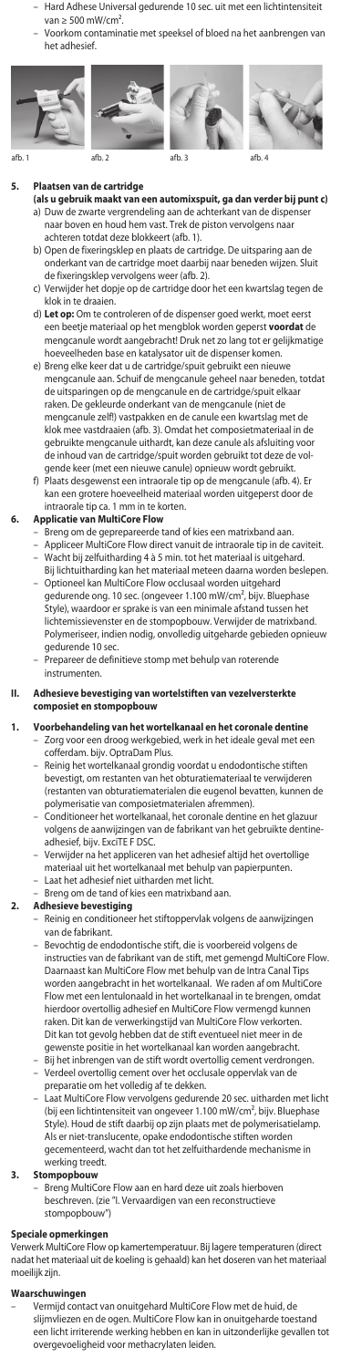- Hard Adhese Universal gedurende 10 sec. uit met een lichtintensiteit van ≥ 500 mW/cm².
- Voorkom contaminatie met speeksel of bloed na het aanbrengen van het adhesief.

afb. 1 afb. 2 afb. 3 afb. 4

**5. Plaatsen van de cartridge**
**(als u gebruik maakt van een automixspuit, ga dan verder bij punt c)**

a) Duw de zwarte vergrendeling aan de achterkant van de dispenser naar boven en houd hem vast. Trek de piston vervolgens naar achteren totdat deze blokkeert (afb. 1).
b) Open de fixeringsklep en plaats de cartridge. De uitsparing aan de onderkant van de cartridge moet daarbij naar beneden wijzen. Sluit de fixeringsklep vervolgens weer (afb. 2).
c) Verwijder het dopje op de cartridge door het een kwartslag tegen de klok in te draaien.
d) **Let op:** Om te controleren of de dispenser goed werkt, moet eerst een beetje materiaal op het mengblok worden geperst **voordat** de mengcanule wordt aangebracht! Druk net zo lang tot er gelijkmatige hoeveelheden base en katalysator uit de dispenser komen.
e) Breng elke keer dat u de cartridge/spuit gebruikt een nieuwe mengcanule aan. Schuif de mengcanule geheel naar beneden, totdat de uitsparingen op de mengcanule en de cartridge/spuit elkaar raken. De gekleurde onderkant van de mengcanule (niet de mengcanule zelf!) vastpakken en de canule een kwartslag met de klok mee vastdraaien (afb. 3). Omdat het composietmateriaal in de gebruikte mengcanule uithardt, kan deze canule als afsluiting voor de inhoud van de cartridge/spuit worden gebruikt tot deze de volgende keer (met een nieuwe canule) opnieuw wordt gebruikt.
f) Plaats desgewenst een intraorale tip op de mengcanule (afb. 4). Er kan een grotere hoeveelheid materiaal worden uitgeperst door de intraorale tip ca. 1 mm in te korten.

**6. Applicatie van MultiCore Flow**

- Breng om de geprepareerde tand of kies een matrixband aan.
- Appliceer MultiCore Flow direct vanuit de intraorale tip in de caviteit.
- Wacht bij zelfuitharding 4 à 5 min. tot het materiaal is uitgehard. Bij lichtuitharding kan het materiaal meteen daarna worden beslepen.
- Optioneel kan MultiCore Flow occlusaal worden uitgehard gedurende ong. 10 sec. (ongeveer 1.100 mW/cm², bijv. Bluephase Style), waardoor er sprake is van een minimale afstand tussen het lichtemissievenster en de stompopbouw. Verwijder de matrixband. Polymeriseer, indien nodig, onvolledig uitgeharde gebieden opnieuw gedurende 10 sec.
- Prepareer de definitieve stomp met behulp van roterende instrumenten.

## II. Adhesieve bevestiging van wortelstiften van vezelversterkte composiet en stompopbouw

**1. Voorbehandeling van het wortelkanaal en het coronale dentine**

- Zorg voor een droog werkgebied, werk in het ideale geval met een cofferdam. bijv. OptraDam Plus.
- Reinig het wortelkanaal grondig voordat u endodontische stiften bevestigt, om restanten van het obturatiemateriaal te verwijderen (restanten van obturatiematerialen die eugenol bevatten, kunnen de polymerisatie van composietmaterialen afremmen).
- Conditioneer het wortelkanaal, het coronale dentine en het glazuur volgens de aanwijzingen van de fabrikant van het gebruikte dentine-adhesief, bijv. ExciTE F DSC.
- Verwijder na het appliceren van het adhesief altijd het overtollige materiaal uit het wortelkanaal met behulp van papierpunten.
- Laat het adhesief niet uitharden met licht.
- Breng om de tand of kies een matrixband aan.

**2. Adhesieve bevestiging**

- Reinig en conditioneer het stiftoppervlak volgens de aanwijzingen van de fabrikant.
- Bevochtig de endodontische stift, die is voorbereid volgens de instructies van de fabrikant van de stift, met gemengd MultiCore Flow. Daarnaast kan MultiCore Flow met behulp van de Intra Canal Tips worden aangebracht in het wortelkanaal. We raden af om MultiCore Flow met een lentulonaald in het wortelkanaal in te brengen, omdat hierdoor overtollig adhesief en MultiCore Flow vermengd kunnen raken. Dit kan de verwerkingstijd van MultiCore Flow verkorten. Dit kan tot gevolg hebben dat de stift eventueel niet meer in de gewenste positie in het wortelkanaal kan worden aangebracht.
- Bij het inbrengen van de stift wordt overtollig cement verdrongen.
- Verdeel overtollig cement over het occlusale oppervlak van de preparatie om het volledig af te dekken.
- Laat MultiCore Flow vervolgens gedurende 20 sec. uitharden met licht (bij een lichtintensiteit van ongeveer 1.100 mW/cm², bijv. Bluephase Style). Houd de stift daarbij op zijn plaats met de polymerisatielamp. Als er niet-translucente, opake endodontische stiften worden gecementeerd, wacht dan tot het zelfuithardende mechanisme in werking treedt.

**3. Stompopbouw**

- Breng MultiCore Flow aan en hard deze uit zoals hierboven beschreven. (zie "I. Vervaardigen van een reconstructieve stompopbouw")

**Speciale opmerkingen**

Verwerk MultiCore Flow op kamertemperatuur. Bij lagere temperaturen (direct nadat het materiaal uit de koeling is gehaald) kan het doseren van het materiaal moeilijk zijn.

**Waarschuwingen**

- Vermijd contact van onuitgehard MultiCore Flow met de huid, de slijmvliezen en de ogen. MultiCore Flow kan in onuitgeharde toestand een licht irriterende werking hebben en kan in uitzonderlijke gevallen tot overgevoeligheid voor methacrylaten leiden.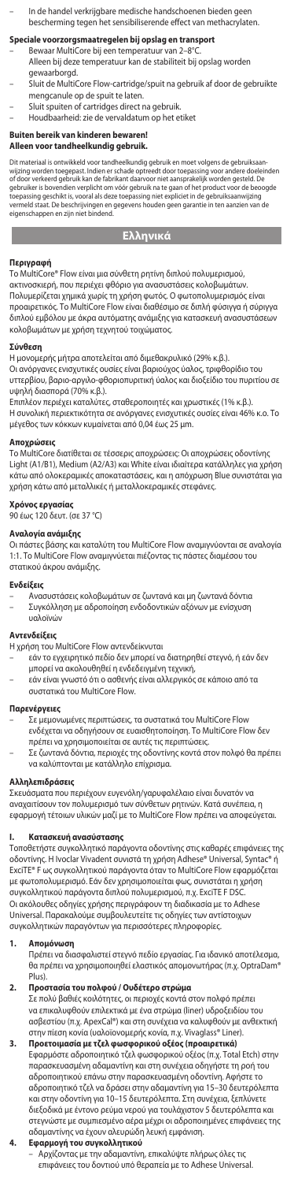– In de handel verkrijgbare medische handschoenen bieden geen bescherming tegen het sensibiliserende effect van methacrylaten.

**Speciale voorzorgsmaatregelen bij opslag en transport**

– Bewaar MultiCore bij een temperatuur van 2–8°C.
  Alleen bij deze temperatuur kan de stabiliteit bij opslag worden gewaarborgd.
– Sluit de MultiCore Flow-cartridge/spuit na gebruik af door de gebruikte mengcanule op de spuit te laten.
– Sluit spuiten of cartridges direct na gebruik.
– Houdbaarheid: zie de vervaldatum op het etiket

**Buiten bereik van kinderen bewaren!**
**Alleen voor tandheelkundig gebruik.**

Dit materiaal is ontwikkeld voor tandheelkundig gebruik en moet volgens de gebruiksaanwijzing worden toegepast. Indien er schade optreedt door toepassing voor andere doeleinden of door verkeerd gebruik kan de fabrikant daarvoor niet aansprakelijk worden gesteld. De gebruiker is bovendien verplicht om vóór gebruik na te gaan of het product voor de beoogde toepassing geschikt is, vooral als deze toepassing niet expliciet in de gebruiksaanwijzing vermeld staat. De beschrijvingen en gegevens houden geen garantie in ten aanzien van de eigenschappen en zijn niet bindend.

## Ελληνικά

**Περιγραφή**

Το MultiCore® Flow είναι μια σύνθετη ρητίνη διπλού πολυμερισμού, ακτινοσκιερή, που περιέχει φθόριο για ανασυστάσεις κολοβωμάτων. Πολυμερίζεται χημικά χωρίς τη χρήση φωτός. Ο φωτοπολυμερισμός είναι προαιρετικός. Το MultiCore Flow είναι διαθέσιμο σε διπλή φύσιγγα ή σύριγγα διπλού εμβόλου με άκρα αυτόματης ανάμιξης για κατασκευή ανασυστάσεων κολοβωμάτων με χρήση τεχνητού τοιχώματος.

**Σύνθεση**

Η μονομερής μήτρα αποτελείται από διμεθακρυλικό (29% κ.β.).
Οι ανόργανες ενισχυτικές ουσίες είναι βαριούχος ύαλος, τριφθορίδιο του υττερβίου, βαριο-αργιλο-φθοριοπυριτική ύαλος και διοξείδιο του πυριτίου σε υψηλή διασπορά (70% κ.β.).
Επιπλέον περιέχει καταλύτες, σταθεροποιητές και χρωστικές (1% κ.β.).
Η συνολική περιεκτικότητα σε ανόργανες ενισχυτικές ουσίες είναι 46% κ.ο. Το μέγεθος των κόκκων κυμαίνεται από 0,04 έως 25 μm.

**Αποχρώσεις**

Το MultiCore διατίθεται σε τέσσερις αποχρώσεις: Οι αποχρώσεις οδοντίνης Light (A1/B1), Medium (A2/A3) και White είναι ιδιαίτερα κατάλληλες για χρήση κάτω από ολοκεραμικές αποκαταστάσεις, και η απόχρωση Blue συνιστάται για χρήση κάτω από μεταλλικές ή μεταλλοκεραμικές στεφάνες.

**Χρόνος εργασίας**

90 έως 120 δευτ. (σε 37 °C)

**Αναλογία ανάμιξης**

Οι πάστες βάσης και καταλύτη του MultiCore Flow αναμιγνύονται σε αναλογία 1:1. Το MultiCore Flow αναμιγνύεται πιέζοντας τις πάστες διαμέσου του στατικού άκρου ανάμιξης.

**Ενδείξεις**

– Ανασυστάσεις κολοβωμάτων σε ζωντανά και μη ζωντανά δόντια
– Συγκόλληση με αδροποίηση ενδοδοντικών αξόνων με ενίσχυση υαλοϊνών

**Αντενδείξεις**

Η χρήση του MultiCore Flow αντενδείκνυται
– εάν το εγχειρητικό πεδίο δεν μπορεί να διατηρηθεί στεγνό, ή εάν δεν μπορεί να ακολουθηθεί η ενδεδειγμένη τεχνική,
– εάν είναι γνωστό ότι ο ασθενής είναι αλλεργικός σε κάποιο από τα συστατικά του MultiCore Flow.

**Παρενέργειες**

– Σε μεμονωμένες περιπτώσεις, τα συστατικά του MultiCore Flow ενδέχεται να οδηγήσουν σε ευαισθητοποίηση. Το MultiCore Flow δεν πρέπει να χρησιμοποιείται σε αυτές τις περιπτώσεις.
– Σε ζωντανά δόντια, περιοχές της οδοντίνης κοντά στον πολφό θα πρέπει να καλύπτονται με κατάλληλο επίχρισμα.

**Αλληλεπιδράσεις**

Σκευάσματα που περιέχουν ευγενόλη/γαρυφαλλέλαιο είναι δυνατόν να αναχαιτίσουν τον πολυμερισμό των σύνθετων ρητινών. Κατά συνέπεια, η εφαρμογή τέτοιων υλικών μαζί με το MultiCore Flow πρέπει να αποφεύγεται.

**I. Κατασκευή ανασύστασης**

Τοποθετήστε συγκολλητικό παράγοντα οδοντίνης στις καθαρές επιφάνειες της οδοντίνης. Η Ivoclar Vivadent συνιστά τη χρήση Adhese® Universal, Syntac® ή ExciTE® F ως συγκολλητικού παράγοντα όταν το MultiCore Flow εφαρμόζεται με φωτοπολυμερισμό. Εάν δεν χρησιμοποιείται φως, συνιστάται η χρήση συγκολλητικού παράγοντα διπλού πολυμερισμού, π.χ. ExciTE F DSC.
Οι ακόλουθες οδηγίες χρήσης περιγράφουν τη διαδικασία με το Adhese Universal. Παρακαλούμε συμβουλευτείτε τις οδηγίες των αντίστοιχων συγκολλητικών παραγόντων για περισσότερες πληροφορίες.

1. **Απομόνωση**
   Πρέπει να διασφαλιστεί στεγνό πεδίο εργασίας. Για ιδανικό αποτέλεσμα, θα πρέπει να χρησιμοποιηθεί ελαστικός απομονωτήρας (π.χ. OptraDam® Plus).
2. **Προστασία του πολφού / Ουδέτερο στρώμα**
   Σε πολύ βαθιές κοιλότητες, οι περιοχές κοντά στον πολφό πρέπει να επικαλυφθούν επιλεκτικά με ένα στρώμα (liner) υδροξειδίου του ασβεστίου (π.χ. ApexCal®) και στη συνέχεια να καλυφθούν με ανθεκτική στην πίεση κονία (υαλοϊονομερής κονία, π.χ. Vivaglass® Liner).
3. **Προετοιμασία με τζελ φωσφορικού οξέος (προαιρετικά)**
   Εφαρμόστε αδροποιητικό τζελ φωσφορικού οξέος (π.χ. Total Etch) στην παρασκευασμένη αδαμαντίνη και στη συνέχεια οδηγήστε τη ροή του αδροποιητικού επάνω στην παρασκευασμένη οδοντίνη. Αφήστε το αδροποιητικό τζελ να δράσει στην αδαμαντίνη για 15–30 δευτερόλεπτα και στην οδοντίνη για 10–15 δευτερόλεπτα. Στη συνέχεια, ξεπλύνετε διεξοδικά με έντονο ρεύμα νερού για τουλάχιστον 5 δευτερόλεπτα και στεγνώστε με συμπιεσμένο αέρα μέχρι οι αδροποιημένες επιφάνειες της αδαμαντίνης να έχουν αλευρώδη λευκή εμφάνιση.
4. **Εφαρμογή του συγκολλητικού**
   – Αρχίζοντας με την αδαμαντίνη, επικαλύψτε πλήρως όλες τις επιφάνειες του δοντιού υπό θεραπεία με το Adhese Universal.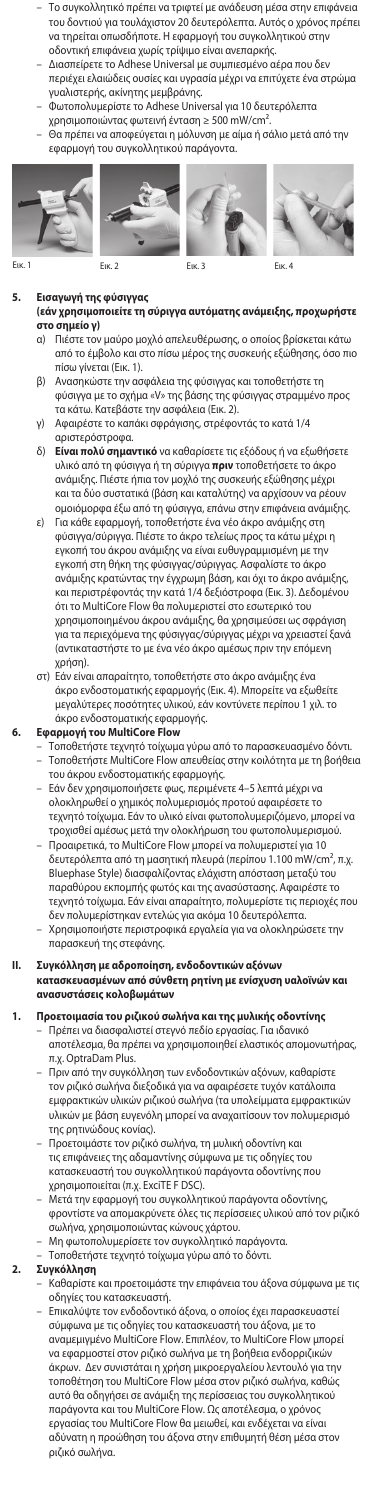- Το συγκολλητικό πρέπει να τριφτεί με ανάδευση μέσα στην επιφάνεια του δοντιού για τουλάχιστον 20 δευτερόλεπτα. Αυτός ο χρόνος πρέπει να τηρείται οπωσδήποτε. Η εφαρμογή του συγκολλητικού στην οδοντική επιφάνεια χωρίς τρίψιμο είναι ανεπαρκής.
- Διασπείρετε το Adhese Universal με συμπιεσμένο αέρα που δεν περιέχει ελαιώδεις ουσίες και υγρασία μέχρι να επιτύχετε ένα στρώμα γυαλιστερής, ακίνητης μεμβράνης.
- Φωτοπολυμερίστε το Adhese Universal για 10 δευτερόλεπτα χρησιμοποιώντας φωτεινή ένταση ≥ 500 mW/cm².
- Θα πρέπει να αποφεύγεται η μόλυνση με αίμα ή σάλιο μετά από την εφαρμογή του συγκολλητικού παράγοντα.

Εικ. 1 Εικ. 2 Εικ. 3 Εικ. 4

**5. Εισαγωγή της φύσιγγας**
**(εάν χρησιμοποιείτε τη σύριγγα αυτόματης ανάμειξης, προχωρήστε στο σημείο γ)**

α) Πιέστε τον μαύρο μοχλό απελευθέρωσης, ο οποίος βρίσκεται κάτω από το έμβολο και στο πίσω μέρος της συσκευής εξώθησης, όσο πιο πίσω γίνεται (Εικ. 1).

β) Ανασηκώστε την ασφάλεια της φύσιγγας και τοποθετήστε τη φύσιγγα με το σχήμα «V» της βάσης της φύσιγγας στραμμένο προς τα κάτω. Κατεβάστε την ασφάλεια (Εικ. 2).

γ) Αφαιρέστε το καπάκι σφράγισης, στρέφοντάς το κατά 1/4 αριστερόστροφα.

δ) **Είναι πολύ σημαντικό** να καθαρίσετε τις εξόδους ή να εξωθήσετε υλικό από τη φύσιγγα ή τη σύριγγα **πριν** τοποθετήσετε το άκρο ανάμιξης. Πιέστε ήπια τον μοχλό της συσκευής εξώθησης μέχρι και τα δύο συστατικά (βάση και καταλύτης) να αρχίσουν να ρέουν ομοιόμορφα έξω από τη φύσιγγα, επάνω στην επιφάνεια ανάμιξης.

ε) Για κάθε εφαρμογή, τοποθετήστε ένα νέο άκρο ανάμιξης στη φύσιγγα/σύριγγα. Πιέστε το άκρο τελείως προς τα κάτω μέχρι η εγκοπή του άκρου ανάμιξης να είναι ευθυγραμμισμένη με την εγκοπή στη θήκη της φύσιγγας/σύριγγας. Ασφαλίστε το άκρο ανάμιξης κρατώντας την έγχρωμη βάση, και όχι το άκρο ανάμιξης, και περιστρέφοντάς την κατά 1/4 δεξιόστροφα (Εικ. 3). Δεδομένου ότι το MultiCore Flow θα πολυμεριστεί στο εσωτερικό του χρησιμοποιημένου άκρου ανάμιξης, θα χρησιμεύσει ως σφράγιση για τα περιεχόμενα της φύσιγγας/σύριγγας μέχρι να χρειαστεί ξανά (αντικαταστήστε το με ένα νέο άκρο αμέσως πριν την επόμενη χρήση).

στ) Εάν είναι απαραίτητο, τοποθετήστε στο άκρο ανάμιξης ένα άκρο ενδοστοματικής εφαρμογής (Εικ. 4). Μπορείτε να εξωθείτε μεγαλύτερες ποσότητες υλικού, εάν κοντύνετε περίπου 1 χιλ. το άκρο ενδοστοματικής εφαρμογής.

**6. Εφαρμογή του MultiCore Flow**

- Τοποθετήστε τεχνητό τοίχωμα γύρω από το παρασκευασμένο δόντι.
- Τοποθετήστε MultiCore Flow απευθείας στην κοιλότητα με τη βοήθεια του άκρου ενδοστοματικής εφαρμογής.
- Εάν δεν χρησιμοποιηθεί φως, περιμένετε 4–5 λεπτά μέχρι να ολοκληρωθεί ο χημικός πολυμερισμός προτού αφαιρέσετε το τεχνητό τοίχωμα. Εάν το υλικό είναι φωτοπολυμεριζόμενο, μπορεί να τροχισθεί αμέσως μετά την ολοκλήρωση του φωτοπολυμερισμού.
- Προαιρετικά, το MultiCore Flow μπορεί να πολυμεριστεί για 10 δευτερόλεπτα από τη μασητική πλευρά (περίπου 1.100 mW/cm², π.χ. Bluephase Style) διαφυλάζοντας ελάχιστη απόσταση μεταξύ του παραθύρου εκπομπής φωτός και της ανασύστασης. Αφαιρέστε το τεχνητό τοίχωμα. Εάν είναι απαραίτητο, πολυμερίστε τις περιοχές που δεν πολυμερίστηκαν εντελώς για ακόμα 10 δευτερόλεπτα.
- Χρησιμοποιήστε περιστροφικά εργαλεία για να ολοκληρώσετε την παρασκευή της στεφάνης.

**II. Συγκόλληση με αδροποίηση, ενδοδοντικών αξόνων κατασκευασμένων από σύνθετη ρητίνη με ενίσχυση υαλοΐνών και ανασυστάσεις κολοβωμάτων**

**1. Προετοιμασία του ριζικού σωλήνα και της μυλικής οδοντίνης**

- Πρέπει να διασφαλιστεί στεγνό πεδίο εργασίας. Για ιδανικό αποτέλεσμα, θα πρέπει να χρησιμοποιηθεί ελαστικός απομονωτήρας, π.χ. OptraDam Plus.
- Πριν από την συγκόλληση των ενδοδοντικών αξόνων, καθαρίστε τον ριζικό σωλήνα διεξοδικά για να αφαιρέσετε τυχόν κατάλοιπα εμφρακτικών υλικών ριζικού σωλήνα (τα υπολείμματα εμφρακτικών υλικών με βάση ευγενόλη μπορεί να αναχαιτίσουν τον πολυμερισμό της ρητινώδους κονίας).
- Προετοιμάστε τον ριζικό σωλήνα, τη μυλική οδοντίνη και τις επιφάνειες της αδαμαντίνης σύμφωνα με τις οδηγίες του κατασκευαστή του συγκολλητικού παράγοντα οδοντίνης που χρησιμοποιείται (π.χ. ExciTE F DSC).
- Μετά την εφαρμογή του συγκολλητικού παράγοντα οδοντίνης, φροντίστε να απομακρύνετε όλες τις περίσσειες υλικού από τον ριζικό σωλήνα, χρησιμοποιώντας κώνους χάρτου.
- Μη φωτοπολυμερίσετε τον συγκολλητικό παράγοντα.
- Τοποθετήστε τεχνητό τοίχωμα γύρω από το δόντι.

**2. Συγκόλληση**

- Καθαρίστε και προετοιμάστε την επιφάνεια του άξονα σύμφωνα με τις οδηγίες του κατασκευαστή.
- Επικαλύψτε τον ενδοδοντικό άξονα, ο οποίος έχει παρασκευαστεί σύμφωνα με τις οδηγίες του κατασκευαστή του άξονα, με το αναμεμιγμένο MultiCore Flow. Επιπλέον, το MultiCore Flow μπορεί να εφαρμοστεί στον ριζικό σωλήνα με τη βοήθεια ενδορριζικών άκρων. Δεν συνιστάται η χρήση μικροεργαλείου λεντουλό για την τοποθέτηση του MultiCore Flow μέσα στον ριζικό σωλήνα, καθώς αυτό θα οδηγήσει σε ανάμιξη της περίσσειας του συγκολλητικού παράγοντα και του MultiCore Flow. Ως αποτέλεσμα, ο χρόνος εργασίας του MultiCore Flow θα μειωθεί, και ενδέχεται να είναι αδύνατη η προώθηση του άξονα στην επιθυμητή θέση μέσα στον ριζικό σωλήνα.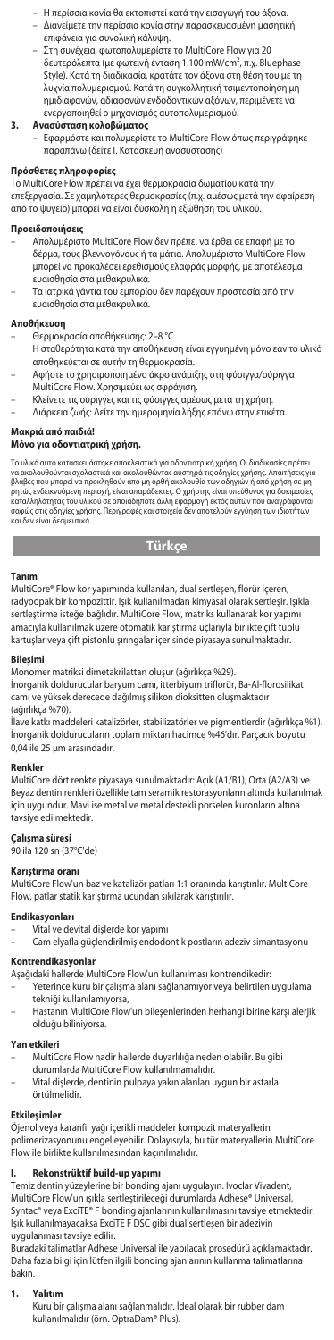- Η περίσσεια κονία θα εκτοπιστεί κατά την εισαγωγή του άξονα.
- Διανείμετε την περίσσεια κονία στην παρασκευασμένη μασητική επιφάνεια για συνολική κάλυψη.
- Στη συνέχεια, φωτοπολυμερίστε το MultiCore Flow για 20 δευτερόλεπτα (με φωτεινή ένταση 1.100 mW/cm², π.χ. Bluephase Style). Κατά τη διαδικασία, κρατάτε τον άξονα στη θέση του με τη λυχνία πολυμερισμού. Κατά τη συγκολλητική τσιμεντοποίηση μη ημιδιαφανών, αδιαφανών ενδοδοντικών αξόνων, περιμένετε να ενεργοποιηθεί ο μηχανισμός αυτοπολυμερισμού.

**3. Ανασύσταση κολοβώματος**

- Εφαρμόστε και πολυμερίστε το MultiCore Flow όπως περιγράφηκε παραπάνω (δείτε I. Κατασκευή ανασύστασης)

**Πρόσθετες πληροφορίες**

Το MultiCore Flow πρέπει να έχει θερμοκρασία δωματίου κατά την επεξεργασία. Σε χαμηλότερες θερμοκρασίες (π.χ. αμέσως μετά την αφαίρεση από το ψυγείο) μπορεί να είναι δύσκολη η εξώθηση του υλικού.

**Προειδοποιήσεις**

- Απολυμέριστο MultiCore Flow δεν πρέπει να έρθει σε επαφή με το δέρμα, τους βλεννογόνους ή τα μάτια. Απολυμέριστο MultiCore Flow μπορεί να προκαλέσει ερεθισμούς ελαφράς μορφής, με αποτέλεσμα ευαισθησία στα μεθακρυλικά.
- Τα ιατρικά γάντια του εμπορίου δεν παρέχουν προστασία από την ευαισθησία στα μεθακρυλικά.

**Αποθήκευση**

- Θερμοκρασία αποθήκευσης: 2–8 °C
  Η σταθερότητα κατά την αποθήκευση είναι εγγυημένη μόνο εάν το υλικό αποθηκεύεται σε αυτήν τη θερμοκρασία.
- Αφήστε το χρησιμοποιημένο άκρο ανάμιξης στη φύσιγγα/σύριγγα MultiCore Flow. Χρησιμεύει ως σφράγιση.
- Κλείνετε τις σύριγγες και τις φύσιγγες αμέσως μετά τη χρήση.
- Διάρκεια ζωής: Δείτε την ημερομηνία λήξης επάνω στην ετικέτα.

**Μακριά από παιδιά!**
**Μόνο για οδοντιατρική χρήση.**

Το υλικό αυτό κατασκευάστηκε αποκλειστικά για οδοντιατρική χρήση. Οι διαδικασίες πρέπει να ακολουθούνται σχολαστικά και ακολουθώντας αυστηρά τις οδηγίες χρήσης. Απαιτήσεις για βλάβες που μπορεί να προκληθούν από μη ορθή ακολουθία των οδηγιών ή από χρήση σε μη ρητώς ενδεικνυόμενη περιοχή, είναι απαράδεκτες. Ο χρήστης είναι υπεύθυνος για δοκιμασίες καταλληλότητας του υλικού σε οποιαδήποτε άλλη εφαρμογή εκτός αυτών που αναγράφονται σαφώς στις οδηγίες χρήσης. Περιγραφές και στοιχεία δεν αποτελούν εγγύηση των ιδιοτήτων και δεν είναι δεσμευτικά.

## Türkçe

**Tanım**

MultiCore® Flow kor yapımında kullanılan, dual sertleşen, florür içeren, radyoopak bir kompozittir. Işık kullanılmadan kimyasal olarak sertleşir. Işıkla sertleştirme isteğe bağlıdır. MultiCore Flow, matriks kullanarak kor yapımı amacıyla kullanılmak üzere otomatik karıştırma uçlarıyla birlikte çift tüplü kartuşlar veya çift pistonlu şırıngalar içerisinde piyasaya sunulmaktadır.

**Bileşimi**

Monomer matriksi dimetakrilattan oluşur (ağırlıkça %29).
İnorganik doldurucular baryum camı, itterbiyum triflorür, Ba-Al-florosilikat camı ve yüksek derecede dağılmış silikon dioksitten oluşmaktadır (ağırlıkça %70).
İlave katkı maddeleri katalizörler, stabilizatörler ve pigmentlerdir (ağırlıkça %1). İnorganik doldurucuların toplam miktarı hacimce %46'dır. Parçacık boyutu 0,04 ile 25 µm arasındadır.

**Renkler**

MultiCore dört renkte piyasaya sunulmaktadır: Açık (A1/B1), Orta (A2/A3) ve Beyaz dentin renkleri özellikle tam seramik restorasyonların altında kullanılmak için uygundur. Mavi ise metal ve metal destekli porselen kuronların altına tavsiye edilmektedir.

**Çalışma süresi**

90 ila 120 sn (37°C'de)

**Karıştırma oranı**

MultiCore Flow'un baz ve katalizör patları 1:1 oranında karıştırılır. MultiCore Flow, patlar statik karıştırma ucundan sıkılarak karıştırılır.

**Endikasyonları**

- Vital ve devital dişlerde kor yapımı
- Cam elyafla güçlendirilmiş endodontik postların adeziv simantasyonu

**Kontrendikasyonlar**

Aşağıdaki hallerde MultiCore Flow'un kullanılması kontrendikedir:
- Yeterince kuru bir çalışma alanı sağlanamıyor veya belirtilen uygulama tekniği kullanılamıyorsa,
- Hastanın MultiCore Flow'un bileşenlerinden herhangi birine karşı alerjik olduğu biliniyorsa.

**Yan etkileri**

- MultiCore Flow nadir hallerde duyarlılığa neden olabilir. Bu gibi durumlarda MultiCore Flow kullanılmamalıdır.
- Vital dişlerde, dentinin pulpaya yakın alanları uygun bir astarla örtülmelidir.

**Etkileşimler**

Öjenol veya karanfil yağı içerikli maddeler kompozit materyallerin polimerizasyonunu engelleyebilir. Dolayısıyla, bu tür materyallerin MultiCore Flow ile birlikte kullanılmasından kaçınılmalıdır.

**I. Rekonstrüktif build-up yapımı**

Temiz dentin yüzeylerine bir bonding ajanı uygulayın. Ivoclar Vivadent, MultiCore Flow'un ışıkla sertleştirileceği durumlarda Adhese® Universal, Syntac® veya ExciTE® F bonding ajanlarının kullanılmasını tavsiye etmektedir. Işık kullanılmayacaksa ExciTE F DSC gibi dual sertleşen bir adezivin uygulanması tavsiye edilir.
Buradaki talimatlar Adhese Universal ile yapılacak prosedürü açıklamaktadır. Daha fazla bilgi için lütfen ilgili bonding ajanlarının kullanma talimatlarına bakın.

**1. Yalıtım**

Kuru bir çalışma alanı sağlanmalıdır. İdeal olarak bir rubber dam kullanılmalıdır (örn. OptraDam® Plus).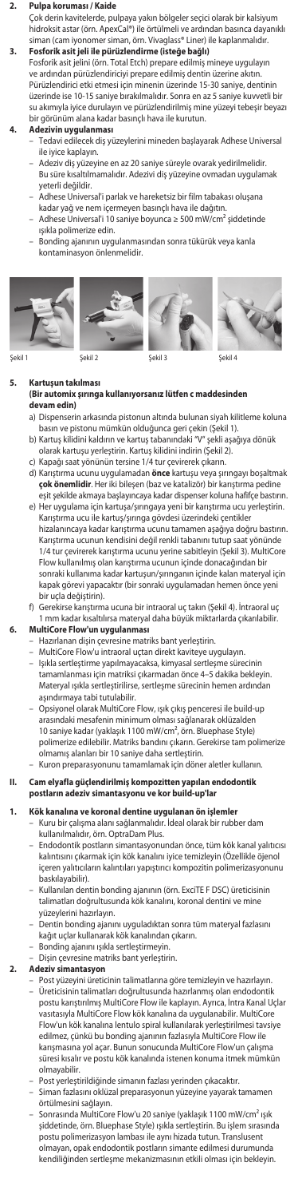**2. Pulpa koruması / Kaide**

Çok derin kavitelerde, pulpaya yakın bölgeler seçici olarak bir kalsiyum hidroksit astar (örn. ApexCal®) ile örtülmeli ve ardından basınca dayanıklı siman (cam iyonomer siman, örn. Vivaglass® Liner) ile kaplanmalıdır.

**3. Fosforik asit jeli ile pürüzlendirme (isteğe bağlı)**

Fosforik asit jelini (örn. Total Etch) prepare edilmiş mineye uygulayın ve ardından pürüzlendiriciyi prepare edilmiş dentin üzerine akıtın. Pürüzlendirici etki etmesi için minenin üzerinde 15-30 saniye, dentinin üzerinde ise 10-15 saniye bırakılmalıdır. Sonra en az 5 saniye kuvvetli bir su akımıyla iyice durulayın ve pürüzlendirilmiş mine yüzeyi tebeşir beyazı bir görünüm alana kadar basınçlı hava ile kurutun.

**4. Adezivin uygulanması**

- Tedavi edilecek diş yüzeylerini mineden başlayarak Adhese Universal ile iyice kaplayın.
- Adeziv diş yüzeyine en az 20 saniye süreyle ovarak yedirilmelidir. Bu süre kısaltılmamalıdır. Adezivi diş yüzeyine ovmadan uygulamak yeterli değildir.
- Adhese Universal'i parlak ve hareketsiz bir film tabakası oluşana kadar yağ ve nem içermeyen basınçlı hava ile dağıtın.
- Adhese Universal'i 10 saniye boyunca ≥ 500 mW/cm² şiddetinde ışıkla polimerize edin.
- Bonding ajanının uygulanmasından sonra tükürük veya kanla kontaminasyon önlenmelidir.

Şekil 1 Şekil 2 Şekil 3 Şekil 4

**5. Kartuşun takılması**
**(Bir automix şırınga kullanıyorsanız lütfen c maddesinden devam edin)**

a) Dispenserin arkasında pistonun altında bulunan siyah kilitleme koluna basın ve pistonu mümkün olduğunca geri çekin (Şekil 1).

b) Kartuş kilidini kaldırın ve kartuş tabanındaki "V" şekli aşağıya dönük olarak kartuşu yerleştirin. Kartuş kilidini indirin (Şekil 2).

c) Kapağı saat yönünün tersine 1/4 tur çevirerek çıkarın.

d) Karıştırma ucunu uygulamadan **önce** kartuşu veya şırıngayı boşaltmak **çok önemlidir**. Her iki bileşen (baz ve katalizör) bir karıştırma pedine eşit şekilde akmaya başlayıncaya kadar dispenser koluna hafifçe bastırın.

e) Her uygulama için kartuşa/şırıngaya yeni bir karıştırma ucu yerleştirin. Karıştırma ucu ile kartuş/şırınga gövdesi üzerindeki çentikler hizalanıncaya kadar karıştırma ucunu tamamen aşağıya doğru bastırın. Karıştırma ucunun kendisini değil renkli tabanını tutup saat yönünde 1/4 tur çevirerek karıştırma ucunu yerine sabitleyin (Şekil 3). MultiCore Flow kullanılmış olan karıştırma ucunun içinde donacağından bir sonraki kullanıma kadar kartuşun/şırınganın içinde kalan materyal için kapak görevi yapacaktır (bir sonraki uygulamadan hemen önce yeni bir uçla değiştirin).

f) Gerekirse karıştırma ucuna bir intraoral uç takın (Şekil 4). İntraoral uç 1 mm kadar kısaltılırsa materyal daha büyük miktarlarda çıkarılabilir.

**6. MultiCore Flow'un uygulanması**

- Hazırlanan dişin çevresine matriks bant yerleştirin.
- MultiCore Flow'u intraoral uçtan direkt kaviteye uygulayın.
- Işıkla sertleştirme yapılmayacaksa, kimyasal sertleşme sürecinin tamamlanması için matriksi çıkarmadan önce 4–5 dakika bekleyin. Materyal ışıkla sertleştirilirse, sertleşme sürecinin hemen ardından aşındırmaya tabi tutulabilir.
- Opsiyonel olarak MultiCore Flow, ışık çıkış penceresi ile build-up arasındaki mesafenin minimum olması sağlanarak oklüzalden 10 saniye kadar (yaklaşık 1100 mW/cm², örn. Bluephase Style) polimerize edilebilir. Matriks bandını çıkarın. Gerekirse tam polimerize olmamış alanları bir 10 saniye daha sertleştirin.
- Kuron preparasyonunu tamamlamak için döner aletler kullanın.

**II. Cam elyafla güçlendirilmiş kompozitten yapılan endodontik postların adeziv simantasyonu ve kor build-up'lar**

**1. Kök kanalına ve koronal dentine uygulanan ön işlemler**

- Kuru bir çalışma alanı sağlanmalıdır. İdeal olarak bir rubber dam kullanılmalıdır, örn. OptraDam Plus.
- Endodontik postların simantasyonundan önce, tüm kök kanal yalıtıcısı kalıntısını çıkarmak için kök kanalını iyice temizleyin (Özellikle öjenol içeren yalıtıcıların kalıntıları yapıştırıcı kompozitin polimerizasyonunu baskılayabilir).
- Kullanılan dentin bonding ajanının (örn. ExciTE F DSC) üreticisinin talimatları doğrultusunda kök kanalını, koronal dentini ve mine yüzeylerini hazırlayın.
- Dentin bonding ajanını uyguladıktan sonra tüm materyal fazlasını kağıt uçlar kullanarak kök kanalından çıkarın.
- Bonding ajanını ışıkla sertleştirmeyin.
- Dişin çevresine matriks bant yerleştirin.

**2. Adeziv simantasyon**

- Post yüzeyini üreticinin talimatlarına göre temizleyin ve hazırlayın.
- Üreticisinin talimatları doğrultusunda hazırlanmış olan endodontik postu karıştırılmış MultiCore Flow ile kaplayın. Ayrıca, İntra Kanal Uçlar vasıtasıyla MultiCore Flow kök kanalına da uygulanabilir. MultiCore Flow'un kök kanalına lentulo spiral kullanılarak yerleştirilmesi tavsiye edilmez, çünkü bu bonding ajanının fazlasıyla MultiCore Flow ile karışmasına yol açar. Bunun sonucunda MultiCore Flow'un çalışma süresi kısalır ve postu kök kanalında istenen konuma itmek mümkün olmayabilir.
- Post yerleştirildiğinde simanın fazlası yerinden çıkacaktır.
- Siman fazlasını oklüzal preparasyonun yüzeyine yayarak tamamen örtülmesini sağlayın.
- Sonrasında MultiCore Flow'u 20 saniye (yaklaşık 1100 mW/cm² ışık şiddetinde, örn. Bluephase Style) ışıkla sertleştirin. Bu işlem sırasında postu polimerizasyon lambası ile aynı hizada tutun. Translusent olmayan, opak endodontik postların simante edilmesi durumunda kendiliğinden sertleşme mekanizmasının etkili olması için bekleyin.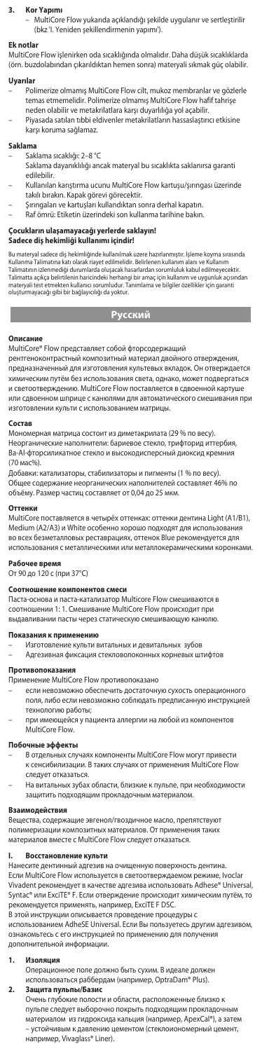### 3. Kor Yapımı

– MultiCore Flow yukarıda açıklandığı şekilde uygulanır ve sertleştirilir (bkz 'I. Yeniden şekillendirmenin yapımı').

### Ek notlar

MultiCore Flow işlenirken oda sıcaklığında olmalıdır. Daha düşük sıcaklıklarda (örn. buzdolabından çıkarıldıktan hemen sonra) materyali sıkmak güç olabilir.

### Uyarılar

– Polimerize olmamış MultiCore Flow cilt, mukoz membranlar ve gözlerle temas etmemelidir. Polimerize olmamış MultiCore Flow hafif tahrişe neden olabilir ve metakrilatlara karşı duyarlılığa yol açabilir.
– Piyasada satılan tıbbi eldivenler metakrilatların hassaslaştırıcı etkisine karşı koruma sağlamaz.

### Saklama

– Saklama sıcaklığı: 2–8 °C
  Saklama dayanıklılığı ancak materyal bu sıcaklıkta saklanırsa garanti edilebilir.
– Kullanılan karıştırma ucunu MultiCore Flow kartuşu/şırıngası üzerinde takılı bırakın. Kapak görevi görecektir.
– Şırıngaları ve kartuşları kullandıktan sonra derhal kapatın.
– Raf ömrü: Etiketin üzerindeki son kullanma tarihine bakın.

**Çocukların ulaşamayacağı yerlerde saklayın!**
**Sadece diş hekimliği kullanımı içindir!**

Bu materyal sadece diş hekimliğinde kullanılmak üzere hazırlanmıştır. İşleme koyma sırasında Kullanma Talimatına katı olarak riayet edilmelidir. Belirlenen kullanım alanı ve Kullanım Talimatının izlenmediği durumlarda oluşacak hasarlardan sorumluluk kabul edilmeyecektir. Talimatta açıkça belirtilenin haricindeki herhangi bir amaç için kullanım ve uygunluk açısından materyali test etmekten kullanıcı sorumludur. Tanımlama ve bilgiler bilgiler için garanti oluşturmayacağı gibi bir bağlayıcılığı da yoktur.

## Русский

### Описание

MultiCore® Flow представляет собой фторсодержащий рентгеноконтрастный композитный материал двойного отверждения, предназначенный для изготовления культевых вкладок. Он отверждается химическим путём без использования света, однако, может подвергаться и светоотверждению. MultiCore Flow поставляется в сдвоенной картуше или сдвоенном шприце с канюлями для автоматического смешивания при изготовлении культи с использованием матрицы.

### Состав

Мономерная матрица состоит из диметакрилата (29 % по весу). Неорганические наполнители: бариевое стекло, трифторид иттербия, Ba-Al-фторсиликатное стекло и высокодисперсный диоксид кремния (70 мас%).
Добавки: катализаторы, стабилизаторы и пигменты (1 % по весу). Общее содержание неорганических наполнителей составляет 46% по объёму. Размер частиц составляет от 0,04 до 25 мкм.

### Оттенки

MultiCore Flow поставляется в четырёх оттенках: оттенки дентина Light (A1/B1), Medium (A2/A3) и White особенно хорошо подходят для использования во всех безметалловых реставрациях, оттенок Blue рекомендуется для использования с металлическими или металлокерамическими коронками.

### Рабочее время

От 90 до 120 с (при 37°C)

### Соотношение компонентов смеси

Паста-основа и паста-катализатор Multicore Flow смешиваются в соотношении 1: 1. Смешивание MultiCore Flow происходит при выдавливании пасты через статическую смешивающую канюлю.

### Показания к применению

– Изготовление культи витальных и девитальных зубов
– Адгезивная фиксация стекловолоконных корневых штифтов

### Противопоказания

Применение MultiCore Flow противопоказано
– если невозможно обеспечить достаточную сухость операционного поля, либо если невозможно соблюдать предписанную инструкцией технологию работы;
– при имеющейся у пациента аллергии на любой из компонентов MultiCore Flow.

### Побочные эффекты

– В отдельных случаях компоненты MultiCore Flow могут привести к сенсибилизации. В таких случаях от применения MultiCore Flow следует отказаться.
– На витальных зубах области, близкие к пульпе, при необходимости защитить подходящим прокладочным материалом.

### Взаимодействия

Вещества, содержащие эвгенол/гвоздичное масло, препятствуют полимеризации композитных материалов. От применения таких материалов вместе с MultiCore Flow следует отказаться.

### I. Восстановление культи

Нанесите дентинный адгезив на очищенную поверхность дентина. Если MultiCore Flow используется в светоотверждаемом режиме, Ivoclar Vivadent рекомендует в качестве адгезива использовать Adhese® Universal, Syntac® или ExciTE® F. Если отверждение происходит химическим путём, то рекомендуется применять, например, ExciTE F DSC.
В этой инструкции описывается проведение процедуры с использованием AdheSE Universal. Если Вы пользуетесь другим адгезивом, ознакомьтесь с его инструкцией по применению для получения дополнительной информации.

#### 1. Изоляция

Операционное поле должно быть сухим. В идеале должен использоваться раббердам (например, OptraDam® Plus).

#### 2. Защита пульпы/Базис

Очень глубокие полости и области, расположенные близко к пульпе следует выборочно покрыть подходящим прокладочным материалом из гидроксида кальция (например, ApexCal®), а затем – устойчивым к давлению цементом (стеклоиономерный цемент, например, Vivaglass® Liner).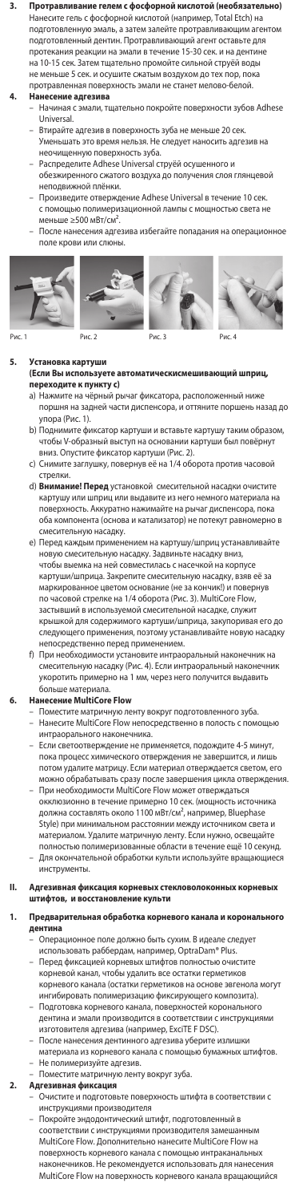**3. Протравливание гелем с фосфорной кислотой (необязательно)**

Нанесите гель с фосфорной кислотой (например, Total Etch) на подготовленную эмаль, а затем залейте протравливающим агентом подготовленный дентин. Протравливающий агент оставьте для протекания реакции на эмали в течение 15-30 сек. и на дентине на 10-15 сек. Затем тщательно промойте сильной струёй воды не меньше 5 сек. и осушите сжатым воздухом до тех пор, пока протравленная поверхность эмали не станет мелово-белой.

**4. Нанесение адгезива**

- Начиная с эмали, тщательно покройте поверхности зубов Adhese Universal.
- Втирайте адгезив в поверхность зуба не меньше 20 сек. Уменьшать это время нельзя. Не следует наносить адгезив на неочищенную поверхность зуба.
- Распределите Adhese Universal струёй осушенного и обезжиренного сжатого воздуха до получения слоя глянцевой неподвижной плёнки.
- Произведите отверждение Adhese Universal в течение 10 сек. с помощью полимеризационной лампы с мощностью света не меньше ≥500 мВт/см².
- После нанесения адгезива избегайте попадания на операционное поле крови или слюны.

Рис. 1 Рис. 2 Рис. 3 Рис. 4

**5. Установка картуши**
**(Если Вы используете автоматическисмешивающий шприц, переходите к пункту с)**

a) Нажмите на чёрный рычаг фиксатора, расположенный ниже поршня на задней части диспенсора, и оттяните поршень назад до упора (Рис. 1).

b) Поднимите фиксатор картуши и вставьте картушу таким образом, чтобы V-образный выступ на основании картуши был повёрнут вниз. Опустите фиксатор картуши (Рис. 2).

c) Снимите заглушку, повернув её на 1/4 оборота против часовой стрелки.

d) **Внимание! Перед** установкой смесительной насадки очистите картушу или шприц или выдавите из него немного материала на поверхность. Аккуратно нажимайте на рычаг диспенсора, пока оба компонента (основа и катализатор) не потекут равномерно в смесительную насадку.

e) Перед каждым применением на картушу/шприц устанавливайте новую смесительную насадку. Задвиньте насадку вниз, чтобы выемка на ней совместилась с насечкой на корпусе картуши/шприца. Закрепите смесительную насадку, взяв её за маркированное цветом основание (не за кончик!) и повернув по часовой стрелке на 1/4 оборота (Рис. 3). MultiCore Flow, застывший в используемой смесительной насадке, служит крышкой для содержимого картуши/шприца, закупоривая его до следующего применения, поэтому устанавливайте новую насадку непосредственно перед применением.

f) При необходимости установите интраоральный наконечник на смесительную насадку (Рис. 4). Если интраоральный наконечник укоротить примерно на 1 мм, через него получится выдавить больше материала.

**6. Нанесение MultiCore Flow**

- Поместите матричную ленту вокруг подготовленного зуба.
- Нанесите MultiCore Flow непосредственно в полость с помощью интраорального наконечника.
- Если светоотверждение не применяется, подождите 4-5 минут, пока процесс химического отверждения не завершится, и лишь потом удалите матрицу. Если материал отверждается светом, его можно обрабатывать сразу после завершения цикла отверждения.
- При необходимости MultiCore Flow может отверждаться окклюзионно в течение примерно 10 сек. (мощность источника должна составлять около 1100 мВт/см², например, Bluephase Style) при минимальном расстоянии между источником света и материалом. Удалите матричную ленту. Если нужно, освещайте полностью полимеризованные области в течение ещё 10 секунд.
- Для окончательной обработки культи используйте вращающиеся инструменты.

**II. Адгезивная фиксация корневых стекловолоконных корневых штифтов, и восстановление культи**

**1. Предварительная обработка корневого канала и коронального дентина**

- Операционное поле должно быть сухим. В идеале следует использовать раббердам, например, OptraDam® Plus.
- Перед фиксацией корневых штифтов полностью очистите корневой канал, чтобы удалить все остатки герметиков корневого канала (остатки герметиков на основе эвгенола могут ингибировать полимеризацию фиксирующего композита).
- Подготовка корневого канала, поверхностей коронального дентина и эмали производится в соответствии с инструкциями изготовителя адгезива (например, ExciTE F DSC).
- После нанесения дентинного адгезива уберите излишки материала из корневого канала с помощью бумажных штифтов.
- Не полимеризуйте адгезив.
- Поместите матричную ленту вокруг зуба.

**2. Адгезивная фиксация**

- Очистите и подготовьте поверхность штифта в соответствии с инструкциями производителя
- Покройте эндодонтический штифт, подготовленный в соответствии с инструкциями производителя замешанным MultiCore Flow. Дополнительно нанесите MultiCore Flow на поверхность корневого канала с помощью интраканальных наконечников. Не рекомендуется использовать для нанесения MultiCore Flow на поверхность корневого канала вращающийся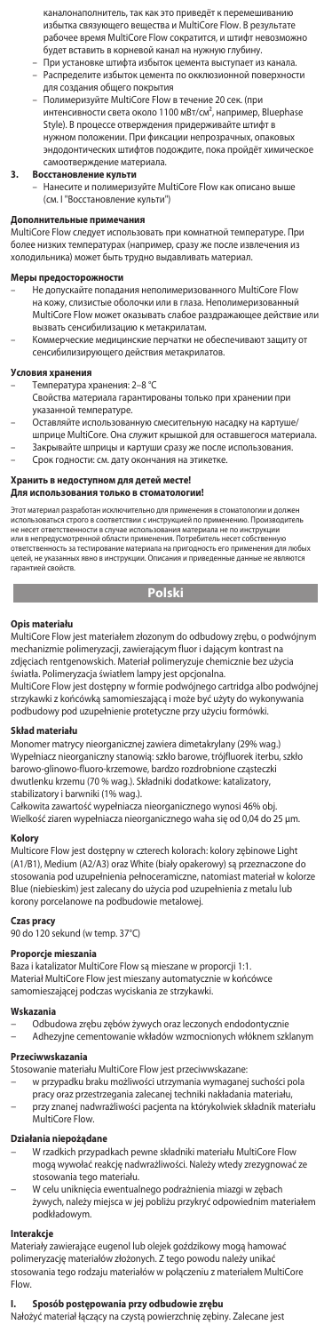каналонаполнитель, так как это приведёт к перемешиванию избытка связующего вещества и MultiCore Flow. В результате рабочее время MultiCore Flow сократится, и штифт невозможно будет вставить в корневой канал на нужную глубину.

– При установке штифта избыток цемента выступает из канала.
– Распределите избыток цемента по окклюзионной поверхности для создания общего покрытия
– Полимеризуйте MultiCore Flow в течение 20 сек. (при интенсивности света около 1100 мВт/см², например, Bluephase Style). В процессе отверждения придерживайте штифт в нужном положении. При фиксации непрозрачных, опаковых эндодонтических штифтов подождите, пока пройдёт химическое самоотверждение материала.

**3. Восстановление культи**

– Нанесите и полимеризуйте MultiCore Flow как описано выше (см. I "Восстановление культи")

**Дополнительные примечания**

MultiCore Flow следует использовать при комнатной температуре. При более низких температурах (например, сразу же после извлечения из холодильника) может быть трудно выдавливать материал.

**Меры предосторожности**

– Не допускайте попадания неполимеризованного MultiCore Flow на кожу, слизистые оболочки и в глаза. Неполимеризованный MultiCore Flow может оказывать слабое раздражающее действие или вызвать сенсибилизацию к метакрилатам.
– Коммерческие медицинские перчатки не обеспечивают защиту от сенсибилизирующего действия метакрилатов.

**Условия хранения**

– Температура хранения: 2–8 °C
  Свойства материала гарантированы только при хранении при указанной температуре.
– Оставляйте использованную смесительную насадку на картуше/шприце MultiCore. Она служит крышкой для оставшегося материала.
– Закрывайте шприцы и картуши сразу же после использования.
– Срок годности: см. дату окончания на этикетке.

**Хранить в недоступном для детей месте!**
**Для использования только в стоматологии!**

Этот материал разработан исключительно для применения в стоматологии и должен использоваться строго в соответствии с инструкцией по применению. Производитель не несет ответственности в случае использования материала не по инструкции или в непредусмотренной области применения. Потребитель несет собственную ответственность за тестирование материала на пригодность его применения для любых целей, не указанных явно в инструкции. Описания и приведенные данные не являются гарантией свойств.

## Polski

**Opis materiału**

MultiCore Flow jest materiałem złożonym do odbudowy zrębu, o podwójnym mechanizmie polimeryzacji, zawierającym fluor i dającym kontrast na zdjęciach rentgenowskich. Materiał polimeryzuje chemicznie bez użycia światła. Polimeryzacja światłem lampy jest opcjonalna.
MultiCore Flow jest dostępny w formie podwójnego cartridga albo podwójnej strzykawki z końcówką samomieszającą i może być użyty do wykonywania podbudowy pod uzupełnienie protetyczne przy użyciu formówki.

**Skład materiału**

Monomer matrycy nieorganicznej zawiera dimetakrylany (29% wag.) Wypełniacz nieorganiczny stanowią: szkło barowe, trójfluorek iterbu, szkło barowo-glinowo-fluoro-krzemowe, bardzo rozdrobnione cząsteczki dwutlenku krzemu (70 % wag.). Składniki dodatkowe: katalizatory, stabilizatory i barwniki (1% wag.).
Całkowita zawartość wypełniacza nieorganicznego wynosi 46% obj. Wielkość ziaren wypełniacza nieorganicznego waha się od 0,04 do 25 µm.

**Kolory**

Multicore Flow jest dostępny w czterech kolorach: kolory zębinowe Light (A1/B1), Medium (A2/A3) oraz White (biały opakerowy) są przeznaczone do stosowania pod uzupełnienia pełnoceramiczne, natomiast materiał w kolorze Blue (niebieskim) jest zalecany do użycia pod uzupełnienia z metalu lub korony porcelanowe na podbudowie metalowej.

**Czas pracy**

90 do 120 sekund (w temp. 37°C)

**Proporcje mieszania**

Baza i katalizator MultiCore Flow są mieszane w proporcji 1:1. Materiał MultiCore Flow jest mieszany automatycznie w końcówce samomieszającej podczas wyciskania ze strzykawki.

**Wskazania**

– Odbudowa zrębu zębów żywych oraz leczonych endodontycznie
– Adhezyjne cementowanie wkładów wzmocnionych włóknem szklanym

**Przeciwwskazania**

Stosowanie materiału MultiCore Flow jest przeciwwskazane:

– w przypadku braku możliwości utrzymania wymaganej suchości pola pracy oraz przestrzegania zalecanej techniki nakładania materiału,
– przy znanej nadwrażliwości pacjenta na którykolwiek składnik materiału MultiCore Flow.

**Działania niepożądane**

– W rzadkich przypadkach pewne składniki materiału MultiCore Flow mogą wywołać reakcję nadwrażliwości. Należy wtedy zrezygnować ze stosowania tego materiału.
– W celu uniknięcia ewentualnego podrażnienia miazgi w zębach żywych, należy miejsca w jej pobliżu przykryć odpowiednim materiałem podkładowym.

**Interakcje**

Materiały zawierające eugenol lub olejek goździkowy mogą hamować polimeryzację materiałów złożonych. Z tego powodu należy unikać stosowania tego rodzaju materiałów w połączeniu z materiałem MultiCore Flow.

**I. Sposób postępowania przy odbudowie zrębu**

Nałożyć materiał łączący na czystą powierzchnię zębiny. Zalecane jest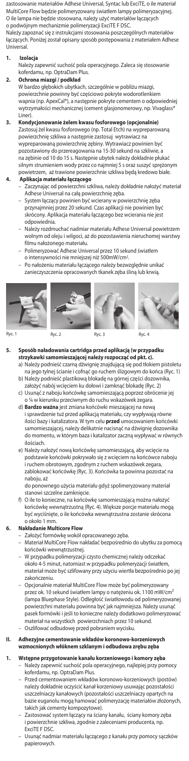zastosowanie materiałów Adhese Universal, Syntac lub ExciTE, o ile materiał MultiCore Flow będzie polimeryzowany światłem lampy polimeryzacyjnej. O ile lampa nie będzie stosowana, należy użyć materiałów łączących o podwójnym mechanizmie polimeryzacji ExciTE F DSC.

Należy zapoznać się z instrukcjami stosowania poszczególnych materiałów łączących. Poniżej został opisany sposób postępowania z materiałem Adhese Universal.

1. **Izolacja**

   Należy zapewnić suchość pola operacyjnego. Zaleca się stosowanie koferdamu, np. OptraDam Plus.

2. **Ochrona miazgi / podkład**

   W bardzo głębokich ubytkach, szczególnie w pobliżu miazgi, powierzchnie powinny być częściowo pokryte wodorotlenkiem wapnia (np. ApexCal®), a następnie pokryte cementem o odpowiedniej wytrzymałości mechanicznej (cement glasjonomerowy, np. Vivaglass® Liner).

3. **Kondycjonowanie żelem kwasu fosforowego (opcjonalnie)**

   Zastosuj żel kwasu fosforowego (np. Total Etch) na wypreparowaną powierzchnię szkliwa a następnie zastosuj wytrawiacz na wypreparowaną powierzchnię zębiny. Wytrawiacz powinien być pozostawiony do przereagowania na 15-30 sekund na szkliwie, a na zębinie od 10 do 15 s. Następnie ubytek należy dokładnie płukać silnym strumieniem wody przez co najmniej 5 s oraz suszyć sprężonym powietrzem, aż trawione powierzchnie szkliwa będą kredowo białe.

4. **Aplikacja materiału łączącego**

   - Zaczynając od powierzchni szkliwa, należy dokładnie nałożyć materiał Adhese Universal na całą powierzchnię zęba.
   - System łączący powinien być wcierany w powierzchnię zęba przynajmniej przez 20 sekund. Czas aplikacji nie powinien być skrócony. Aplikacja materiału łączącego bez wcierania nie jest odpowiednia.
   - Należy rozdmuchać nadmiar materiału Adhese Universal powietrzem wolnym od oleju i wilgoci, aż do pozostawienia nieruchomej warstwy filmu nałożonego materiału.
   - Polimeryzować Adhese Universal przez 10 sekund światłem o intensywności nie mniejszej niż 500mW/cm².
   - Po nałożeniu materiału łączącego należy bezwzględnie unikać zanieczyszczenia opracowanych tkanek zęba śliną lub krwią.

Ryc. 1 Ryc. 2 Ryc. 3 Ryc. 4

5. **Sposób naładowania cartridga przed aplikacją (w przypadku strzykawki samomieszającej należy rozpocząć od pkt. c).**
   a) Należy podnieść czarną dźwignię znajdującą się pod tłokiem pistoletu na jego tylnej ściance i cofnąć go ruchem ślizgowym do końca (Ryc. 1)
   b) Należy podnieść plastikową blokadę na górnej części dozownika, założyć nabój wcięciem ku dołowi i zamknąć blokadę (Ryc. 2)
   c) Usunąć z naboju końcówkę samomieszającą poprzez obrócenie jej o ¼ w kierunku przeciwnym do ruchu wskazówek zegara.
   d) **Bardzo ważna** jest zmiana końcówki mieszającej na nową i sprawdzenie tuż przed aplikacją materiału, czy wypływają równe ilości bazy i katalizatora. W tym celu **przed** umocowaniem końcówki samomieszającej, należy delikatnie nacisnąć na dźwignię dozownika do momentu, w którym baza i katalizator zaczną wypływać w równych ilościach.
   e) Należy nałożyć nową końcówkę samomieszającą, aby wcięcie na podstawie końcówki pokrywało się z wcięciem na końcówce naboju i ruchem obrotowym, zgodnym z ruchem wskazówek zegara, zablokować końcówkę (Ryc. 3). Końcówka ta powinna pozostać na naboju, aż do ponownego użycia materiału gdyż spolimeryzowany materiał stanowi szczelne zamknięcie.
   f) O ile to konieczne, na końcówkę samomieszającą można nałożyć końcówkę wewnątrzustną (Ryc. 4). Większe porcje materiału mogą być wyciśnięte, o ile końcówka wewnątrzustna zostanie skrócona o około 1 mm.

6. **Nakładanie Multicore Flow**
   - Założyć formówkę wokół opracowanego zęba.
   - Materiał MultiCore Flow nakładać bezpośrednio do ubytku za pomocą końcówki wewnątrzustnej.
   - W przypadku polimeryzacji czysto chemicznej należy odczekać około 4-5 minut, natomiast w przypadku polimeryzacji światłem, materiał może być szlifowany przy użyciu wiertła bezpośrednio po jej zakończeniu.
   - Opcjonalnie materiał MultiCore Flow może być polimeryzowany przez ok. 10 sekund światłem lampy o natężeniu ok. 1100 mW/cm² (lampa Bluephase Style). Odległość światłowodu od polimeryzowanej powierzchni materiału powinna być jak najmniejsza. Należy usunąć pasek formówki i jeśli to konieczne należy dodatkowo polimeryzować materiał na wszystkich powierzchniach przez 10 sekund.
   - Oszlifować odbudowę przed pobraniem wycisku.

## II. Adhezyjne cementowanie wkładów koronowo-korzeniowych wzmocnionych włóknem szklanym i odbudowa zrębu zęba

1. **Wstępne przygotowanie kanału korzeniowego i komory zęba**
   - Należy zapewnić suchość pola operacyjnego, najlepiej przy pomocy koferdamu, np. OptraDam Plus.
   - Przed cementowaniem wkładów koronowo-korzeniowych (postów) należy dokładnie oczyścić kanał korzeniowy usuwając pozostałości uszczelniaczy kanałowych (pozostałości uszczelniaczy opartych na bazie eugenolu mogą hamować polimeryzację materiałów złożonych, takich jak cementy kompozytowe).
   - Zastosować system łączący na ściany kanału, ściany komory zęba i powierzchnię szkliwa, zgodnie z zaleceniami producenta, np. ExciTE F DSC.
   - Usunąć nadmiar materiału łączącego z kanału przy pomocy sączków papierowych.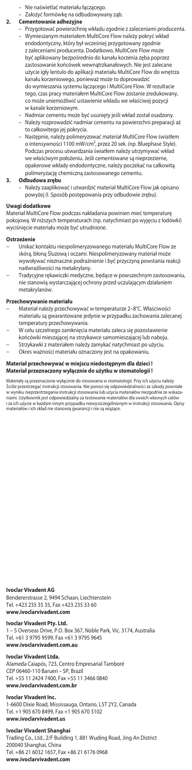– Nie naświetlać materiału łączącego.
– Założyć formówkę na odbudowywany ząb.

**2. Cementowanie adhezyjne**

– Przygotować powierzchnię wkładu zgodnie z zaleceniami producenta.
– Wymieszanym materiałem MultiCore Flow należy pokryć wkład endodontyczny, który był wcześniej przygotowany zgodnie z zaleceniami producenta. Dodatkowo, MultiCore Flow może być aplikowany bezpośrednio do kanału korzenia zęba poprzez zastosowanie końcówek wewnątrzkanałowych. Nie jest zalecane użycie igły lentulo do aplikacji materiału MultiCore Flow do wnętrza kanału korzeniowego, ponieważ może to doprowadzić do wymieszania systemu łączącego i MultiCore Flow. W rezultacie tego, czas pracy materiałem MultiCore Flow zostanie zredukowany, co może uniemożliwić ustawienie wkładu we właściwej pozycji w kanale korzeniowym.
– Nadmiar cementu może być usunięty jeśli wkład został osadzony.
– Należy rozprowadzić nadmiar cementu na powierzchni preparacji aż to całkowitego jej pokrycia.
– Następnie, należy polimeryzować materiał MultiCore Flow światłem o intensywności 1100 mW/cm², przez 20 sek. (np. Bluephase Style). Podczas procesu utwardzania światłem należy utrzymywać wkład we właściwym położeniu. Jeśli cementowane są nieprzezierne, opakerowe wkłady endodontyczne, należy poczekać na całkowitą polimeryzację chemiczną zastosowanego cementu.

**3. Odbudowa zrębu**

– Należy zaaplikować i utwardzić materiał MultiCore Flow jak opisano powyżej (I. Sposób postępowania przy odbudowie zrębu).

**Uwagi dodatkowe**

Materiał MultiCore Flow podczas nakładania powinien mieć temperaturę pokojową. W niższych temperaturach (np. natychmiast po wyjęciu z lodówki) wyciśnięcie materiału może być utrudnione.

**Ostrzeżenie**

– Unikać kontaktu niespolimeryzowanego materiału MultiCore Flow ze skórą, błoną śluzową i oczami. Niespolimeryzowany materiał może wywoływać nieznaczne podrażnienie i być przyczyną powstania reakcji nadwrażliwości na metakrylany.
– Tradycyjne rękawiczki medyczne, będące w powszechnym zastosowaniu, nie stanowią wystarczającej ochrony przed uczulającym działaniem metakrylanów.

**Przechowywanie materiału**

– Materiał należy przechowywać w temperaturze 2–8°C. Właściwości materiału są gwarantowane jedynie w przypadku zachowania zalecanej temperatury przechowywania.
– W celu szczelnego zamknięcia materiału zaleca się pozostawienie końcówki mieszającej na strzykawce samomieszającej lub naboju.
– Strzykawki z materiałem należy zamykać natychmiast po użyciu.
– Okres ważności materiału oznaczony jest na opakowaniu.

**Materiał przechowywać w miejscu niedostępnym dla dzieci!**
**Materiał przeznaczony wyłącznie do użytku w stomatologii!**

Materiały są przeznaczone wyłącznie do stosowania w stomatologii. Przy ich użyciu należy ściśle przestrzegać instrukcji stosowania. Nie ponosi się odpowiedzialności za szkody powstałe w wyniku nieprzestrzegania instrukcji stosowania lub użycia materiałów niezgodnie ze wskazaniami. Użytkownik jest odpowiedzialny za testowanie materiałów dla swoich własnych celów i za ich użycie w każdym innym przypadku niewyszczególnionym w instrukcji stosowania. Opisy materiałów i ich skład nie stanowią gwarancji i nie są wiążące.

**Ivoclar Vivadent AG**
Bendererstrasse 2, 9494 Schaan, Liechtenstein
Tel. +423 235 35 35, Fax +423 235 33 60
**www.ivoclarvivadent.com**

**Ivoclar Vivadent Pty. Ltd.**
1 – 5 Overseas Drive, P.O. Box 367, Noble Park, Vic. 3174, Australia
Tel. +61 3 9795 9599, Fax +61 3 9795 9645
**www.ivoclarvivadent.com.au**

**Ivoclar Vivadent Ltda.**
Alameda Caiapós, 723, Centro Empresarial Tamboré
CEP 06460-110 Barueri – SP, Brazil
Tel. +55 11 2424 7400, Fax +55 11 3466 0840
**www.ivoclarvivadent.com.br**

**Ivoclar Vivadent Inc.**
1-6600 Dixie Road, Mississauga, Ontario, L5T 2Y2, Canada
Tel. +1 905 670 8499, Fax +1 905 670 3102
**www.ivoclarvivadent.us**

**Ivoclar Vivadent Shanghai**
Trading Co., Ltd., 2/F Building 1, 881 Wuding Road, Jing An District
200040 Shanghai, China
Tel. +86 21 6032 1657, Fax +86 21 6176 0968
**www.ivoclarvivadent.com**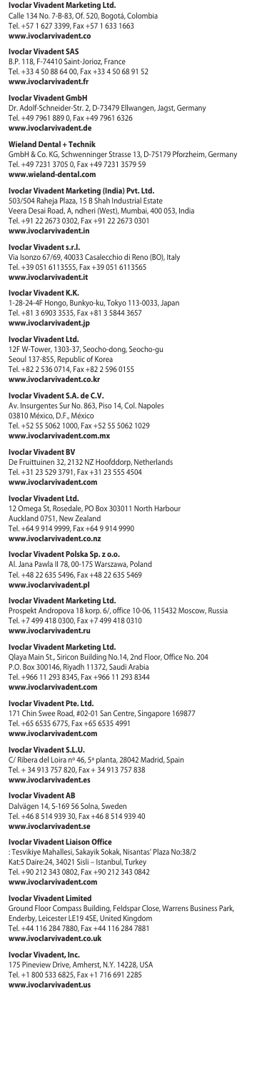**Ivoclar Vivadent Marketing Ltd.**
Calle 134 No. 7-B-83, Of. 520, Bogotá, Colombia
Tel. +57 1 627 3399, Fax +57 1 633 1663
**www.ivoclarvivadent.co**

**Ivoclar Vivadent SAS**
B.P. 118, F-74410 Saint-Jorioz, France
Tel. +33 4 50 88 64 00, Fax +33 4 50 68 91 52
**www.ivoclarvivadent.fr**

**Ivoclar Vivadent GmbH**
Dr. Adolf-Schneider-Str. 2, D-73479 Ellwangen, Jagst, Germany
Tel. +49 7961 889 0, Fax +49 7961 6326
**www.ivoclarvivadent.de**

**Wieland Dental + Technik**
GmbH & Co. KG, Schwenninger Strasse 13, D-75179 Pforzheim, Germany
Tel. +49 7231 3705 0, Fax +49 7231 3579 59
**www.wieland-dental.com**

**Ivoclar Vivadent Marketing (India) Pvt. Ltd.**
503/504 Raheja Plaza, 15 B Shah Industrial Estate
Veera Desai Road, A, ndheri (West), Mumbai, 400 053, India
Tel. +91 22 2673 0302, Fax +91 22 2673 0301
**www.ivoclarvivadent.in**

**Ivoclar Vivadent s.r.l.**
Via Isonzo 67/69, 40033 Casalecchio di Reno (BO), Italy
Tel. +39 051 6113555, Fax +39 051 6113565
**www.ivoclarvivadent.it**

**Ivoclar Vivadent K.K.**
1-28-24-4F Hongo, Bunkyo-ku, Tokyo 113-0033, Japan
Tel. +81 3 6903 3535, Fax +81 3 5844 3657
**www.ivoclarvivadent.jp**

**Ivoclar Vivadent Ltd.**
12F W-Tower, 1303-37, Seocho-dong, Seocho-gu
Seoul 137-855, Republic of Korea
Tel. +82 2 536 0714, Fax +82 2 596 0155
**www.ivoclarvivadent.co.kr**

**Ivoclar Vivadent S.A. de C.V.**
Av. Insurgentes Sur No. 863, Piso 14, Col. Napoles
03810 México, D.F., México
Tel. +52 55 5062 1000, Fax +52 55 5062 1029
**www.ivoclarvivadent.com.mx**

**Ivoclar Vivadent BV**
De Fruittuinen 32, 2132 NZ Hoofddorp, Netherlands
Tel. +31 23 529 3791, Fax +31 23 555 4504
**www.ivoclarvivadent.com**

**Ivoclar Vivadent Ltd.**
12 Omega St, Rosedale, PO Box 303011 North Harbour
Auckland 0751, New Zealand
Tel. +64 9 914 9999, Fax +64 9 914 9990
**www.ivoclarvivadent.co.nz**

**Ivoclar Vivadent Polska Sp. z o.o.**
Al. Jana Pawla II 78, 00-175 Warszawa, Poland
Tel. +48 22 635 5496, Fax +48 22 635 5469
**www.ivoclarvivadent.pl**

**Ivoclar Vivadent Marketing Ltd.**
Prospekt Andropova 18 korp. 6/, office 10-06, 115432 Moscow, Russia
Tel. +7 499 418 0300, Fax +7 499 418 0310
**www.ivoclarvivadent.ru**

**Ivoclar Vivadent Marketing Ltd.**
Qlaya Main St., Siricon Building No.14, 2nd Floor, Office No. 204
P.O. Box 300146, Riyadh 11372, Saudi Arabia
Tel. +966 11 293 8345, Fax +966 11 293 8344
**www.ivoclarvivadent.com**

**Ivoclar Vivadent Pte. Ltd.**
171 Chin Swee Road, #02-01 San Centre, Singapore 169877
Tel. +65 6535 6775, Fax +65 6535 4991
**www.ivoclarvivadent.com**

**Ivoclar Vivadent S.L.U.**
C/ Ribera del Loira nº 46, 5ª planta, 28042 Madrid, Spain
Tel. + 34 913 757 820, Fax + 34 913 757 838
**www.ivoclarvivadent.es**

**Ivoclar Vivadent AB**
Dalvägen 14, S-169 56 Solna, Sweden
Tel. +46 8 514 939 30, Fax +46 8 514 939 40
**www.ivoclarvivadent.se**

**Ivoclar Vivadent Liaison Office**
: Tesvikiye Mahallesi, Sakayik Sokak, Nisantas' Plaza No:38/2
Kat:5 Daire:24, 34021 Sisli – Istanbul, Turkey
Tel. +90 212 343 0802, Fax +90 212 343 0842
**www.ivoclarvivadent.com**

**Ivoclar Vivadent Limited**
Ground Floor Compass Building, Feldspar Close, Warrens Business Park,
Enderby, Leicester LE19 4SE, United Kingdom
Tel. +44 116 284 7880, Fax +44 116 284 7881
**www.ivoclarvivadent.co.uk**

**Ivoclar Vivadent, Inc.**
175 Pineview Drive, Amherst, N.Y. 14228, USA
Tel. +1 800 533 6825, Fax +1 716 691 2285
**www.ivoclarvivadent.us**